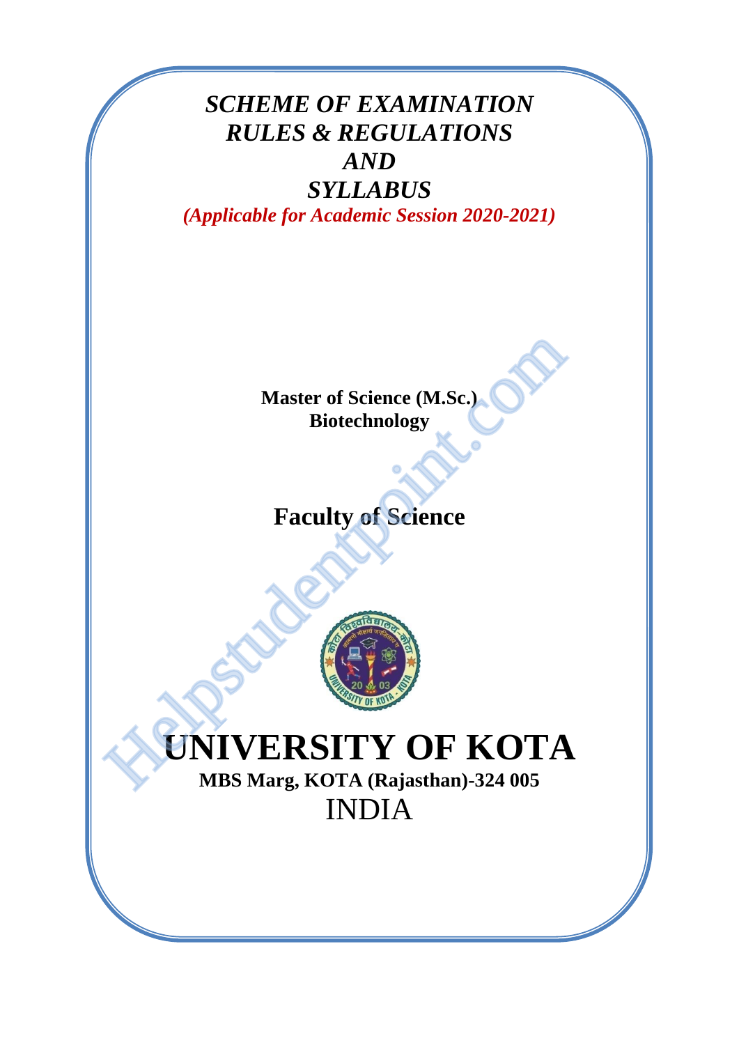# *SCHEME OF EXAMINATION*
# *RULES & REGULATIONS*
# *AND*
# *SYLLABUS*

***(Applicable for Academic Session 2020-2021)***

**Master of Science (M.Sc.)**
**Biotechnology**

## Faculty of Science

# UNIVERSITY OF KOTA

**MBS Marg, KOTA (Rajasthan)-324 005**

INDIA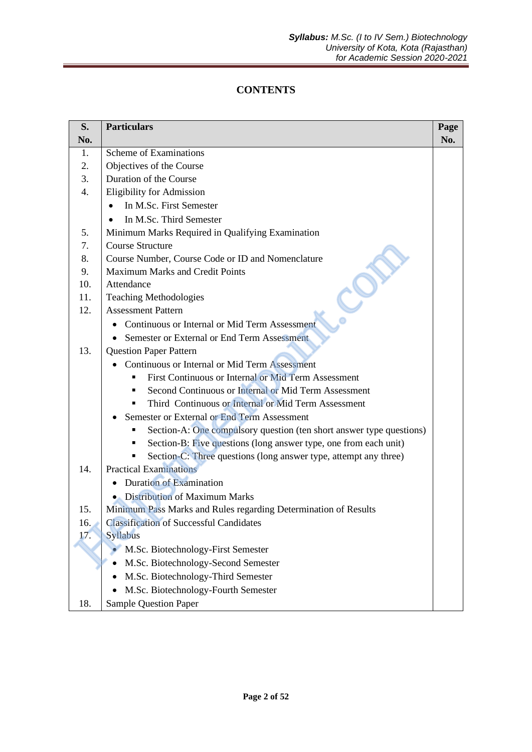# CONTENTS

| S. No. | Particulars | Page No. |
|---|---|---|
| 1. | Scheme of Examinations | |
| 2. | Objectives of the Course | |
| 3. | Duration of the Course | |
| 4. | Eligibility for Admission | |
| | • In M.Sc. First Semester | |
| | • In M.Sc. Third Semester | |
| 5. | Minimum Marks Required in Qualifying Examination | |
| 7. | Course Structure | |
| 8. | Course Number, Course Code or ID and Nomenclature | |
| 9. | Maximum Marks and Credit Points | |
| 10. | Attendance | |
| 11. | Teaching Methodologies | |
| 12. | Assessment Pattern | |
| | • Continuous or Internal or Mid Term Assessment | |
| | • Semester or External or End Term Assessment | |
| 13. | Question Paper Pattern | |
| | • Continuous or Internal or Mid Term Assessment | |
| | ▪ First Continuous or Internal or Mid Term Assessment | |
| | ▪ Second Continuous or Internal or Mid Term Assessment | |
| | ▪ Third Continuous or Internal or Mid Term Assessment | |
| | • Semester or External or End Term Assessment | |
| | ▪ Section-A: One compulsory question (ten short answer type questions) | |
| | ▪ Section-B: Five questions (long answer type, one from each unit) | |
| | ▪ Section-C: Three questions (long answer type, attempt any three) | |
| 14. | Practical Examinations | |
| | • Duration of Examination | |
| | • Distribution of Maximum Marks | |
| 15. | Minimum Pass Marks and Rules regarding Determination of Results | |
| 16. | Classification of Successful Candidates | |
| 17. | Syllabus | |
| | • M.Sc. Biotechnology-First Semester | |
| | • M.Sc. Biotechnology-Second Semester | |
| | • M.Sc. Biotechnology-Third Semester | |
| | • M.Sc. Biotechnology-Fourth Semester | |
| 18. | Sample Question Paper | |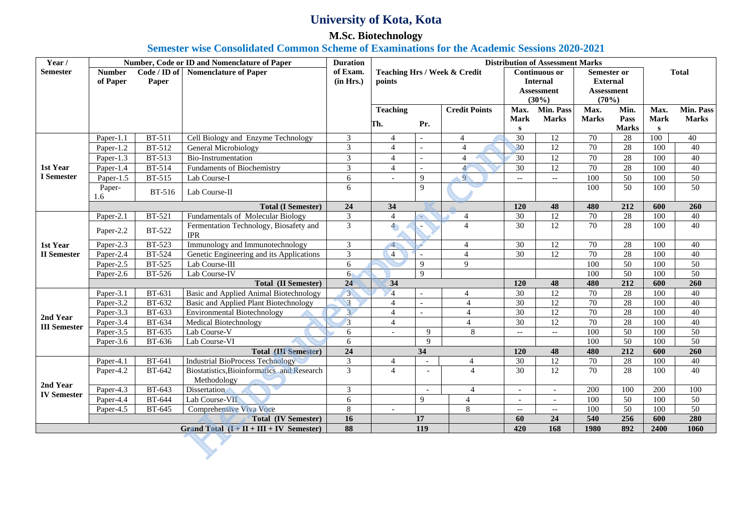# University of Kota, Kota

## M.Sc. Biotechnology

### Semester wise Consolidated Common Scheme of Examinations for the Academic Sessions 2020-2021

| Year / Semester | Number, Code or ID and Nomenclature of Paper | | | Duration of Exam. (in Hrs.) | Distribution of Assessment Marks | | | | | | | | |
|---|---|---|---|---|---|---|---|---|---|---|---|---|---|
| | Number of Paper | Code / ID of Paper | Nomenclature of Paper | | Teaching Hrs / Week & Credit points | | | Continuous or Internal Assessment (30%) | | Semester or External Assessment (70%) | | Total | |
| | | | | | Teaching Th. | Teaching Pr. | Credit Points | Max. Marks | Min. Pass Marks | Max. Marks | Min. Pass Marks | Max. Marks | Min. Pass Marks |
| 1st Year I Semester | Paper-1.1 | BT-511 | Cell Biology and Enzyme Technology | 3 | 4 | - | 4 | 30 | 12 | 70 | 28 | 100 | 40 |
| | Paper-1.2 | BT-512 | General Microbiology | 3 | 4 | - | 4 | 30 | 12 | 70 | 28 | 100 | 40 |
| | Paper-1.3 | BT-513 | Bio-Instrumentation | 3 | 4 | - | 4 | 30 | 12 | 70 | 28 | 100 | 40 |
| | Paper-1.4 | BT-514 | Fundaments of Biochemistry | 3 | 4 | - | 4 | 30 | 12 | 70 | 28 | 100 | 40 |
| | Paper-1.5 | BT-515 | Lab Course-I | 6 | - | 9 | 9 | -- | -- | 100 | 50 | 100 | 50 |
| | Paper-1.6 | BT-516 | Lab Course-II | 6 | | 9 | | | | 100 | 50 | 100 | 50 |
| | | | **Total (I Semester)** | **24** | **34** | | | **120** | **48** | **480** | **212** | **600** | **260** |
| 1st Year II Semester | Paper-2.1 | BT-521 | Fundamentals of Molecular Biology | 3 | 4 | - | 4 | 30 | 12 | 70 | 28 | 100 | 40 |
| | Paper-2.2 | BT-522 | Fermentation Technology, Biosafety and IPR | 3 | 4 | - | 4 | 30 | 12 | 70 | 28 | 100 | 40 |
| | Paper-2.3 | BT-523 | Immunology and Immunotechnology | 3 | 4 | - | 4 | 30 | 12 | 70 | 28 | 100 | 40 |
| | Paper-2.4 | BT-524 | Genetic Engineering and its Applications | 3 | 4 | - | 4 | 30 | 12 | 70 | 28 | 100 | 40 |
| | Paper-2.5 | BT-525 | Lab Course-III | 6 | | 9 | 9 | | | 100 | 50 | 100 | 50 |
| | Paper-2.6 | BT-526 | Lab Course-IV | 6 | | 9 | | | | 100 | 50 | 100 | 50 |
| | | | **Total (II Semester)** | **24** | **34** | | | **120** | **48** | **480** | **212** | **600** | **260** |
| 2nd Year III Semester | Paper-3.1 | BT-631 | Basic and Applied Animal Biotechnology | 3 | 4 | - | 4 | 30 | 12 | 70 | 28 | 100 | 40 |
| | Paper-3.2 | BT-632 | Basic and Applied Plant Biotechnology | 3 | 4 | - | 4 | 30 | 12 | 70 | 28 | 100 | 40 |
| | Paper-3.3 | BT-633 | Environmental Biotechnology | 3 | 4 | - | 4 | 30 | 12 | 70 | 28 | 100 | 40 |
| | Paper-3.4 | BT-634 | Medical Biotechnology | 3 | 4 | | 4 | 30 | 12 | 70 | 28 | 100 | 40 |
| | Paper-3.5 | BT-635 | Lab Course-V | 6 | - | 9 | 8 | -- | -- | 100 | 50 | 100 | 50 |
| | Paper-3.6 | BT-636 | Lab Course-VI | 6 | | 9 | | | | 100 | 50 | 100 | 50 |
| | | | **Total (III Semester)** | **24** | **34** | | | **120** | **48** | **480** | **212** | **600** | **260** |
| 2nd Year IV Semester | Paper-4.1 | BT-641 | Industrial BioProcess Technology | 3 | 4 | - | 4 | 30 | 12 | 70 | 28 | 100 | 40 |
| | Paper-4.2 | BT-642 | Biostatistics,Bioinformatics and Research Methodology | 3 | 4 | - | 4 | 30 | 12 | 70 | 28 | 100 | 40 |
| | Paper-4.3 | BT-643 | Dissertation | 3 | | - | 4 | - | - | 200 | 100 | 200 | 100 |
| | Paper-4.4 | BT-644 | Lab Course-VII | 6 | | 9 | 4 | - | - | 100 | 50 | 100 | 50 |
| | Paper-4.5 | BT-645 | Comprehensive Viva Voce | 8 | - | | 8 | -- | -- | 100 | 50 | 100 | 50 |
| | | | **Total (IV Semester)** | **16** | **17** | | | **60** | **24** | **540** | **256** | **600** | **280** |
| | | | **Grand Total (I + II + III + IV Semester)** | **88** | **119** | | | **420** | **168** | **1980** | **892** | **2400** | **1060** |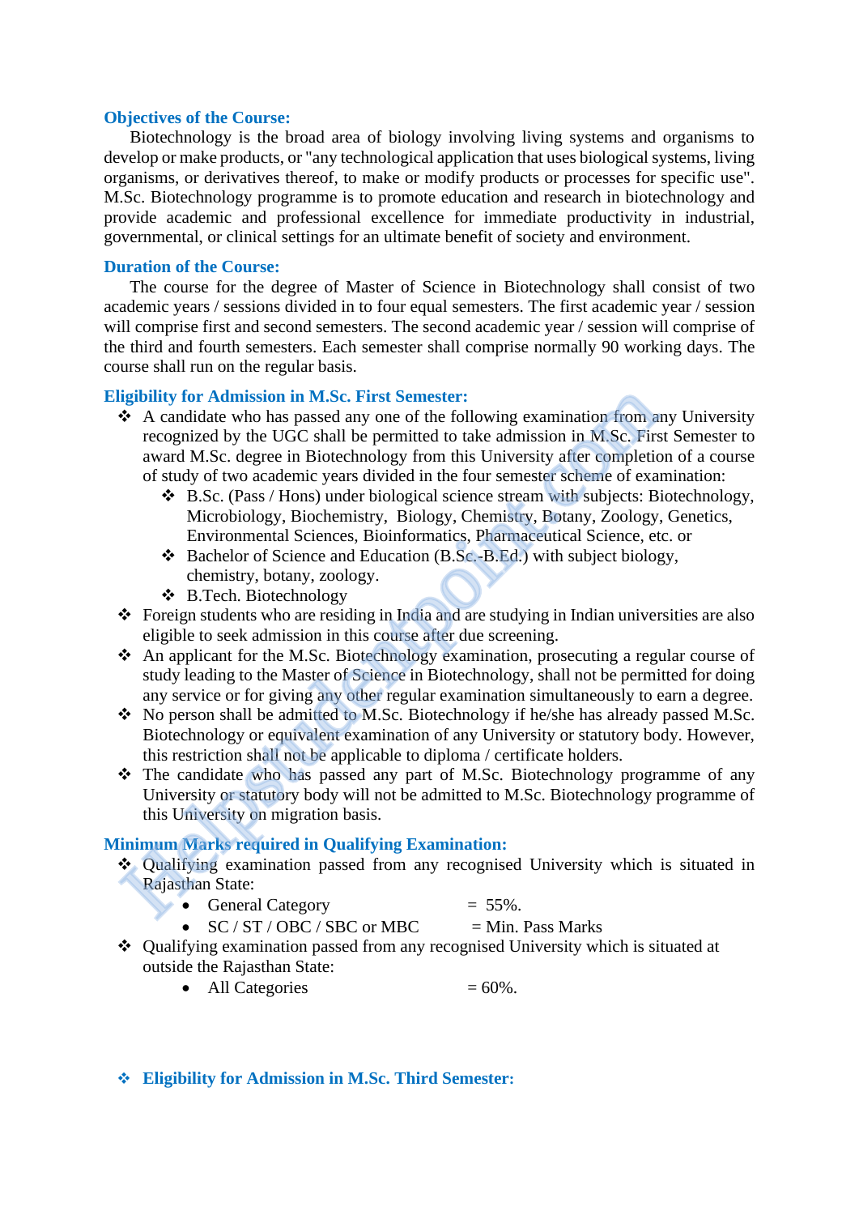### Objectives of the Course:

Biotechnology is the broad area of biology involving living systems and organisms to develop or make products, or "any technological application that uses biological systems, living organisms, or derivatives thereof, to make or modify products or processes for specific use". M.Sc. Biotechnology programme is to promote education and research in biotechnology and provide academic and professional excellence for immediate productivity in industrial, governmental, or clinical settings for an ultimate benefit of society and environment.

### Duration of the Course:

The course for the degree of Master of Science in Biotechnology shall consist of two academic years / sessions divided in to four equal semesters. The first academic year / session will comprise first and second semesters. The second academic year / session will comprise of the third and fourth semesters. Each semester shall comprise normally 90 working days. The course shall run on the regular basis.

### Eligibility for Admission in M.Sc. First Semester:

- A candidate who has passed any one of the following examination from any University recognized by the UGC shall be permitted to take admission in M.Sc. First Semester to award M.Sc. degree in Biotechnology from this University after completion of a course of study of two academic years divided in the four semester scheme of examination:
  - B.Sc. (Pass / Hons) under biological science stream with subjects: Biotechnology, Microbiology, Biochemistry, Biology, Chemistry, Botany, Zoology, Genetics, Environmental Sciences, Bioinformatics, Pharmaceutical Science, etc. or
  - Bachelor of Science and Education (B.Sc.-B.Ed.) with subject biology, chemistry, botany, zoology.
  - B.Tech. Biotechnology
- Foreign students who are residing in India and are studying in Indian universities are also eligible to seek admission in this course after due screening.
- An applicant for the M.Sc. Biotechnology examination, prosecuting a regular course of study leading to the Master of Science in Biotechnology, shall not be permitted for doing any service or for giving any other regular examination simultaneously to earn a degree.
- No person shall be admitted to M.Sc. Biotechnology if he/she has already passed M.Sc. Biotechnology or equivalent examination of any University or statutory body. However, this restriction shall not be applicable to diploma / certificate holders.
- The candidate who has passed any part of M.Sc. Biotechnology programme of any University or statutory body will not be admitted to M.Sc. Biotechnology programme of this University on migration basis.

### Minimum Marks required in Qualifying Examination:

- Qualifying examination passed from any recognised University which is situated in Rajasthan State:
  - General Category = 55%.
  - SC / ST / OBC / SBC or MBC = Min. Pass Marks
- Qualifying examination passed from any recognised University which is situated at outside the Rajasthan State:
  - All Categories = 60%.

- **Eligibility for Admission in M.Sc. Third Semester:**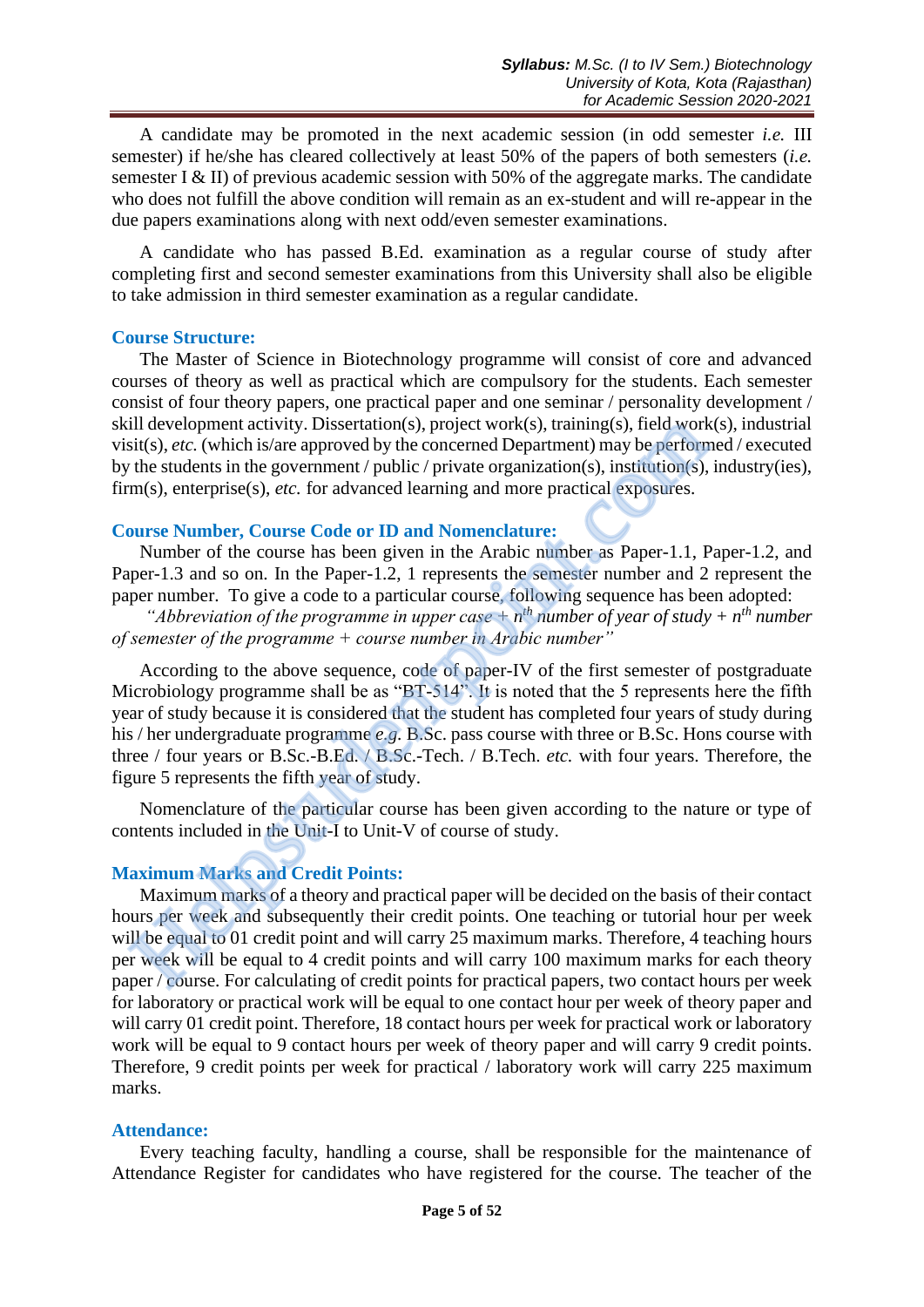A candidate may be promoted in the next academic session (in odd semester *i.e.* III semester) if he/she has cleared collectively at least 50% of the papers of both semesters (*i.e.* semester I & II) of previous academic session with 50% of the aggregate marks. The candidate who does not fulfill the above condition will remain as an ex-student and will re-appear in the due papers examinations along with next odd/even semester examinations.

A candidate who has passed B.Ed. examination as a regular course of study after completing first and second semester examinations from this University shall also be eligible to take admission in third semester examination as a regular candidate.

## Course Structure:

The Master of Science in Biotechnology programme will consist of core and advanced courses of theory as well as practical which are compulsory for the students. Each semester consist of four theory papers, one practical paper and one seminar / personality development / skill development activity. Dissertation(s), project work(s), training(s), field work(s), industrial visit(s), *etc.* (which is/are approved by the concerned Department) may be performed / executed by the students in the government / public / private organization(s), institution(s), industry(ies), firm(s), enterprise(s), *etc.* for advanced learning and more practical exposures.

## Course Number, Course Code or ID and Nomenclature:

Number of the course has been given in the Arabic number as Paper-1.1, Paper-1.2, and Paper-1.3 and so on. In the Paper-1.2, 1 represents the semester number and 2 represent the paper number. To give a code to a particular course, following sequence has been adopted:

*"Abbreviation of the programme in upper case + $n^{th}$ number of year of study + $n^{th}$ number of semester of the programme + course number in Arabic number"*

According to the above sequence, code of paper-IV of the first semester of postgraduate Microbiology programme shall be as "BT-514". It is noted that the 5 represents here the fifth year of study because it is considered that the student has completed four years of study during his / her undergraduate programme *e.g.* B.Sc. pass course with three or B.Sc. Hons course with three / four years or B.Sc.-B.Ed. / B.Sc.-Tech. / B.Tech. *etc.* with four years. Therefore, the figure 5 represents the fifth year of study.

Nomenclature of the particular course has been given according to the nature or type of contents included in the Unit-I to Unit-V of course of study.

## Maximum Marks and Credit Points:

Maximum marks of a theory and practical paper will be decided on the basis of their contact hours per week and subsequently their credit points. One teaching or tutorial hour per week will be equal to 01 credit point and will carry 25 maximum marks. Therefore, 4 teaching hours per week will be equal to 4 credit points and will carry 100 maximum marks for each theory paper / course. For calculating of credit points for practical papers, two contact hours per week for laboratory or practical work will be equal to one contact hour per week of theory paper and will carry 01 credit point. Therefore, 18 contact hours per week for practical work or laboratory work will be equal to 9 contact hours per week of theory paper and will carry 9 credit points. Therefore, 9 credit points per week for practical / laboratory work will carry 225 maximum marks.

## Attendance:

Every teaching faculty, handling a course, shall be responsible for the maintenance of Attendance Register for candidates who have registered for the course. The teacher of the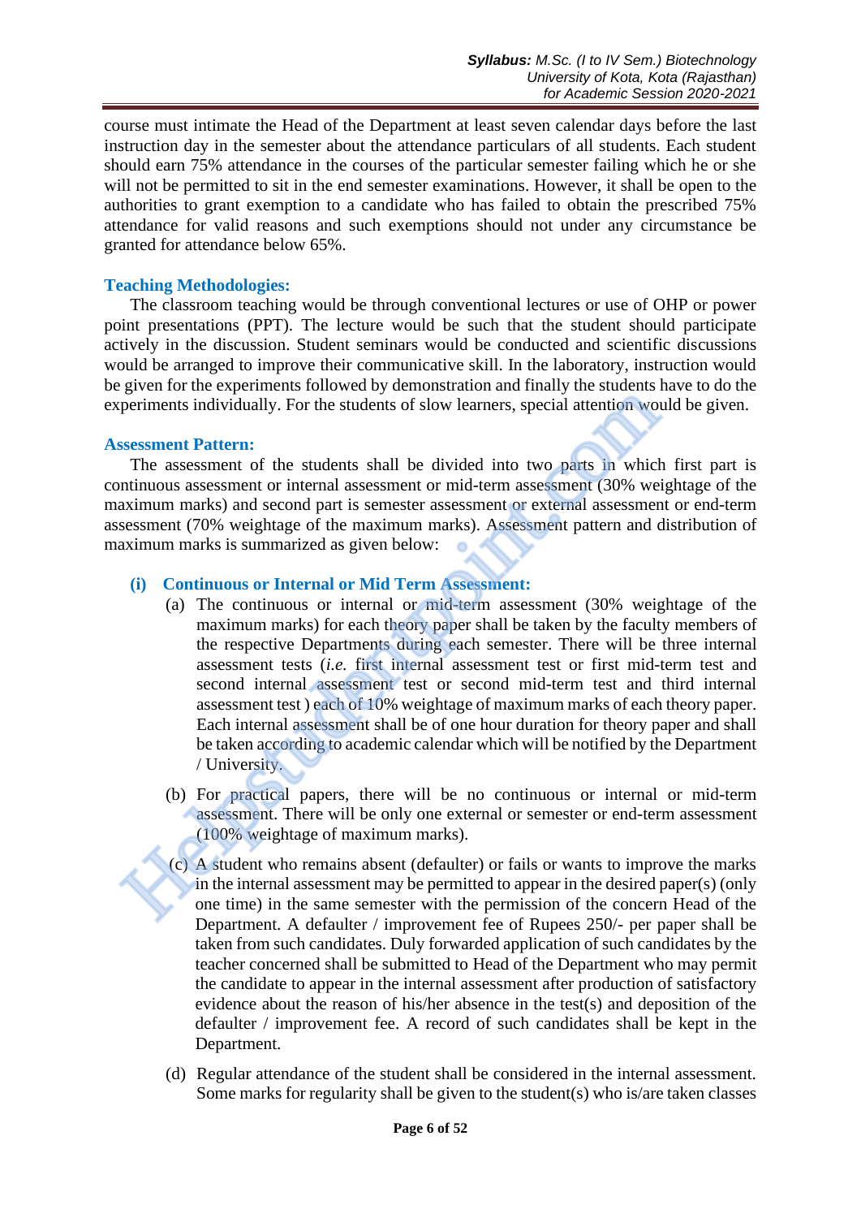course must intimate the Head of the Department at least seven calendar days before the last instruction day in the semester about the attendance particulars of all students. Each student should earn 75% attendance in the courses of the particular semester failing which he or she will not be permitted to sit in the end semester examinations. However, it shall be open to the authorities to grant exemption to a candidate who has failed to obtain the prescribed 75% attendance for valid reasons and such exemptions should not under any circumstance be granted for attendance below 65%.

### Teaching Methodologies:

The classroom teaching would be through conventional lectures or use of OHP or power point presentations (PPT). The lecture would be such that the student should participate actively in the discussion. Student seminars would be conducted and scientific discussions would be arranged to improve their communicative skill. In the laboratory, instruction would be given for the experiments followed by demonstration and finally the students have to do the experiments individually. For the students of slow learners, special attention would be given.

### Assessment Pattern:

The assessment of the students shall be divided into two parts in which first part is continuous assessment or internal assessment or mid-term assessment (30% weightage of the maximum marks) and second part is semester assessment or external assessment or end-term assessment (70% weightage of the maximum marks). Assessment pattern and distribution of maximum marks is summarized as given below:

#### (i) Continuous or Internal or Mid Term Assessment:

(a) The continuous or internal or mid-term assessment (30% weightage of the maximum marks) for each theory paper shall be taken by the faculty members of the respective Departments during each semester. There will be three internal assessment tests (*i.e.* first internal assessment test or first mid-term test and second internal assessment test or second mid-term test and third internal assessment test ) each of 10% weightage of maximum marks of each theory paper. Each internal assessment shall be of one hour duration for theory paper and shall be taken according to academic calendar which will be notified by the Department / University.

(b) For practical papers, there will be no continuous or internal or mid-term assessment. There will be only one external or semester or end-term assessment (100% weightage of maximum marks).

(c) A student who remains absent (defaulter) or fails or wants to improve the marks in the internal assessment may be permitted to appear in the desired paper(s) (only one time) in the same semester with the permission of the concern Head of the Department. A defaulter / improvement fee of Rupees 250/- per paper shall be taken from such candidates. Duly forwarded application of such candidates by the teacher concerned shall be submitted to Head of the Department who may permit the candidate to appear in the internal assessment after production of satisfactory evidence about the reason of his/her absence in the test(s) and deposition of the defaulter / improvement fee. A record of such candidates shall be kept in the Department.

(d) Regular attendance of the student shall be considered in the internal assessment. Some marks for regularity shall be given to the student(s) who is/are taken classes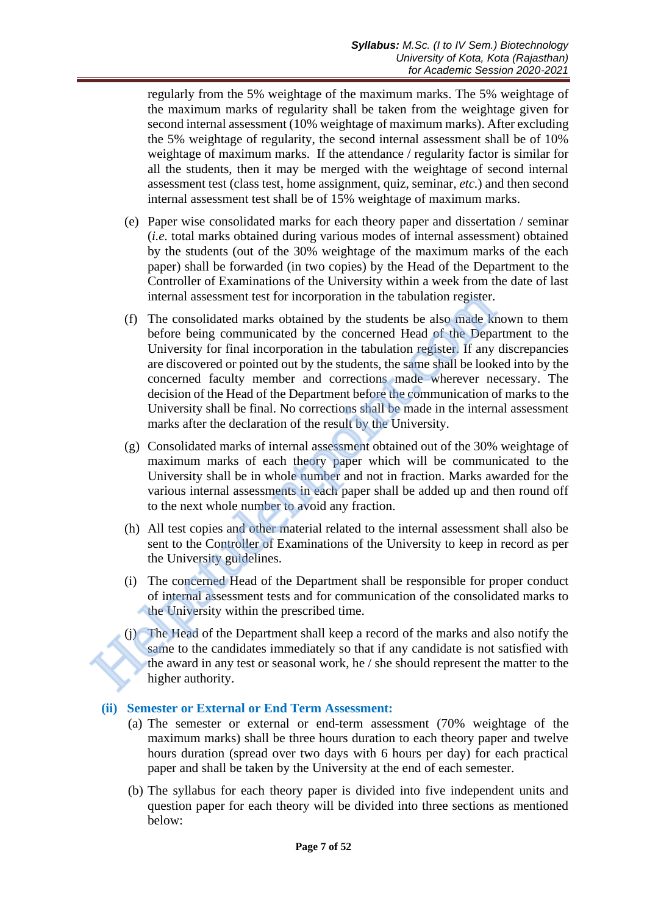regularly from the 5% weightage of the maximum marks. The 5% weightage of the maximum marks of regularity shall be taken from the weightage given for second internal assessment (10% weightage of maximum marks). After excluding the 5% weightage of regularity, the second internal assessment shall be of 10% weightage of maximum marks. If the attendance / regularity factor is similar for all the students, then it may be merged with the weightage of second internal assessment test (class test, home assignment, quiz, seminar, *etc.*) and then second internal assessment test shall be of 15% weightage of maximum marks.

(e) Paper wise consolidated marks for each theory paper and dissertation / seminar (*i.e.* total marks obtained during various modes of internal assessment) obtained by the students (out of the 30% weightage of the maximum marks of the each paper) shall be forwarded (in two copies) by the Head of the Department to the Controller of Examinations of the University within a week from the date of last internal assessment test for incorporation in the tabulation register.

(f) The consolidated marks obtained by the students be also made known to them before being communicated by the concerned Head of the Department to the University for final incorporation in the tabulation register. If any discrepancies are discovered or pointed out by the students, the same shall be looked into by the concerned faculty member and corrections made wherever necessary. The decision of the Head of the Department before the communication of marks to the University shall be final. No corrections shall be made in the internal assessment marks after the declaration of the result by the University.

(g) Consolidated marks of internal assessment obtained out of the 30% weightage of maximum marks of each theory paper which will be communicated to the University shall be in whole number and not in fraction. Marks awarded for the various internal assessments in each paper shall be added up and then round off to the next whole number to avoid any fraction.

(h) All test copies and other material related to the internal assessment shall also be sent to the Controller of Examinations of the University to keep in record as per the University guidelines.

(i) The concerned Head of the Department shall be responsible for proper conduct of internal assessment tests and for communication of the consolidated marks to the University within the prescribed time.

(j) The Head of the Department shall keep a record of the marks and also notify the same to the candidates immediately so that if any candidate is not satisfied with the award in any test or seasonal work, he / she should represent the matter to the higher authority.

**(ii) Semester or External or End Term Assessment:**

(a) The semester or external or end-term assessment (70% weightage of the maximum marks) shall be three hours duration to each theory paper and twelve hours duration (spread over two days with 6 hours per day) for each practical paper and shall be taken by the University at the end of each semester.

(b) The syllabus for each theory paper is divided into five independent units and question paper for each theory will be divided into three sections as mentioned below: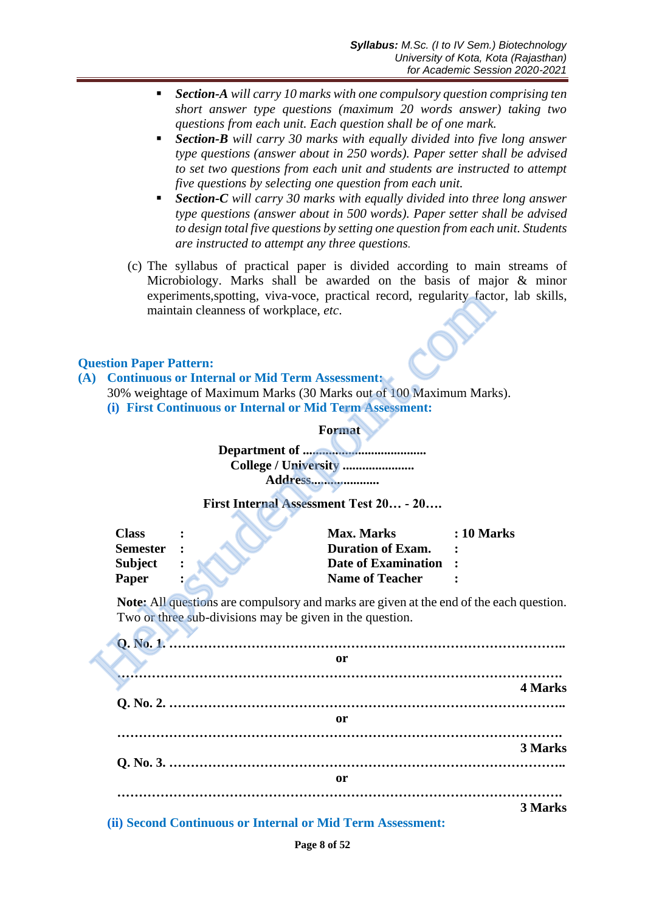- ***Section-A*** *will carry 10 marks with one compulsory question comprising ten short answer type questions (maximum 20 words answer) taking two questions from each unit. Each question shall be of one mark.*
- ***Section-B*** *will carry 30 marks with equally divided into five long answer type questions (answer about in 250 words). Paper setter shall be advised to set two questions from each unit and students are instructed to attempt five questions by selecting one question from each unit.*
- ***Section-C*** *will carry 30 marks with equally divided into three long answer type questions (answer about in 500 words). Paper setter shall be advised to design total five questions by setting one question from each unit. Students are instructed to attempt any three questions.*

(c) The syllabus of practical paper is divided according to main streams of Microbiology. Marks shall be awarded on the basis of major & minor experiments,spotting, viva-voce, practical record, regularity factor, lab skills, maintain cleanness of workplace, *etc*.

## Question Paper Pattern:

### (A) Continuous or Internal or Mid Term Assessment:

30% weightage of Maximum Marks (30 Marks out of 100 Maximum Marks).

#### (i) First Continuous or Internal or Mid Term Assessment:

**Format**

**Department of .....................................**
**College / University ......................**
**Address.....................**

**First Internal Assessment Test 20… - 20….**

| | | | |
|---|---|---|---|
| **Class** | **:** | **Max. Marks** | **: 10 Marks** |
| **Semester** | **:** | **Duration of Exam.** | **:** |
| **Subject** | **:** | **Date of Examination** | **:** |
| **Paper** | **:** | **Name of Teacher** | **:** |

**Note:** All questions are compulsory and marks are given at the end of the each question. Two or three sub-divisions may be given in the question.

**Q. No. 1. ………………………………………………………………………………..**

**or**

**………………………………………………………………………………………….**

**4 Marks**

**Q. No. 2. ………………………………………………………………………………..**

**or**

**………………………………………………………………………………………….**

**3 Marks**

**Q. No. 3. ………………………………………………………………………………..**

**or**

**………………………………………………………………………………………….**

**3 Marks**

#### (ii) Second Continuous or Internal or Mid Term Assessment: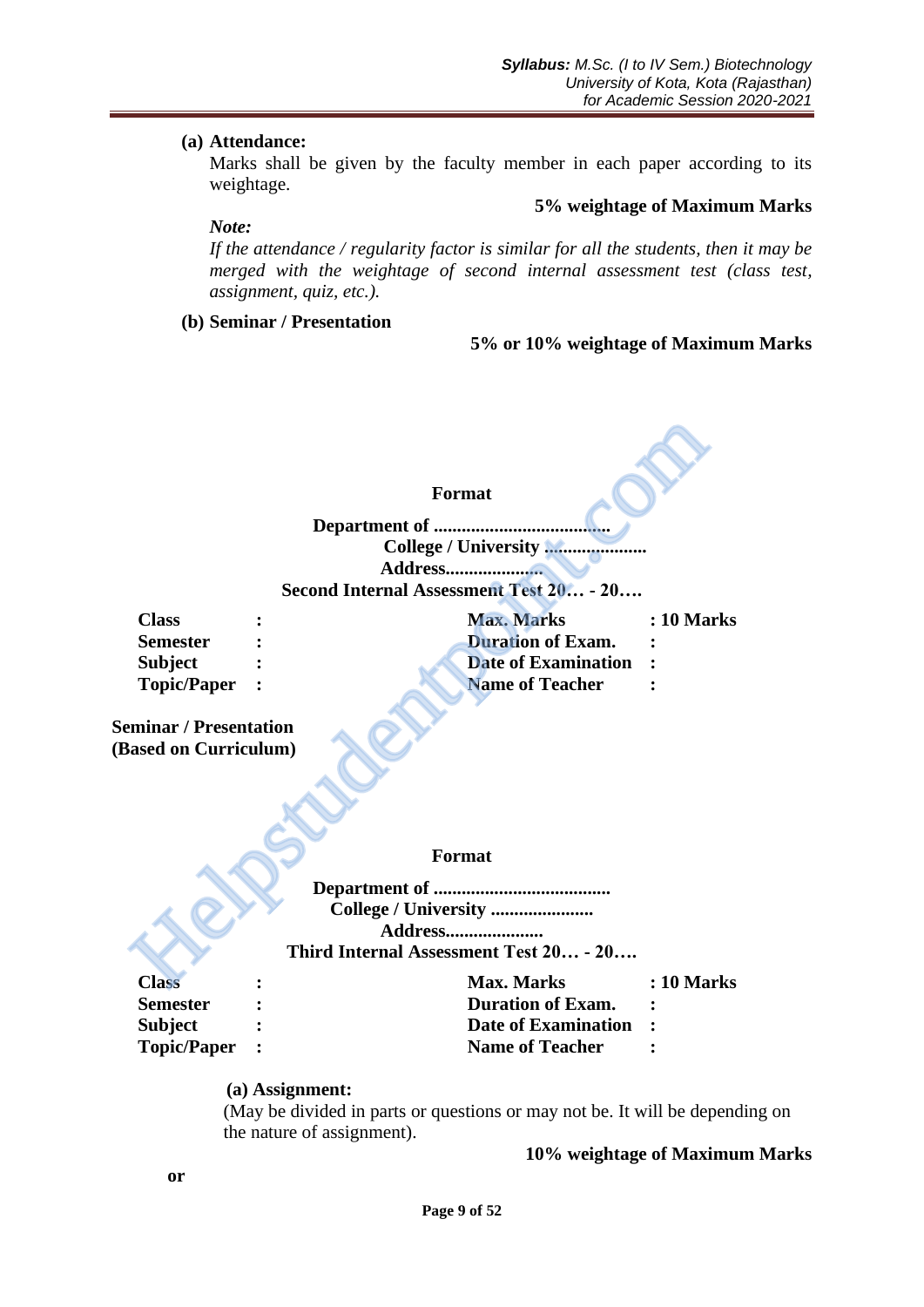**(a) Attendance:**

Marks shall be given by the faculty member in each paper according to its weightage.

**5% weightage of Maximum Marks**

***Note:***

*If the attendance / regularity factor is similar for all the students, then it may be merged with the weightage of second internal assessment test (class test, assignment, quiz, etc.).*

**(b) Seminar / Presentation**

**5% or 10% weightage of Maximum Marks**

**Format**

**Department of ......................................**
**College / University ......................**
**Address.....................**
**Second Internal Assessment Test 20… - 20….**

| | | | |
|---|---|---|---|
| **Class** | **:** | **Max. Marks** | **: 10 Marks** |
| **Semester** | **:** | **Duration of Exam.** | **:** |
| **Subject** | **:** | **Date of Examination** | **:** |
| **Topic/Paper** | **:** | **Name of Teacher** | **:** |

**Seminar / Presentation**
**(Based on Curriculum)**

**Format**

**Department of ......................................**
**College / University ......................**
**Address.....................**
**Third Internal Assessment Test 20… - 20….**

| | | | |
|---|---|---|---|
| **Class** | **:** | **Max. Marks** | **: 10 Marks** |
| **Semester** | **:** | **Duration of Exam.** | **:** |
| **Subject** | **:** | **Date of Examination** | **:** |
| **Topic/Paper** | **:** | **Name of Teacher** | **:** |

**(a) Assignment:**

(May be divided in parts or questions or may not be. It will be depending on the nature of assignment).

**10% weightage of Maximum Marks**

**or**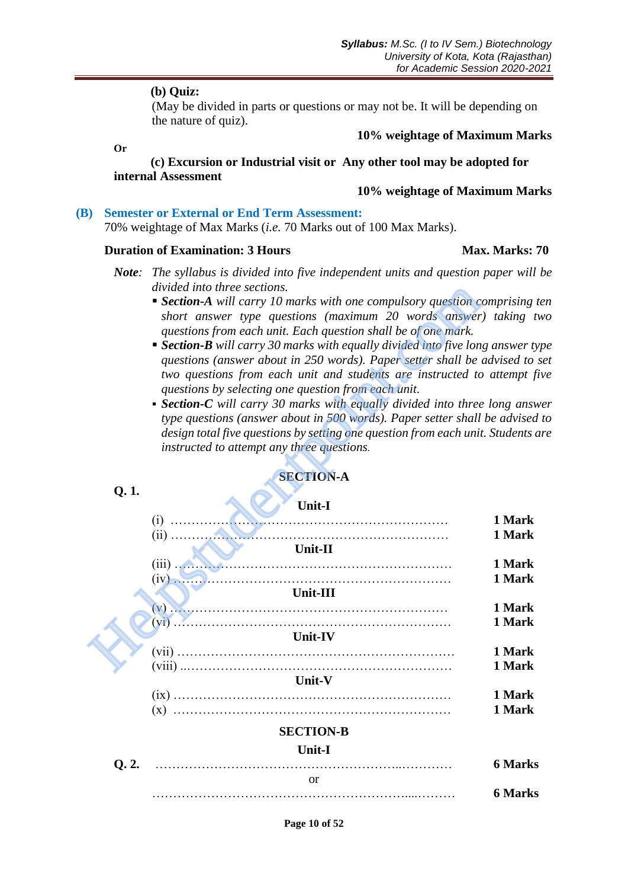**(b) Quiz:**

(May be divided in parts or questions or may not be. It will be depending on the nature of quiz).

**10% weightage of Maximum Marks**

**Or**

**(c) Excursion or Industrial visit or Any other tool may be adopted for internal Assessment**

**10% weightage of Maximum Marks**

## (B) Semester or External or End Term Assessment:

70% weightage of Max Marks (*i.e.* 70 Marks out of 100 Max Marks).

**Duration of Examination: 3 Hours** **Max. Marks: 70**

***Note****: The syllabus is divided into five independent units and question paper will be divided into three sections.*

- ***Section-A*** *will carry 10 marks with one compulsory question comprising ten short answer type questions (maximum 20 words answer) taking two questions from each unit. Each question shall be of one mark.*
- ***Section-B*** *will carry 30 marks with equally divided into five long answer type questions (answer about in 250 words). Paper setter shall be advised to set two questions from each unit and students are instructed to attempt five questions by selecting one question from each unit.*
- ***Section-C*** *will carry 30 marks with equally divided into three long answer type questions (answer about in 500 words). Paper setter shall be advised to design total five questions by setting one question from each unit. Students are instructed to attempt any three questions.*

### SECTION-A

**Q. 1.**

**Unit-I**

(i) …………………………………………………………… **1 Mark**
(ii) …………………………………………………………… **1 Mark**

**Unit-II**

(iii) …………………………………………………………… **1 Mark**
(iv) …………………………………………………………… **1 Mark**

**Unit-III**

(v) …………………………………………………………… **1 Mark**
(vi) …………………………………………………………… **1 Mark**

**Unit-IV**

(vii) …………………………………………………………… **1 Mark**
(viii) …………………………………………………………… **1 Mark**

**Unit-V**

(ix) …………………………………………………………… **1 Mark**
(x) …………………………………………………………… **1 Mark**

### SECTION-B

**Unit-I**

**Q. 2.** …………………………………………………………… **6 Marks**

or

…………………………………………………………… **6 Marks**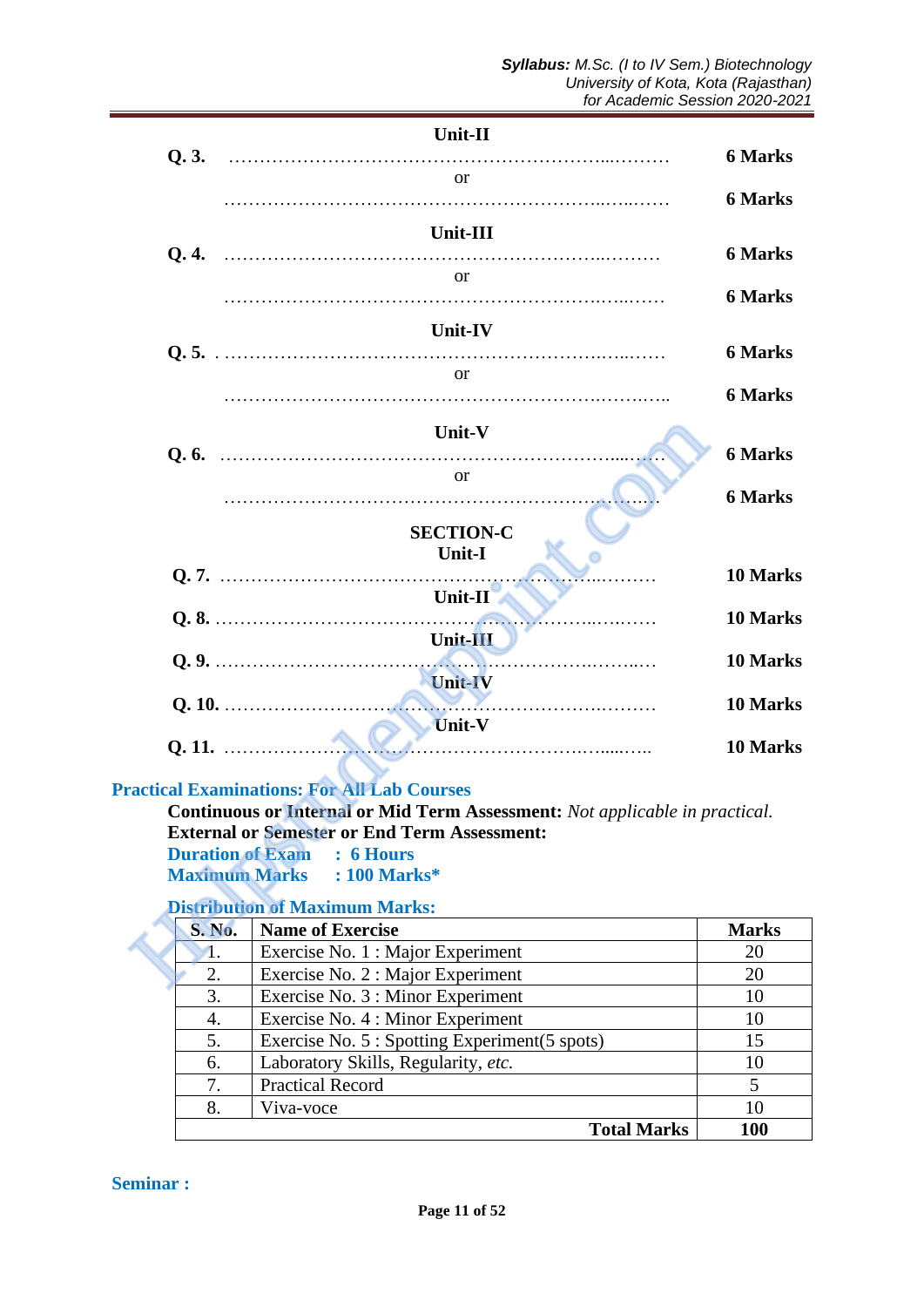**Unit-II**

**Q. 3.** …………………………………………………………………… **6 Marks**

or

…………………………………………………………………… **6 Marks**

**Unit-III**

**Q. 4.** …………………………………………………………………… **6 Marks**

or

…………………………………………………………………… **6 Marks**

**Unit-IV**

**Q. 5.** …………………………………………………………………… **6 Marks**

or

…………………………………………………………………… **6 Marks**

**Unit-V**

**Q. 6.** …………………………………………………………………… **6 Marks**

or

…………………………………………………………………… **6 Marks**

**SECTION-C**

**Unit-I**

**Q. 7.** …………………………………………………………………… **10 Marks**

**Unit-II**

**Q. 8.** …………………………………………………………………… **10 Marks**

**Unit-III**

**Q. 9.** …………………………………………………………………… **10 Marks**

**Unit-IV**

**Q. 10.** …………………………………………………………………… **10 Marks**

**Unit-V**

**Q. 11.** …………………………………………………………………… **10 Marks**

### Practical Examinations: For All Lab Courses

**Continuous or Internal or Mid Term Assessment:** *Not applicable in practical.*

**External or Semester or End Term Assessment:**

**Duration of Exam : 6 Hours**

**Maximum Marks : 100 Marks***

**Distribution of Maximum Marks:**

| S. No. | Name of Exercise | Marks |
|---|---|---|
| 1. | Exercise No. 1 : Major Experiment | 20 |
| 2. | Exercise No. 2 : Major Experiment | 20 |
| 3. | Exercise No. 3 : Minor Experiment | 10 |
| 4. | Exercise No. 4 : Minor Experiment | 10 |
| 5. | Exercise No. 5 : Spotting Experiment(5 spots) | 15 |
| 6. | Laboratory Skills, Regularity, *etc.* | 10 |
| 7. | Practical Record | 5 |
| 8. | Viva-voce | 10 |
| | **Total Marks** | **100** |

### Seminar :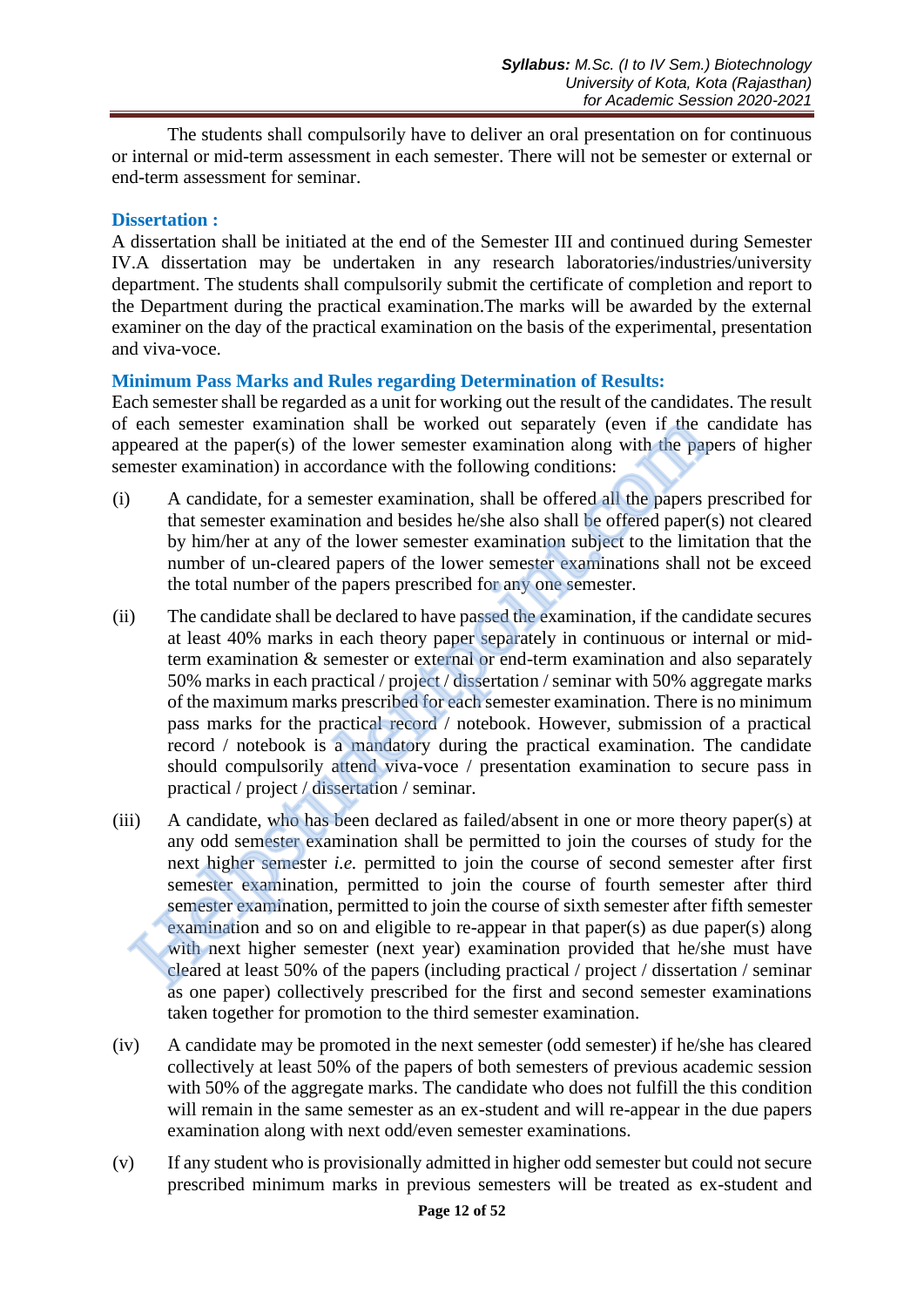The students shall compulsorily have to deliver an oral presentation on for continuous or internal or mid-term assessment in each semester. There will not be semester or external or end-term assessment for seminar.

### Dissertation :

A dissertation shall be initiated at the end of the Semester III and continued during Semester IV.A dissertation may be undertaken in any research laboratories/industries/university department. The students shall compulsorily submit the certificate of completion and report to the Department during the practical examination.The marks will be awarded by the external examiner on the day of the practical examination on the basis of the experimental, presentation and viva-voce.

### Minimum Pass Marks and Rules regarding Determination of Results:

Each semester shall be regarded as a unit for working out the result of the candidates. The result of each semester examination shall be worked out separately (even if the candidate has appeared at the paper(s) of the lower semester examination along with the papers of higher semester examination) in accordance with the following conditions:

(i) A candidate, for a semester examination, shall be offered all the papers prescribed for that semester examination and besides he/she also shall be offered paper(s) not cleared by him/her at any of the lower semester examination subject to the limitation that the number of un-cleared papers of the lower semester examinations shall not be exceed the total number of the papers prescribed for any one semester.

(ii) The candidate shall be declared to have passed the examination, if the candidate secures at least 40% marks in each theory paper separately in continuous or internal or mid-term examination & semester or external or end-term examination and also separately 50% marks in each practical / project / dissertation / seminar with 50% aggregate marks of the maximum marks prescribed for each semester examination. There is no minimum pass marks for the practical record / notebook. However, submission of a practical record / notebook is a mandatory during the practical examination. The candidate should compulsorily attend viva-voce / presentation examination to secure pass in practical / project / dissertation / seminar.

(iii) A candidate, who has been declared as failed/absent in one or more theory paper(s) at any odd semester examination shall be permitted to join the courses of study for the next higher semester *i.e.* permitted to join the course of second semester after first semester examination, permitted to join the course of fourth semester after third semester examination, permitted to join the course of sixth semester after fifth semester examination and so on and eligible to re-appear in that paper(s) as due paper(s) along with next higher semester (next year) examination provided that he/she must have cleared at least 50% of the papers (including practical / project / dissertation / seminar as one paper) collectively prescribed for the first and second semester examinations taken together for promotion to the third semester examination.

(iv) A candidate may be promoted in the next semester (odd semester) if he/she has cleared collectively at least 50% of the papers of both semesters of previous academic session with 50% of the aggregate marks. The candidate who does not fulfill the this condition will remain in the same semester as an ex-student and will re-appear in the due papers examination along with next odd/even semester examinations.

(v) If any student who is provisionally admitted in higher odd semester but could not secure prescribed minimum marks in previous semesters will be treated as ex-student and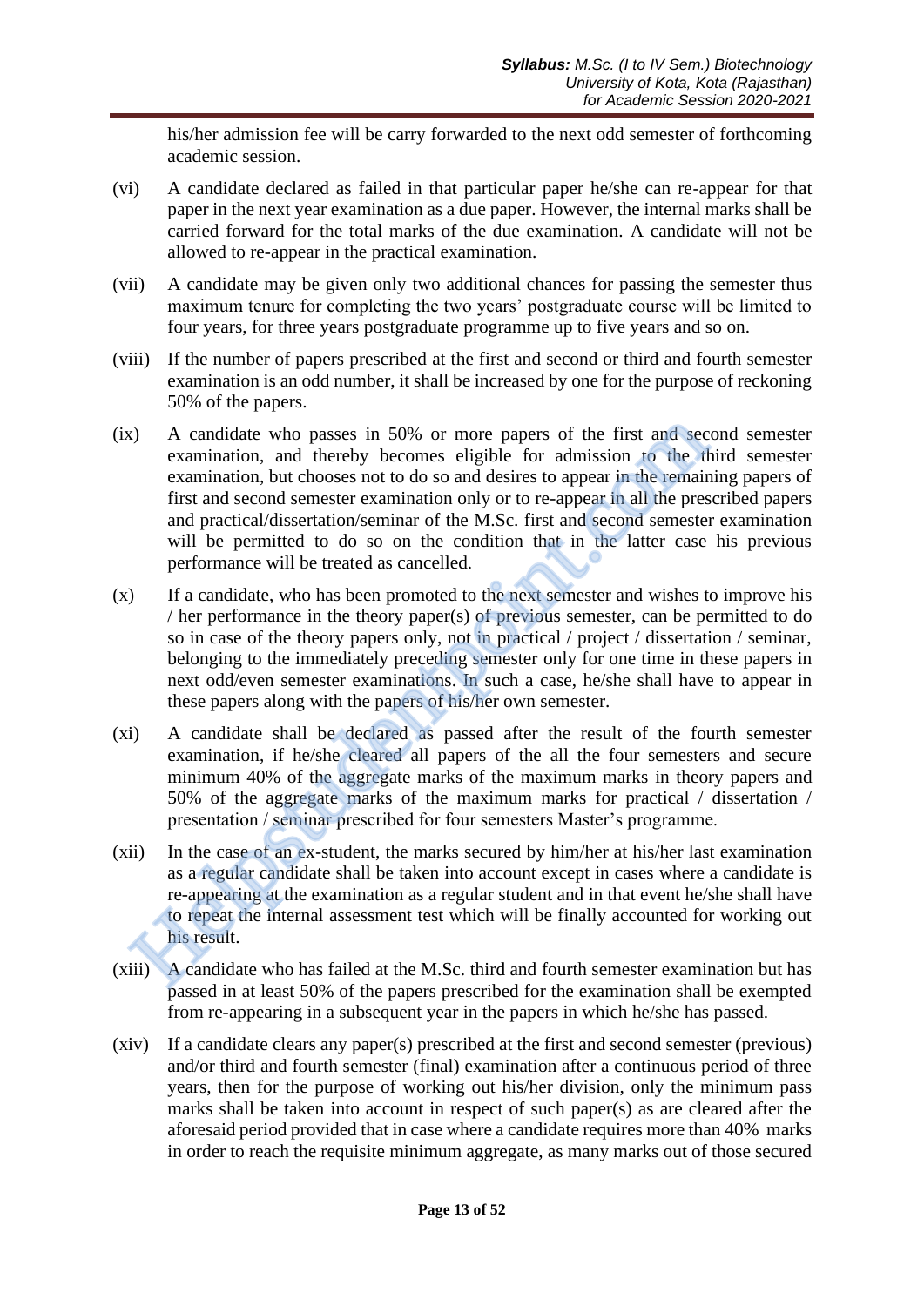his/her admission fee will be carry forwarded to the next odd semester of forthcoming academic session.

(vi) A candidate declared as failed in that particular paper he/she can re-appear for that paper in the next year examination as a due paper. However, the internal marks shall be carried forward for the total marks of the due examination. A candidate will not be allowed to re-appear in the practical examination.

(vii) A candidate may be given only two additional chances for passing the semester thus maximum tenure for completing the two years' postgraduate course will be limited to four years, for three years postgraduate programme up to five years and so on.

(viii) If the number of papers prescribed at the first and second or third and fourth semester examination is an odd number, it shall be increased by one for the purpose of reckoning 50% of the papers.

(ix) A candidate who passes in 50% or more papers of the first and second semester examination, and thereby becomes eligible for admission to the third semester examination, but chooses not to do so and desires to appear in the remaining papers of first and second semester examination only or to re-appear in all the prescribed papers and practical/dissertation/seminar of the M.Sc. first and second semester examination will be permitted to do so on the condition that in the latter case his previous performance will be treated as cancelled.

(x) If a candidate, who has been promoted to the next semester and wishes to improve his / her performance in the theory paper(s) of previous semester, can be permitted to do so in case of the theory papers only, not in practical / project / dissertation / seminar, belonging to the immediately preceding semester only for one time in these papers in next odd/even semester examinations. In such a case, he/she shall have to appear in these papers along with the papers of his/her own semester.

(xi) A candidate shall be declared as passed after the result of the fourth semester examination, if he/she cleared all papers of the all the four semesters and secure minimum 40% of the aggregate marks of the maximum marks in theory papers and 50% of the aggregate marks of the maximum marks for practical / dissertation / presentation / seminar prescribed for four semesters Master's programme.

(xii) In the case of an ex-student, the marks secured by him/her at his/her last examination as a regular candidate shall be taken into account except in cases where a candidate is re-appearing at the examination as a regular student and in that event he/she shall have to repeat the internal assessment test which will be finally accounted for working out his result.

(xiii) A candidate who has failed at the M.Sc. third and fourth semester examination but has passed in at least 50% of the papers prescribed for the examination shall be exempted from re-appearing in a subsequent year in the papers in which he/she has passed.

(xiv) If a candidate clears any paper(s) prescribed at the first and second semester (previous) and/or third and fourth semester (final) examination after a continuous period of three years, then for the purpose of working out his/her division, only the minimum pass marks shall be taken into account in respect of such paper(s) as are cleared after the aforesaid period provided that in case where a candidate requires more than 40% marks in order to reach the requisite minimum aggregate, as many marks out of those secured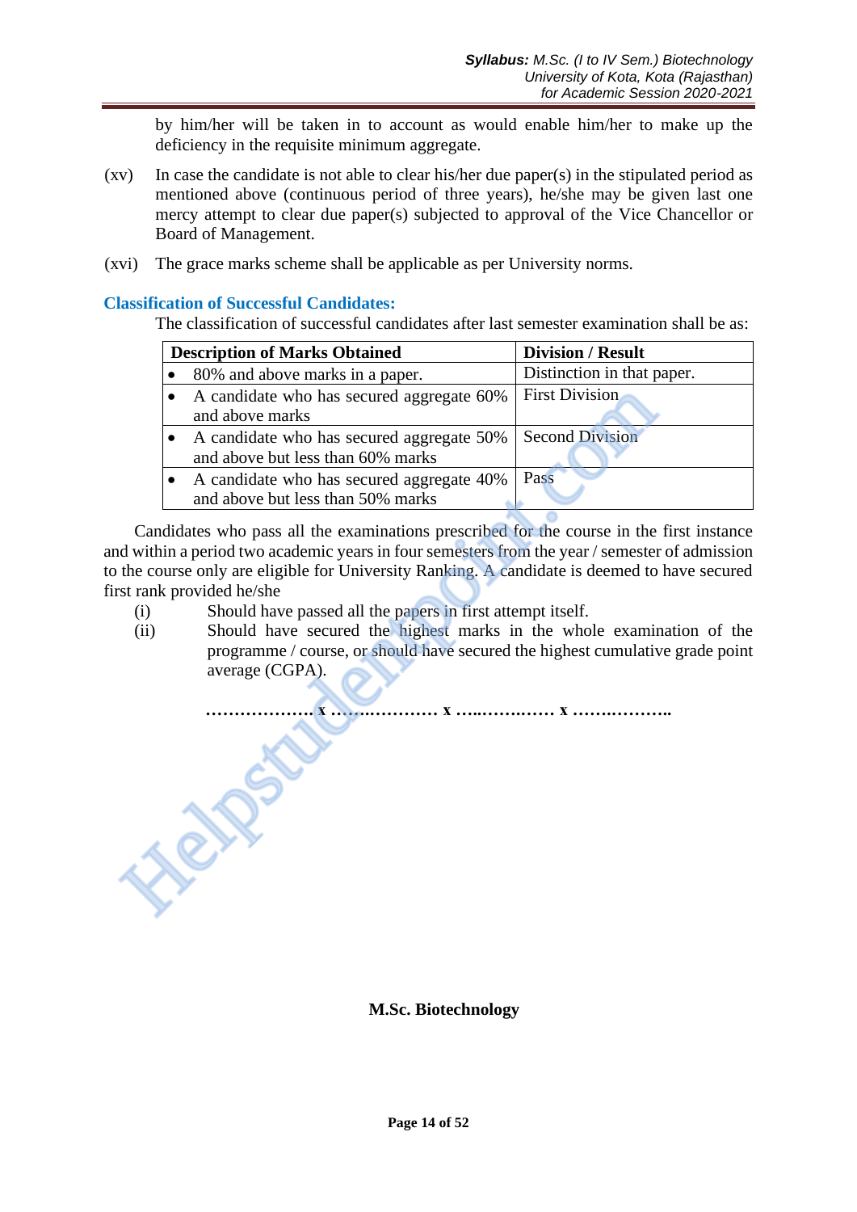by him/her will be taken in to account as would enable him/her to make up the deficiency in the requisite minimum aggregate.

(xv) In case the candidate is not able to clear his/her due paper(s) in the stipulated period as mentioned above (continuous period of three years), he/she may be given last one mercy attempt to clear due paper(s) subjected to approval of the Vice Chancellor or Board of Management.

(xvi) The grace marks scheme shall be applicable as per University norms.

### Classification of Successful Candidates:

The classification of successful candidates after last semester examination shall be as:

| Description of Marks Obtained | Division / Result |
|---|---|
| • 80% and above marks in a paper. | Distinction in that paper. |
| • A candidate who has secured aggregate 60% and above marks | First Division |
| • A candidate who has secured aggregate 50% and above but less than 60% marks | Second Division |
| • A candidate who has secured aggregate 40% and above but less than 50% marks | Pass |

Candidates who pass all the examinations prescribed for the course in the first instance and within a period two academic years in four semesters from the year / semester of admission to the course only are eligible for University Ranking. A candidate is deemed to have secured first rank provided he/she

(i) Should have passed all the papers in first attempt itself.

(ii) Should have secured the highest marks in the whole examination of the programme / course, or should have secured the highest cumulative grade point average (CGPA).

………………. x ………………. x ………………. x ……………….

**M.Sc. Biotechnology**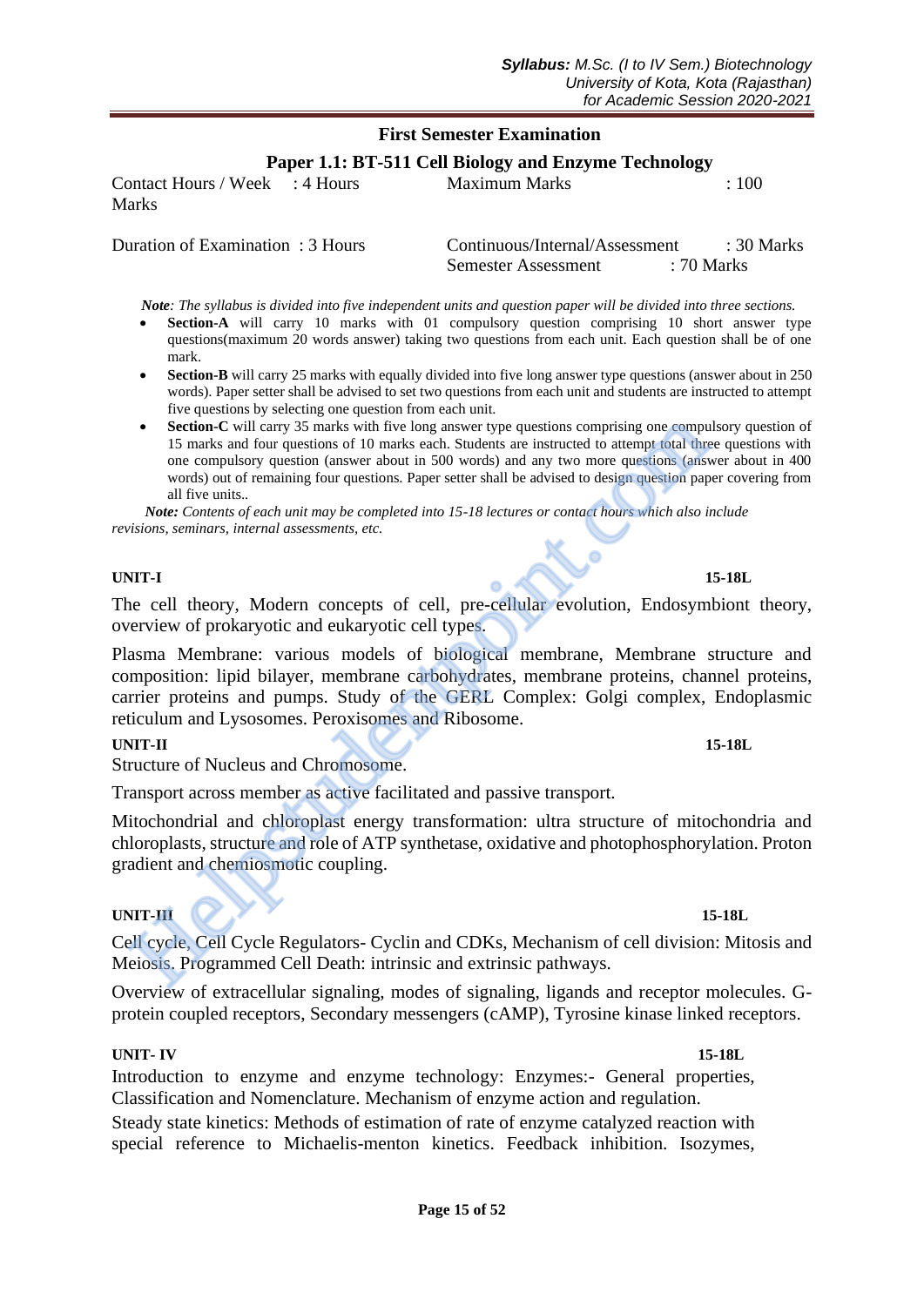## First Semester Examination

### Paper 1.1: BT-511 Cell Biology and Enzyme Technology

Contact Hours / Week : 4 Hours  Maximum Marks : 100 Marks

Duration of Examination : 3 Hours  Continuous/Internal/Assessment : 30 Marks
Semester Assessment : 70 Marks

***Note**: The syllabus is divided into five independent units and question paper will be divided into three sections.*

- **Section-A** will carry 10 marks with 01 compulsory question comprising 10 short answer type questions(maximum 20 words answer) taking two questions from each unit. Each question shall be of one mark.
- **Section-B** will carry 25 marks with equally divided into five long answer type questions (answer about in 250 words). Paper setter shall be advised to set two questions from each unit and students are instructed to attempt five questions by selecting one question from each unit.
- **Section-C** will carry 35 marks with five long answer type questions comprising one compulsory question of 15 marks and four questions of 10 marks each. Students are instructed to attempt total three questions with one compulsory question (answer about in 500 words) and any two more questions (answer about in 400 words) out of remaining four questions. Paper setter shall be advised to design question paper covering from all five units..

***Note:** Contents of each unit may be completed into 15-18 lectures or contact hours which also include revisions, seminars, internal assessments, etc.*

**UNIT-I** **15-18L**

The cell theory, Modern concepts of cell, pre-cellular evolution, Endosymbiont theory, overview of prokaryotic and eukaryotic cell types.

Plasma Membrane: various models of biological membrane, Membrane structure and composition: lipid bilayer, membrane carbohydrates, membrane proteins, channel proteins, carrier proteins and pumps. Study of the GERL Complex: Golgi complex, Endoplasmic reticulum and Lysosomes. Peroxisomes and Ribosome.

**UNIT-II** **15-18L**

Structure of Nucleus and Chromosome.

Transport across member as active facilitated and passive transport.

Mitochondrial and chloroplast energy transformation: ultra structure of mitochondria and chloroplasts, structure and role of ATP synthetase, oxidative and photophosphorylation. Proton gradient and chemiosmotic coupling.

**UNIT-III** **15-18L**

Cell cycle, Cell Cycle Regulators- Cyclin and CDKs, Mechanism of cell division: Mitosis and Meiosis. Programmed Cell Death: intrinsic and extrinsic pathways.

Overview of extracellular signaling, modes of signaling, ligands and receptor molecules. G-protein coupled receptors, Secondary messengers (cAMP), Tyrosine kinase linked receptors.

**UNIT- IV** **15-18L**

Introduction to enzyme and enzyme technology: Enzymes:- General properties, Classification and Nomenclature. Mechanism of enzyme action and regulation.

Steady state kinetics: Methods of estimation of rate of enzyme catalyzed reaction with special reference to Michaelis-menton kinetics. Feedback inhibition. Isozymes,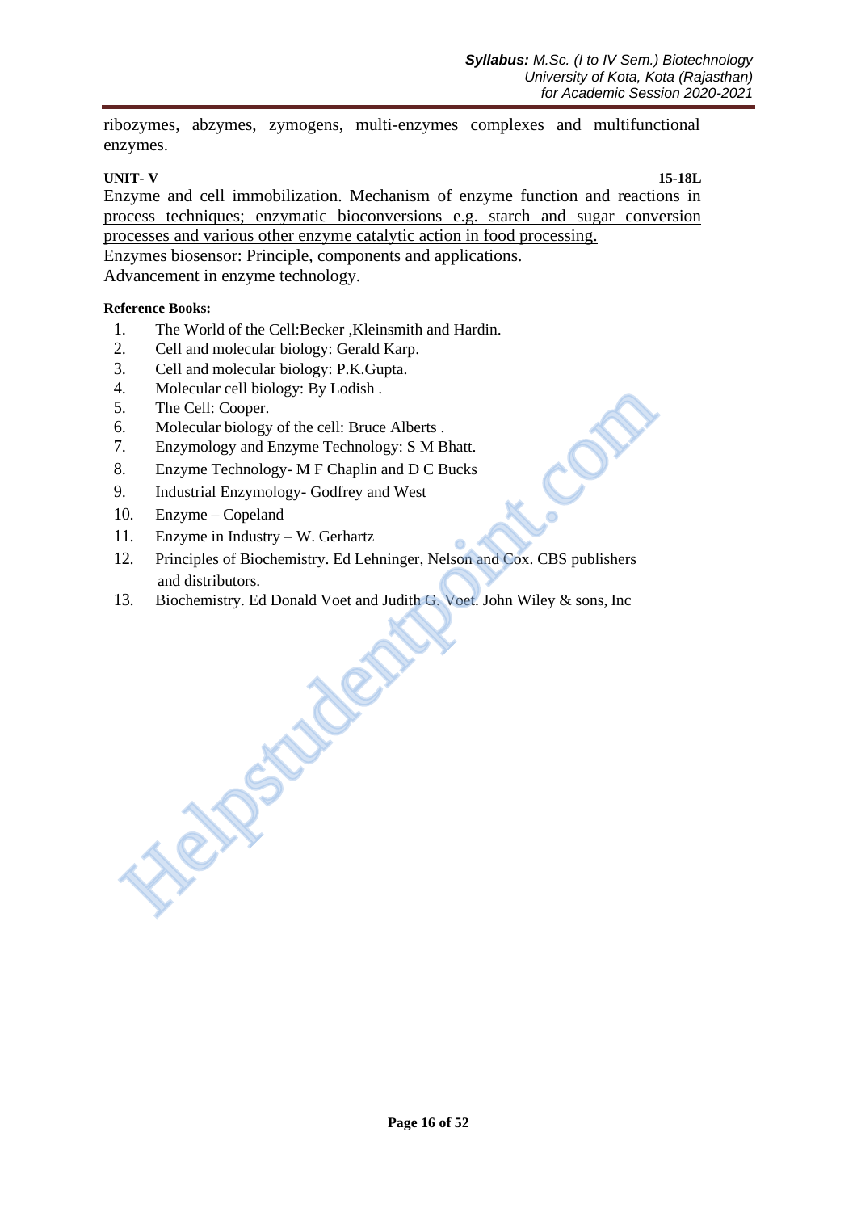ribozymes, abzymes, zymogens, multi-enzymes complexes and multifunctional enzymes.

**UNIT- V** **15-18L**

Enzyme and cell immobilization. Mechanism of enzyme function and reactions in process techniques; enzymatic bioconversions e.g. starch and sugar conversion processes and various other enzyme catalytic action in food processing.

Enzymes biosensor: Principle, components and applications.

Advancement in enzyme technology.

**Reference Books:**

1. The World of the Cell:Becker ,Kleinsmith and Hardin.
2. Cell and molecular biology: Gerald Karp.
3. Cell and molecular biology: P.K.Gupta.
4. Molecular cell biology: By Lodish .
5. The Cell: Cooper.
6. Molecular biology of the cell: Bruce Alberts .
7. Enzymology and Enzyme Technology: S M Bhatt.
8. Enzyme Technology- M F Chaplin and D C Bucks
9. Industrial Enzymology- Godfrey and West
10. Enzyme – Copeland
11. Enzyme in Industry – W. Gerhartz
12. Principles of Biochemistry. Ed Lehninger, Nelson and Cox. CBS publishers and distributors.
13. Biochemistry. Ed Donald Voet and Judith G. Voet. John Wiley & sons, Inc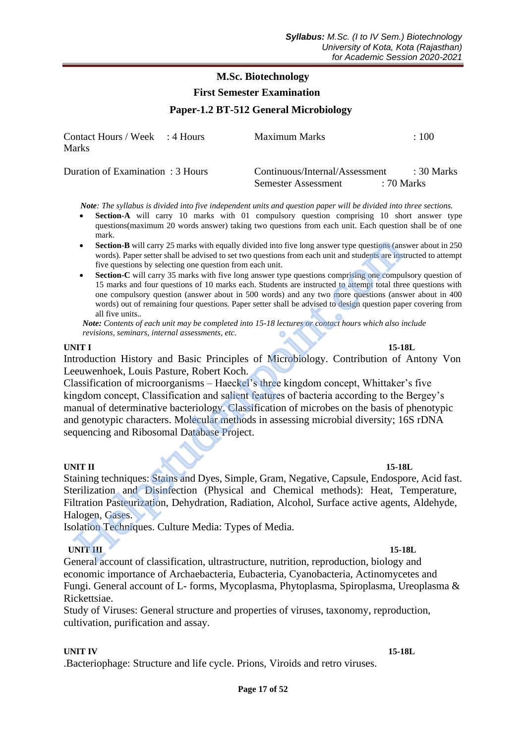## M.Sc. Biotechnology

### First Semester Examination

### Paper-1.2 BT-512 General Microbiology

| | | | |
|---|---|---|---|
| Contact Hours / Week | : 4 Hours | Maximum Marks | : 100 Marks |
| Duration of Examination | : 3 Hours | Continuous/Internal/Assessment | : 30 Marks |
| | | Semester Assessment | : 70 Marks |

***Note**: The syllabus is divided into five independent units and question paper will be divided into three sections.*

- **Section-A** will carry 10 marks with 01 compulsory question comprising 10 short answer type questions(maximum 20 words answer) taking two questions from each unit. Each question shall be of one mark.
- **Section-B** will carry 25 marks with equally divided into five long answer type questions (answer about in 250 words). Paper setter shall be advised to set two questions from each unit and students are instructed to attempt five questions by selecting one question from each unit.
- **Section-C** will carry 35 marks with five long answer type questions comprising one compulsory question of 15 marks and four questions of 10 marks each. Students are instructed to attempt total three questions with one compulsory question (answer about in 500 words) and any two more questions (answer about in 400 words) out of remaining four questions. Paper setter shall be advised to design question paper covering from all five units..

***Note:** Contents of each unit may be completed into 15-18 lectures or contact hours which also include revisions, seminars, internal assessments, etc.*

**UNIT I** **15-18L**

Introduction History and Basic Principles of Microbiology. Contribution of Antony Von Leeuwenhoek, Louis Pasture, Robert Koch.
Classification of microorganisms – Haeckel's three kingdom concept, Whittaker's five kingdom concept, Classification and salient features of bacteria according to the Bergey's manual of determinative bacteriology. Classification of microbes on the basis of phenotypic and genotypic characters. Molecular methods in assessing microbial diversity; 16S rDNA sequencing and Ribosomal Database Project.

**UNIT II** **15-18L**

Staining techniques: Stains and Dyes, Simple, Gram, Negative, Capsule, Endospore, Acid fast. Sterilization and Disinfection (Physical and Chemical methods): Heat, Temperature, Filtration Pasteurization, Dehydration, Radiation, Alcohol, Surface active agents, Aldehyde, Halogen, Gases.
Isolation Techniques. Culture Media: Types of Media.

**UNIT III** **15-18L**

General account of classification, ultrastructure, nutrition, reproduction, biology and economic importance of Archaebacteria, Eubacteria, Cyanobacteria, Actinomycetes and Fungi. General account of L- forms, Mycoplasma, Phytoplasma, Spiroplasma, Ureoplasma & Rickettsiae.
Study of Viruses: General structure and properties of viruses, taxonomy, reproduction, cultivation, purification and assay.

**UNIT IV** **15-18L**

.Bacteriophage: Structure and life cycle. Prions, Viroids and retro viruses.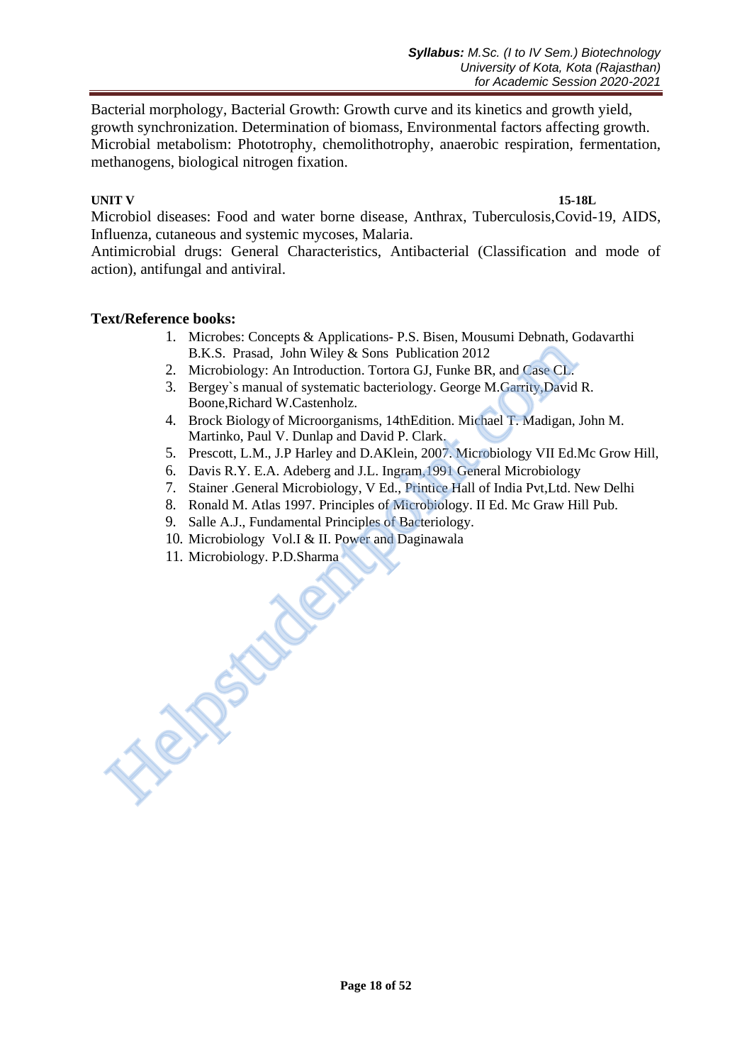Bacterial morphology, Bacterial Growth: Growth curve and its kinetics and growth yield, growth synchronization. Determination of biomass, Environmental factors affecting growth. Microbial metabolism: Phototrophy, chemolithotrophy, anaerobic respiration, fermentation, methanogens, biological nitrogen fixation.

**UNIT V** **15-18L**

Microbiol diseases: Food and water borne disease, Anthrax, Tuberculosis,Covid-19, AIDS, Influenza, cutaneous and systemic mycoses, Malaria.
Antimicrobial drugs: General Characteristics, Antibacterial (Classification and mode of action), antifungal and antiviral.

**Text/Reference books:**

1. Microbes: Concepts & Applications- P.S. Bisen, Mousumi Debnath, Godavarthi B.K.S. Prasad, John Wiley & Sons Publication 2012
2. Microbiology: An Introduction. Tortora GJ, Funke BR, and Case CL.
3. Bergey`s manual of systematic bacteriology. George M.Garrity,David R. Boone,Richard W.Castenholz.
4. Brock Biology of Microorganisms, 14thEdition. Michael T. Madigan, John M. Martinko, Paul V. Dunlap and David P. Clark.
5. Prescott, L.M., J.P Harley and D.AKlein, 2007. Microbiology VII Ed.Mc Grow Hill,
6. Davis R.Y. E.A. Adeberg and J.L. Ingram,1991 General Microbiology
7. Stainer .General Microbiology, V Ed., Printice Hall of India Pvt,Ltd. New Delhi
8. Ronald M. Atlas 1997. Principles of Microbiology. II Ed. Mc Graw Hill Pub.
9. Salle A.J., Fundamental Principles of Bacteriology.
10. Microbiology Vol.I & II. Power and Daginawala
11. Microbiology. P.D.Sharma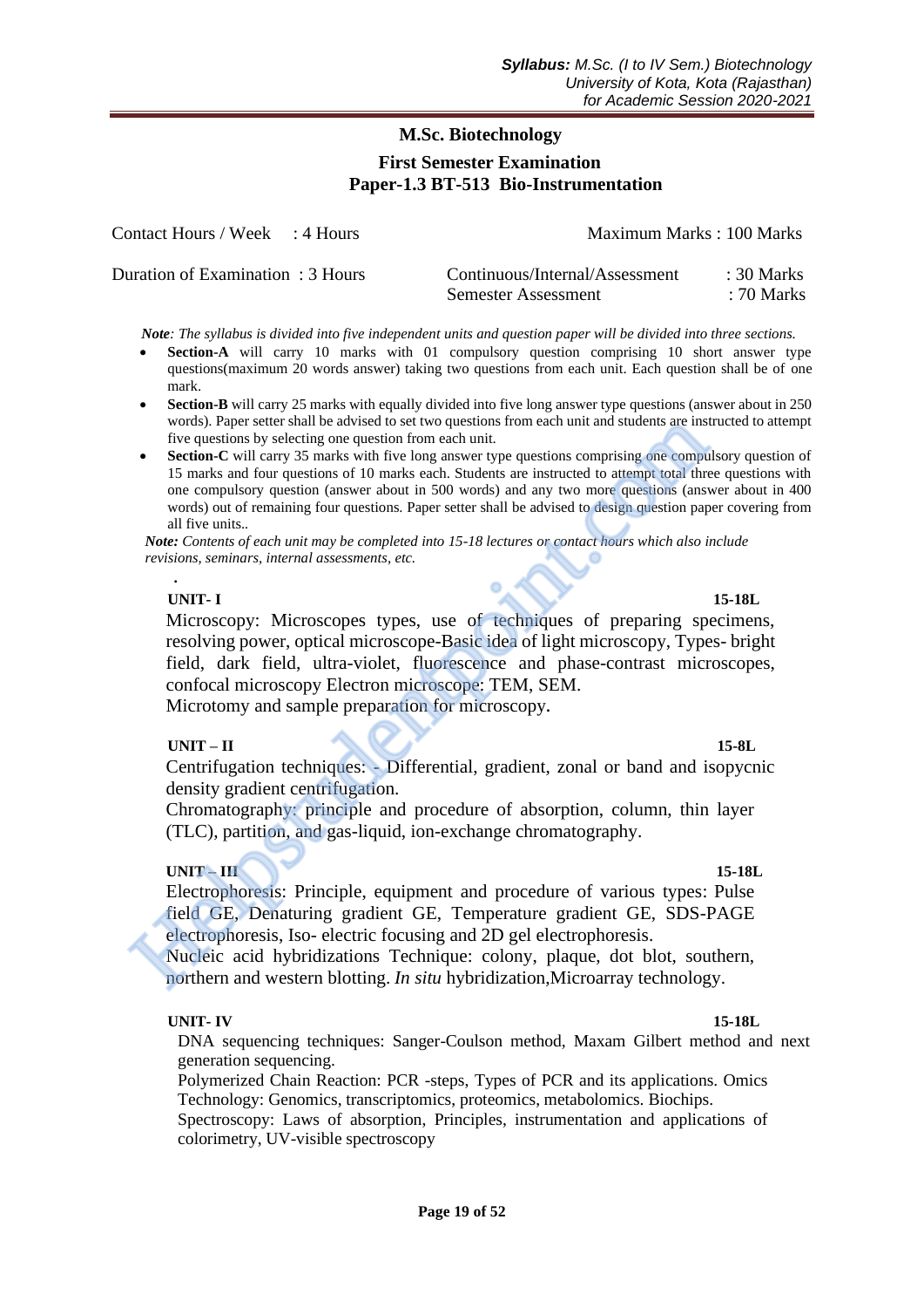## M.Sc. Biotechnology

### First Semester Examination

### Paper-1.3 BT-513 Bio-Instrumentation

| | | | |
|---|---|---|---|
| Contact Hours / Week | : 4 Hours | Maximum Marks | : 100 Marks |
| Duration of Examination | : 3 Hours | Continuous/Internal/Assessment | : 30 Marks |
| | | Semester Assessment | : 70 Marks |

***Note**: The syllabus is divided into five independent units and question paper will be divided into three sections.*

- **Section-A** will carry 10 marks with 01 compulsory question comprising 10 short answer type questions(maximum 20 words answer) taking two questions from each unit. Each question shall be of one mark.
- **Section-B** will carry 25 marks with equally divided into five long answer type questions (answer about in 250 words). Paper setter shall be advised to set two questions from each unit and students are instructed to attempt five questions by selecting one question from each unit.
- **Section-C** will carry 35 marks with five long answer type questions comprising one compulsory question of 15 marks and four questions of 10 marks each. Students are instructed to attempt total three questions with one compulsory question (answer about in 500 words) and any two more questions (answer about in 400 words) out of remaining four questions. Paper setter shall be advised to design question paper covering from all five units..

***Note:** Contents of each unit may be completed into 15-18 lectures or contact hours which also include revisions, seminars, internal assessments, etc.*

**UNIT- I** **15-18L**

Microscopy: Microscopes types, use of techniques of preparing specimens, resolving power, optical microscope-Basic idea of light microscopy, Types- bright field, dark field, ultra-violet, fluorescence and phase-contrast microscopes, confocal microscopy Electron microscope: TEM, SEM.
Microtomy and sample preparation for microscopy.

**UNIT – II** **15-8L**

Centrifugation techniques: - Differential, gradient, zonal or band and isopycnic density gradient centrifugation.
Chromatography: principle and procedure of absorption, column, thin layer (TLC), partition, and gas-liquid, ion-exchange chromatography.

**UNIT – III** **15-18L**

Electrophoresis: Principle, equipment and procedure of various types: Pulse field GE, Denaturing gradient GE, Temperature gradient GE, SDS-PAGE electrophoresis, Iso- electric focusing and 2D gel electrophoresis.
Nucleic acid hybridizations Technique: colony, plaque, dot blot, southern, northern and western blotting. *In situ* hybridization,Microarray technology.

**UNIT- IV** **15-18L**

DNA sequencing techniques: Sanger-Coulson method, Maxam Gilbert method and next generation sequencing.
Polymerized Chain Reaction: PCR -steps, Types of PCR and its applications. Omics Technology: Genomics, transcriptomics, proteomics, metabolomics. Biochips.
Spectroscopy: Laws of absorption, Principles, instrumentation and applications of colorimetry, UV-visible spectroscopy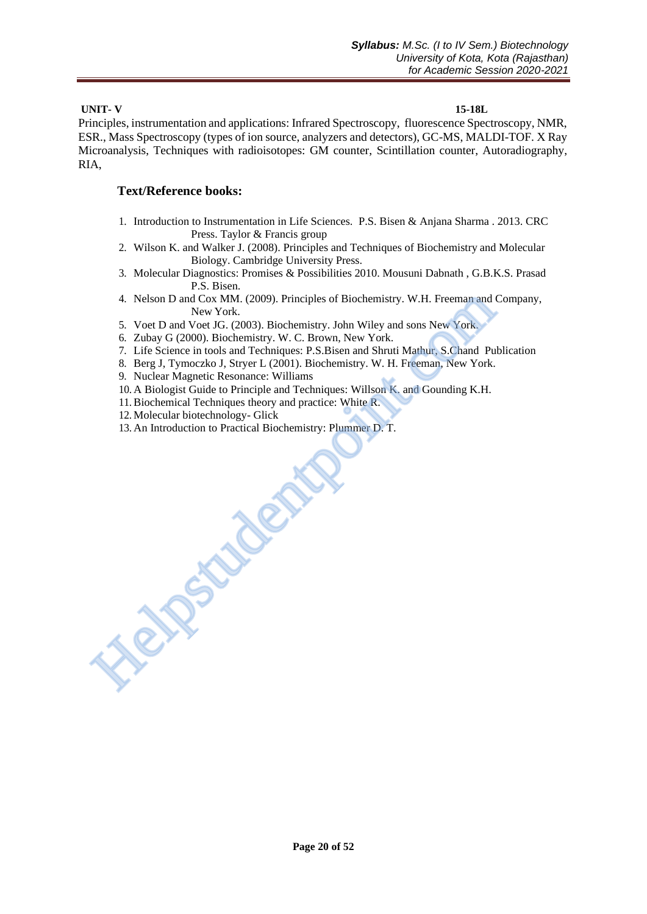**UNIT- V** **15-18L**

Principles, instrumentation and applications: Infrared Spectroscopy, fluorescence Spectroscopy, NMR, ESR., Mass Spectroscopy (types of ion source, analyzers and detectors), GC-MS, MALDI-TOF. X Ray Microanalysis, Techniques with radioisotopes: GM counter, Scintillation counter, Autoradiography, RIA,

## Text/Reference books:

1. Introduction to Instrumentation in Life Sciences. P.S. Bisen & Anjana Sharma . 2013. CRC Press. Taylor & Francis group
2. Wilson K. and Walker J. (2008). Principles and Techniques of Biochemistry and Molecular Biology. Cambridge University Press.
3. Molecular Diagnostics: Promises & Possibilities 2010. Mousuni Dabnath , G.B.K.S. Prasad P.S. Bisen.
4. Nelson D and Cox MM. (2009). Principles of Biochemistry. W.H. Freeman and Company, New York.
5. Voet D and Voet JG. (2003). Biochemistry. John Wiley and sons New York.
6. Zubay G (2000). Biochemistry. W. C. Brown, New York.
7. Life Science in tools and Techniques: P.S.Bisen and Shruti Mathur, S.Chand Publication
8. Berg J, Tymoczko J, Stryer L (2001). Biochemistry. W. H. Freeman, New York.
9. Nuclear Magnetic Resonance: Williams
10. A Biologist Guide to Principle and Techniques: Willson K. and Gounding K.H.
11. Biochemical Techniques theory and practice: White R.
12. Molecular biotechnology- Glick
13. An Introduction to Practical Biochemistry: Plummer D. T.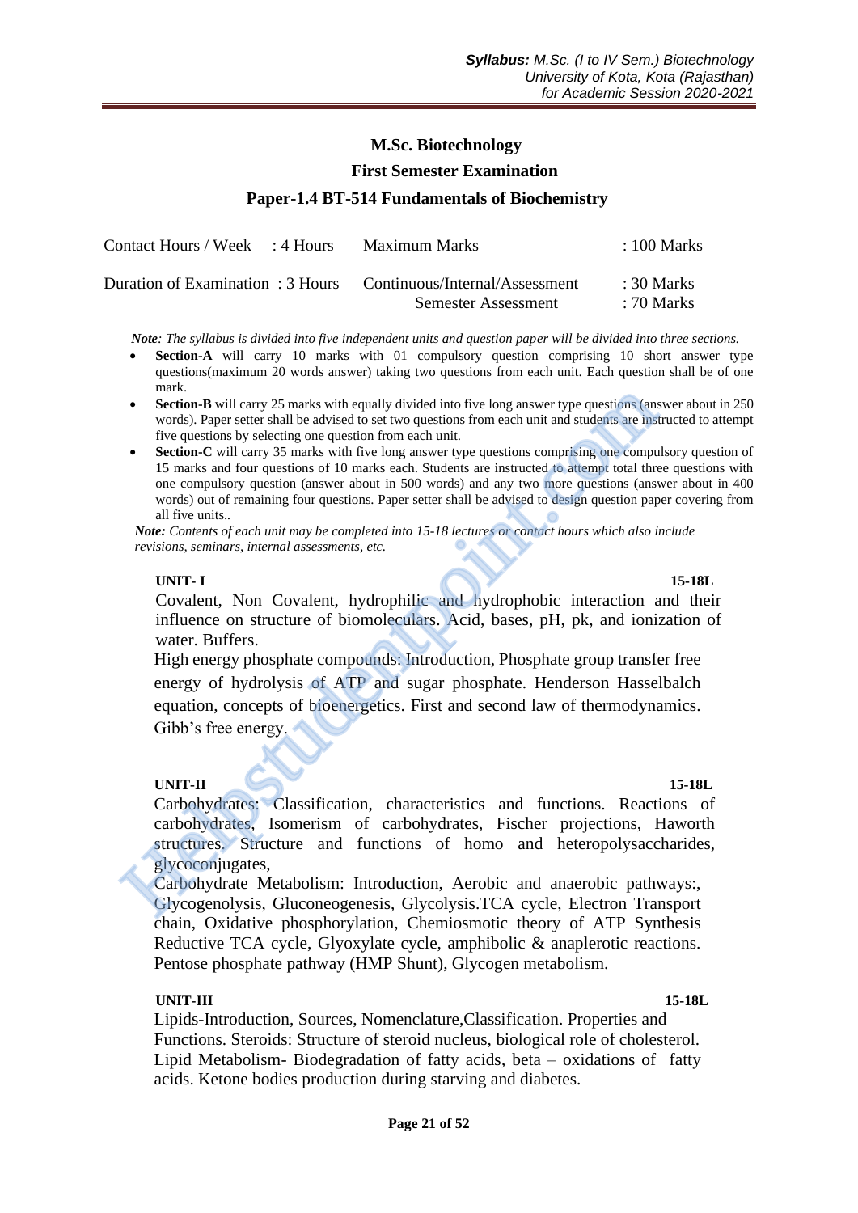## M.Sc. Biotechnology

### First Semester Examination

### Paper-1.4 BT-514 Fundamentals of Biochemistry

| | | | |
|---|---|---|---|
| Contact Hours / Week | : 4 Hours | Maximum Marks | : 100 Marks |
| Duration of Examination | : 3 Hours | Continuous/Internal/Assessment | : 30 Marks |
| | | Semester Assessment | : 70 Marks |

***Note**: The syllabus is divided into five independent units and question paper will be divided into three sections.*

- **Section-A** will carry 10 marks with 01 compulsory question comprising 10 short answer type questions(maximum 20 words answer) taking two questions from each unit. Each question shall be of one mark.
- **Section-B** will carry 25 marks with equally divided into five long answer type questions (answer about in 250 words). Paper setter shall be advised to set two questions from each unit and students are instructed to attempt five questions by selecting one question from each unit.
- **Section-C** will carry 35 marks with five long answer type questions comprising one compulsory question of 15 marks and four questions of 10 marks each. Students are instructed to attempt total three questions with one compulsory question (answer about in 500 words) and any two more questions (answer about in 400 words) out of remaining four questions. Paper setter shall be advised to design question paper covering from all five units..

***Note:** Contents of each unit may be completed into 15-18 lectures or contact hours which also include revisions, seminars, internal assessments, etc.*

**UNIT- I** **15-18L**

Covalent, Non Covalent, hydrophilic and hydrophobic interaction and their influence on structure of biomolecululars. Acid, bases, pH, pk, and ionization of water. Buffers.

High energy phosphate compounds: Introduction, Phosphate group transfer free energy of hydrolysis of ATP and sugar phosphate. Henderson Hasselbalch equation, concepts of bioenergetics. First and second law of thermodynamics. Gibb's free energy.

**UNIT-II** **15-18L**

Carbohydrates: Classification, characteristics and functions. Reactions of carbohydrates, Isomerism of carbohydrates, Fischer projections, Haworth structures. Structure and functions of homo and heteropolysaccharides, glycoconjugates,

Carbohydrate Metabolism: Introduction, Aerobic and anaerobic pathways:, Glycogenolysis, Gluconeogenesis, Glycolysis.TCA cycle, Electron Transport chain, Oxidative phosphorylation, Chemiosmotic theory of ATP Synthesis Reductive TCA cycle, Glyoxylate cycle, amphibolic & anaplerotic reactions. Pentose phosphate pathway (HMP Shunt), Glycogen metabolism.

**UNIT-III** **15-18L**

Lipids-Introduction, Sources, Nomenclature,Classification. Properties and Functions. Steroids: Structure of steroid nucleus, biological role of cholesterol. Lipid Metabolism- Biodegradation of fatty acids, beta – oxidations of fatty acids. Ketone bodies production during starving and diabetes.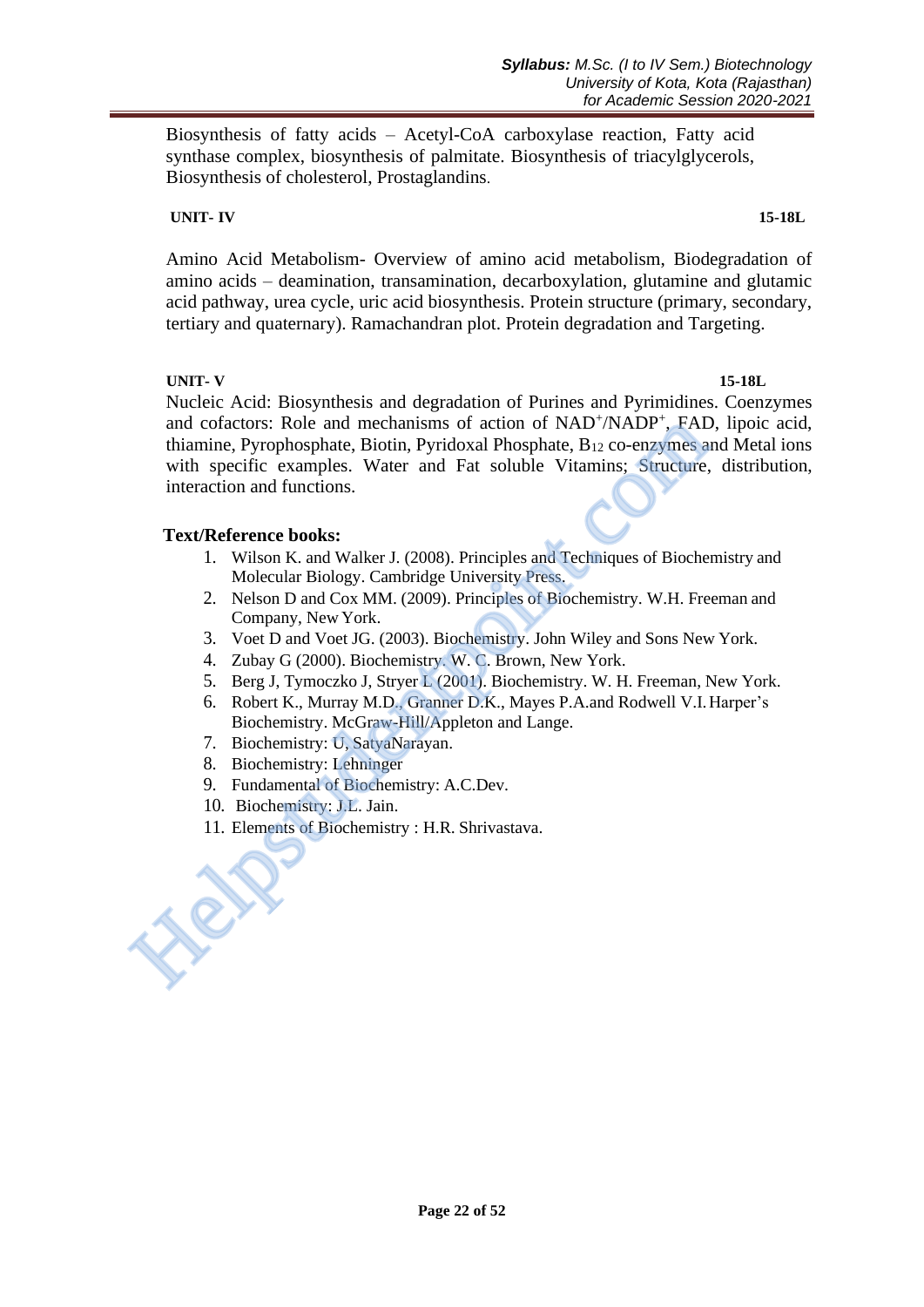Biosynthesis of fatty acids – Acetyl-CoA carboxylase reaction, Fatty acid synthase complex, biosynthesis of palmitate. Biosynthesis of triacylglycerols, Biosynthesis of cholesterol, Prostaglandins.

**UNIT- IV** **15-18L**

Amino Acid Metabolism- Overview of amino acid metabolism, Biodegradation of amino acids – deamination, transamination, decarboxylation, glutamine and glutamic acid pathway, urea cycle, uric acid biosynthesis. Protein structure (primary, secondary, tertiary and quaternary). Ramachandran plot. Protein degradation and Targeting.

**UNIT- V** **15-18L**

Nucleic Acid: Biosynthesis and degradation of Purines and Pyrimidines. Coenzymes and cofactors: Role and mechanisms of action of $NAD^+/NADP^+$, FAD, lipoic acid, thiamine, Pyrophosphate, Biotin, Pyridoxal Phosphate, $B_{12}$ co-enzymes and Metal ions with specific examples. Water and Fat soluble Vitamins; Structure, distribution, interaction and functions.

**Text/Reference books:**

1. Wilson K. and Walker J. (2008). Principles and Techniques of Biochemistry and Molecular Biology. Cambridge University Press.
2. Nelson D and Cox MM. (2009). Principles of Biochemistry. W.H. Freeman and Company, New York.
3. Voet D and Voet JG. (2003). Biochemistry. John Wiley and Sons New York.
4. Zubay G (2000). Biochemistry. W. C. Brown, New York.
5. Berg J, Tymoczko J, Stryer L (2001). Biochemistry. W. H. Freeman, New York.
6. Robert K., Murray M.D., Granner D.K., Mayes P.A.and Rodwell V.I. Harper's Biochemistry. McGraw-Hill/Appleton and Lange.
7. Biochemistry: U, SatyaNarayan.
8. Biochemistry: Lehninger
9. Fundamental of Biochemistry: A.C.Dev.
10. Biochemistry: J.L. Jain.
11. Elements of Biochemistry : H.R. Shrivastava.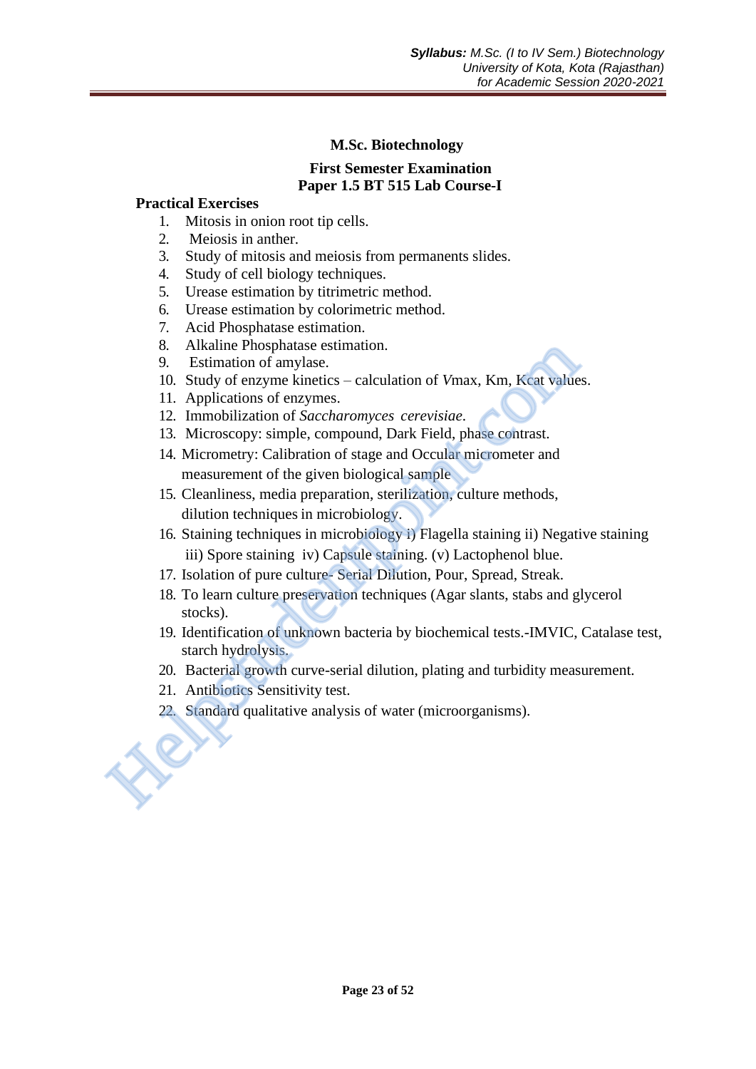# M.Sc. Biotechnology

## First Semester Examination
## Paper 1.5 BT 515 Lab Course-I

**Practical Exercises**

1. Mitosis in onion root tip cells.
2. Meiosis in anther.
3. Study of mitosis and meiosis from permanents slides.
4. Study of cell biology techniques.
5. Urease estimation by titrimetric method.
6. Urease estimation by colorimetric method.
7. Acid Phosphatase estimation.
8. Alkaline Phosphatase estimation.
9. Estimation of amylase.
10. Study of enzyme kinetics – calculation of *V*max, Km, Kcat values.
11. Applications of enzymes.
12. Immobilization of *Saccharomyces cerevisiae*.
13. Microscopy: simple, compound, Dark Field, phase contrast.
14. Micrometry: Calibration of stage and Occular micrometer and measurement of the given biological sample
15. Cleanliness, media preparation, sterilization, culture methods, dilution techniques in microbiology.
16. Staining techniques in microbiology i) Flagella staining ii) Negative staining iii) Spore staining iv) Capsule staining. (v) Lactophenol blue.
17. Isolation of pure culture- Serial Dilution, Pour, Spread, Streak.
18. To learn culture preservation techniques (Agar slants, stabs and glycerol stocks).
19. Identification of unknown bacteria by biochemical tests.-IMVIC, Catalase test, starch hydrolysis.
20. Bacterial growth curve-serial dilution, plating and turbidity measurement.
21. Antibiotics Sensitivity test.
22. Standard qualitative analysis of water (microorganisms).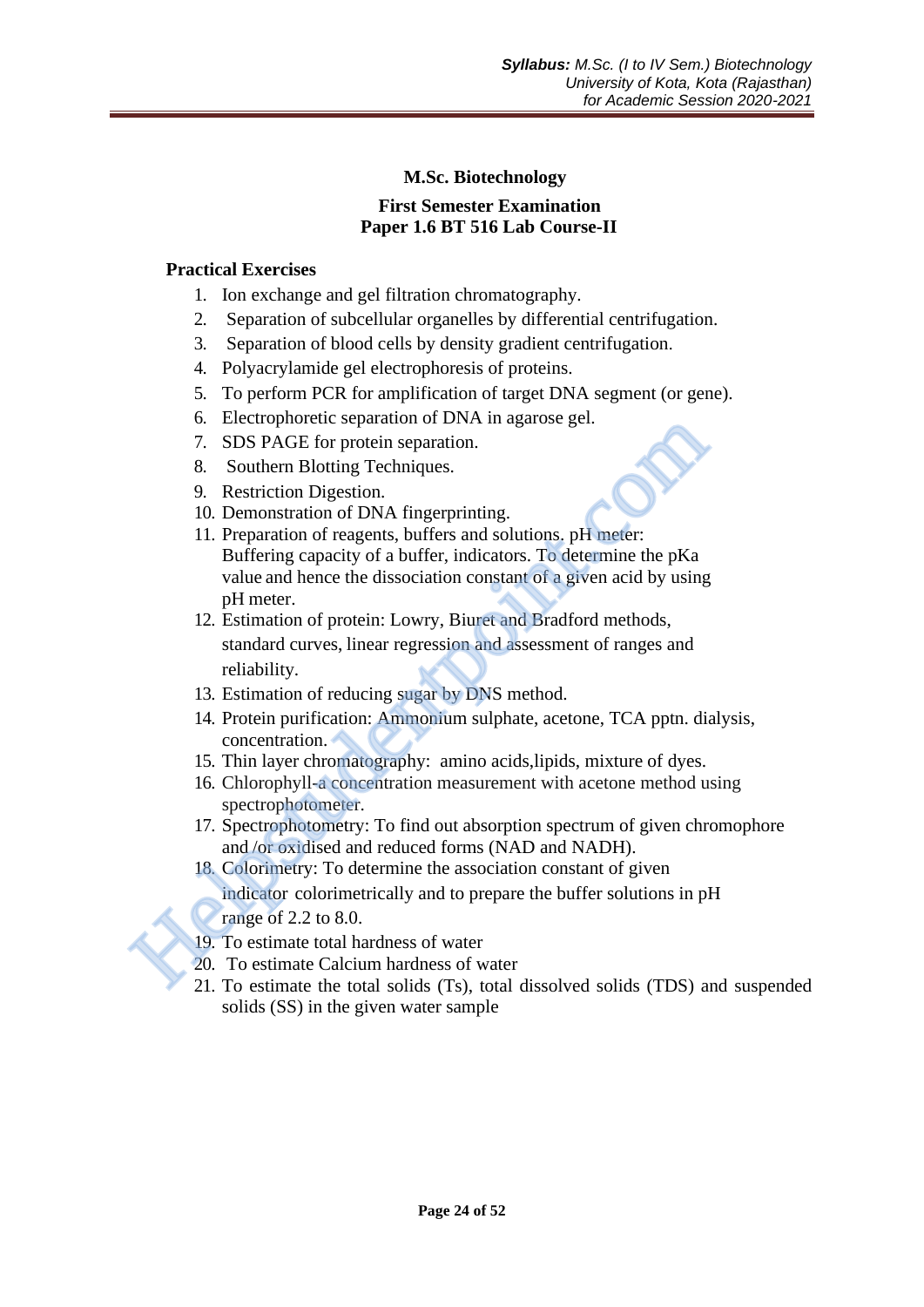# M.Sc. Biotechnology

## First Semester Examination
## Paper 1.6 BT 516 Lab Course-II

**Practical Exercises**

1. Ion exchange and gel filtration chromatography.
2. Separation of subcellular organelles by differential centrifugation.
3. Separation of blood cells by density gradient centrifugation.
4. Polyacrylamide gel electrophoresis of proteins.
5. To perform PCR for amplification of target DNA segment (or gene).
6. Electrophoretic separation of DNA in agarose gel.
7. SDS PAGE for protein separation.
8. Southern Blotting Techniques.
9. Restriction Digestion.
10. Demonstration of DNA fingerprinting.
11. Preparation of reagents, buffers and solutions. pH meter: Buffering capacity of a buffer, indicators. To determine the pKa value and hence the dissociation constant of a given acid by using pH meter.
12. Estimation of protein: Lowry, Biuret and Bradford methods, standard curves, linear regression and assessment of ranges and reliability.
13. Estimation of reducing sugar by DNS method.
14. Protein purification: Ammonium sulphate, acetone, TCA pptn. dialysis, concentration.
15. Thin layer chromatography: amino acids,lipids, mixture of dyes.
16. Chlorophyll-a concentration measurement with acetone method using spectrophotometer.
17. Spectrophotometry: To find out absorption spectrum of given chromophore and /or oxidised and reduced forms (NAD and NADH).
18. Colorimetry: To determine the association constant of given indicator colorimetrically and to prepare the buffer solutions in pH range of 2.2 to 8.0.
19. To estimate total hardness of water
20. To estimate Calcium hardness of water
21. To estimate the total solids (Ts), total dissolved solids (TDS) and suspended solids (SS) in the given water sample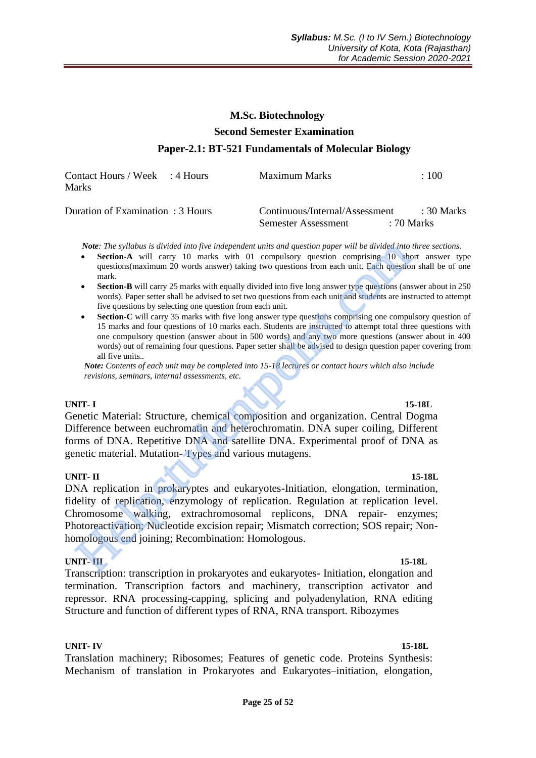## M.Sc. Biotechnology

## Second Semester Examination

## Paper-2.1: BT-521 Fundamentals of Molecular Biology

| | | | |
|---|---|---|---|
| Contact Hours / Week | : 4 Hours | Maximum Marks | : 100 Marks |
| Duration of Examination | : 3 Hours | Continuous/Internal/Assessment | : 30 Marks |
| | | Semester Assessment | : 70 Marks |

***Note**: The syllabus is divided into five independent units and question paper will be divided into three sections.*

- **Section-A** will carry 10 marks with 01 compulsory question comprising 10 short answer type questions(maximum 20 words answer) taking two questions from each unit. Each question shall be of one mark.
- **Section-B** will carry 25 marks with equally divided into five long answer type questions (answer about in 250 words). Paper setter shall be advised to set two questions from each unit and students are instructed to attempt five questions by selecting one question from each unit.
- **Section-C** will carry 35 marks with five long answer type questions comprising one compulsory question of 15 marks and four questions of 10 marks each. Students are instructed to attempt total three questions with one compulsory question (answer about in 500 words) and any two more questions (answer about in 400 words) out of remaining four questions. Paper setter shall be advised to design question paper covering from all five units..

***Note:** Contents of each unit may be completed into 15-18 lectures or contact hours which also include revisions, seminars, internal assessments, etc.*

**UNIT- I** **15-18L**

Genetic Material: Structure, chemical composition and organization. Central Dogma Difference between euchromatin and heterochromatin. DNA super coiling, Different forms of DNA. Repetitive DNA and satellite DNA. Experimental proof of DNA as genetic material. Mutation- Types and various mutagens.

**UNIT- II** **15-18L**

DNA replication in prokaryptes and eukaryotes-Initiation, elongation, termination, fidelity of replication, enzymology of replication. Regulation at replication level. Chromosome walking, extrachromosomal replicons, DNA repair- enzymes; Photoreactivation; Nucleotide excision repair; Mismatch correction; SOS repair; Non-homologous end joining; Recombination: Homologous.

**UNIT- III** **15-18L**

Transcription: transcription in prokaryotes and eukaryotes- Initiation, elongation and termination. Transcription factors and machinery, transcription activator and repressor. RNA processing-capping, splicing and polyadenylation, RNA editing Structure and function of different types of RNA, RNA transport. Ribozymes

**UNIT- IV** **15-18L**

Translation machinery; Ribosomes; Features of genetic code. Proteins Synthesis: Mechanism of translation in Prokaryotes and Eukaryotes–initiation, elongation,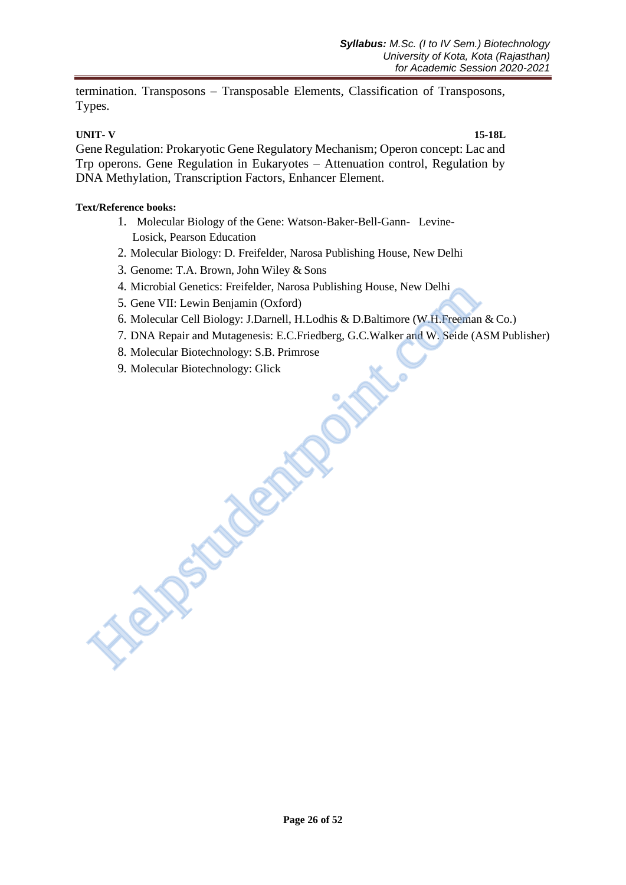termination. Transposons – Transposable Elements, Classification of Transposons, Types.

**UNIT- V** **15-18L**

Gene Regulation: Prokaryotic Gene Regulatory Mechanism; Operon concept: Lac and Trp operons. Gene Regulation in Eukaryotes – Attenuation control, Regulation by DNA Methylation, Transcription Factors, Enhancer Element.

**Text/Reference books:**

1. Molecular Biology of the Gene: Watson-Baker-Bell-Gann- Levine-Losick, Pearson Education
2. Molecular Biology: D. Freifelder, Narosa Publishing House, New Delhi
3. Genome: T.A. Brown, John Wiley & Sons
4. Microbial Genetics: Freifelder, Narosa Publishing House, New Delhi
5. Gene VII: Lewin Benjamin (Oxford)
6. Molecular Cell Biology: J.Darnell, H.Lodhis & D.Baltimore (W.H.Freeman & Co.)
7. DNA Repair and Mutagenesis: E.C.Friedberg, G.C.Walker and W. Seide (ASM Publisher)
8. Molecular Biotechnology: S.B. Primrose
9. Molecular Biotechnology: Glick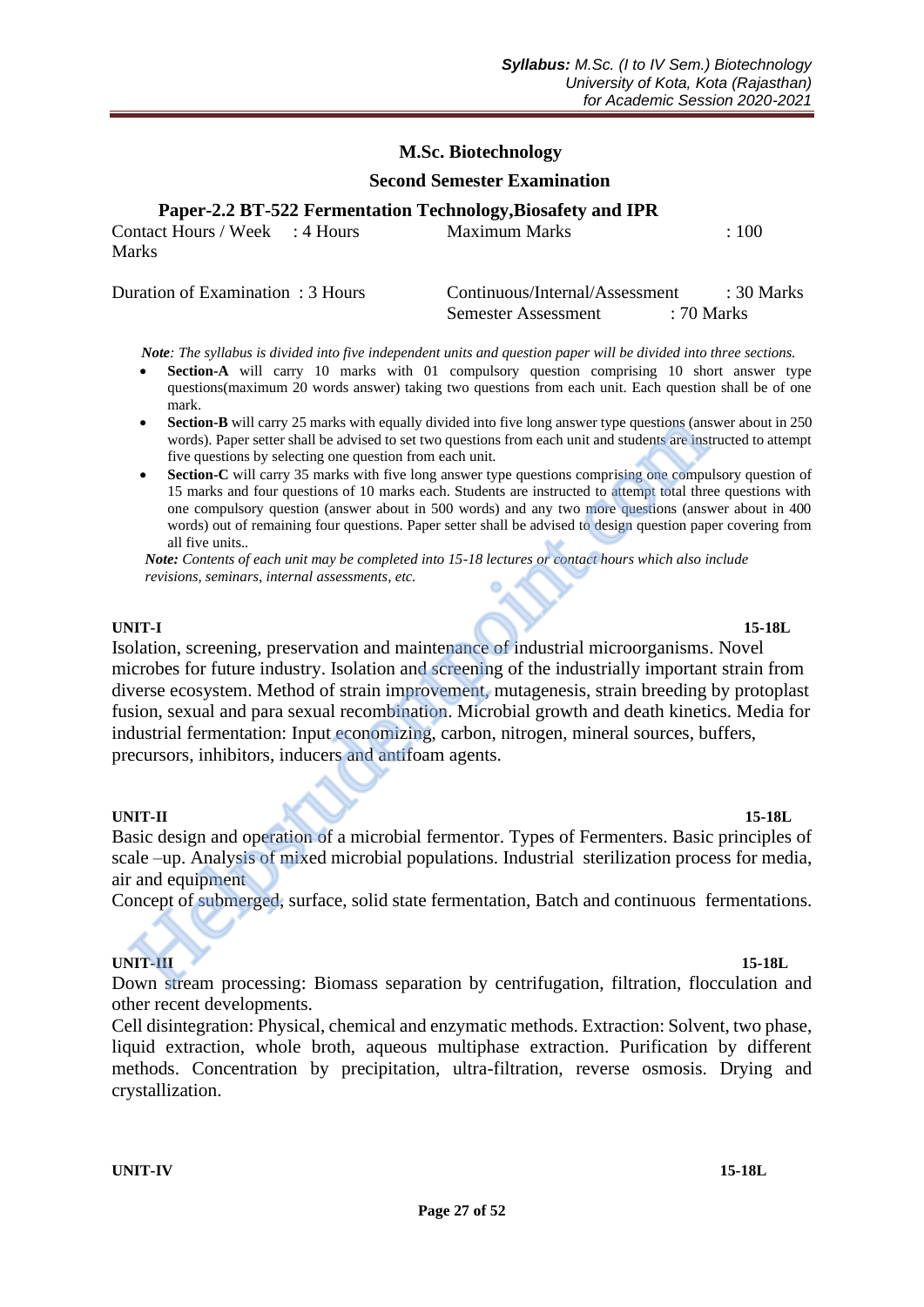## M.Sc. Biotechnology

### Second Semester Examination

### Paper-2.2 BT-522 Fermentation Technology,Biosafety and IPR

| | | | |
|---|---|---|---|
| Contact Hours / Week | : 4 Hours | Maximum Marks | : 100 Marks |
| Duration of Examination | : 3 Hours | Continuous/Internal/Assessment | : 30 Marks |
| | | Semester Assessment | : 70 Marks |

***Note**: The syllabus is divided into five independent units and question paper will be divided into three sections.*

- **Section-A** will carry 10 marks with 01 compulsory question comprising 10 short answer type questions(maximum 20 words answer) taking two questions from each unit. Each question shall be of one mark.
- **Section-B** will carry 25 marks with equally divided into five long answer type questions (answer about in 250 words). Paper setter shall be advised to set two questions from each unit and students are instructed to attempt five questions by selecting one question from each unit.
- **Section-C** will carry 35 marks with five long answer type questions comprising one compulsory question of 15 marks and four questions of 10 marks each. Students are instructed to attempt total three questions with one compulsory question (answer about in 500 words) and any two more questions (answer about in 400 words) out of remaining four questions. Paper setter shall be advised to design question paper covering from all five units..

***Note:** Contents of each unit may be completed into 15-18 lectures or contact hours which also include revisions, seminars, internal assessments, etc.*

**UNIT-I** **15-18L**

Isolation, screening, preservation and maintenance of industrial microorganisms. Novel microbes for future industry. Isolation and screening of the industrially important strain from diverse ecosystem. Method of strain improvement, mutagenesis, strain breeding by protoplast fusion, sexual and para sexual recombination. Microbial growth and death kinetics. Media for industrial fermentation: Input economizing, carbon, nitrogen, mineral sources, buffers, precursors, inhibitors, inducers and antifoam agents.

**UNIT-II** **15-18L**

Basic design and operation of a microbial fermentor. Types of Fermenters. Basic principles of scale –up. Analysis of mixed microbial populations. Industrial sterilization process for media, air and equipment

Concept of submerged, surface, solid state fermentation, Batch and continuous fermentations.

**UNIT-III** **15-18L**

Down stream processing: Biomass separation by centrifugation, filtration, flocculation and other recent developments.

Cell disintegration: Physical, chemical and enzymatic methods. Extraction: Solvent, two phase, liquid extraction, whole broth, aqueous multiphase extraction. Purification by different methods. Concentration by precipitation, ultra-filtration, reverse osmosis. Drying and crystallization.

**UNIT-IV** **15-18L**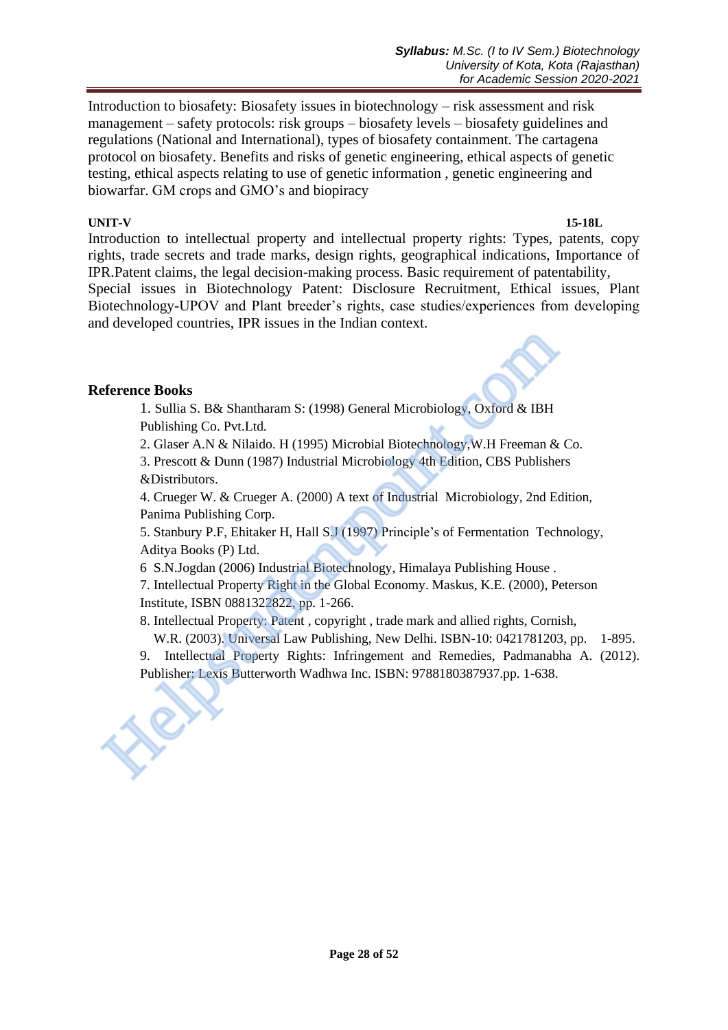Introduction to biosafety: Biosafety issues in biotechnology – risk assessment and risk management – safety protocols: risk groups – biosafety levels – biosafety guidelines and regulations (National and International), types of biosafety containment. The cartagena protocol on biosafety. Benefits and risks of genetic engineering, ethical aspects of genetic testing, ethical aspects relating to use of genetic information , genetic engineering and biowarfar. GM crops and GMO's and biopiracy

**UNIT-V** **15-18L**

Introduction to intellectual property and intellectual property rights: Types, patents, copy rights, trade secrets and trade marks, design rights, geographical indications, Importance of IPR.Patent claims, the legal decision-making process. Basic requirement of patentability, Special issues in Biotechnology Patent: Disclosure Recruitment, Ethical issues, Plant Biotechnology-UPOV and Plant breeder's rights, case studies/experiences from developing and developed countries, IPR issues in the Indian context.

## Reference Books

1. Sullia S. B& Shantharam S: (1998) General Microbiology, Oxford & IBH Publishing Co. Pvt.Ltd.
2. Glaser A.N & Nilaido. H (1995) Microbial Biotechnology,W.H Freeman & Co.
3. Prescott & Dunn (1987) Industrial Microbiology 4th Edition, CBS Publishers &Distributors.
4. Crueger W. & Crueger A. (2000) A text of Industrial Microbiology, 2nd Edition, Panima Publishing Corp.
5. Stanbury P.F, Ehitaker H, Hall S.J (1997) Principle's of Fermentation Technology, Aditya Books (P) Ltd.
6. S.N.Jogdan (2006) Industrial Biotechnology, Himalaya Publishing House .
7. Intellectual Property Right in the Global Economy. Maskus, K.E. (2000), Peterson Institute, ISBN 0881322822, pp. 1-266.
8. Intellectual Property: Patent , copyright , trade mark and allied rights, Cornish, W.R. (2003). Universal Law Publishing, New Delhi. ISBN-10: 0421781203, pp. 1-895.
9. Intellectual Property Rights: Infringement and Remedies, Padmanabha A. (2012). Publisher: Lexis Butterworth Wadhwa Inc. ISBN: 9788180387937.pp. 1-638.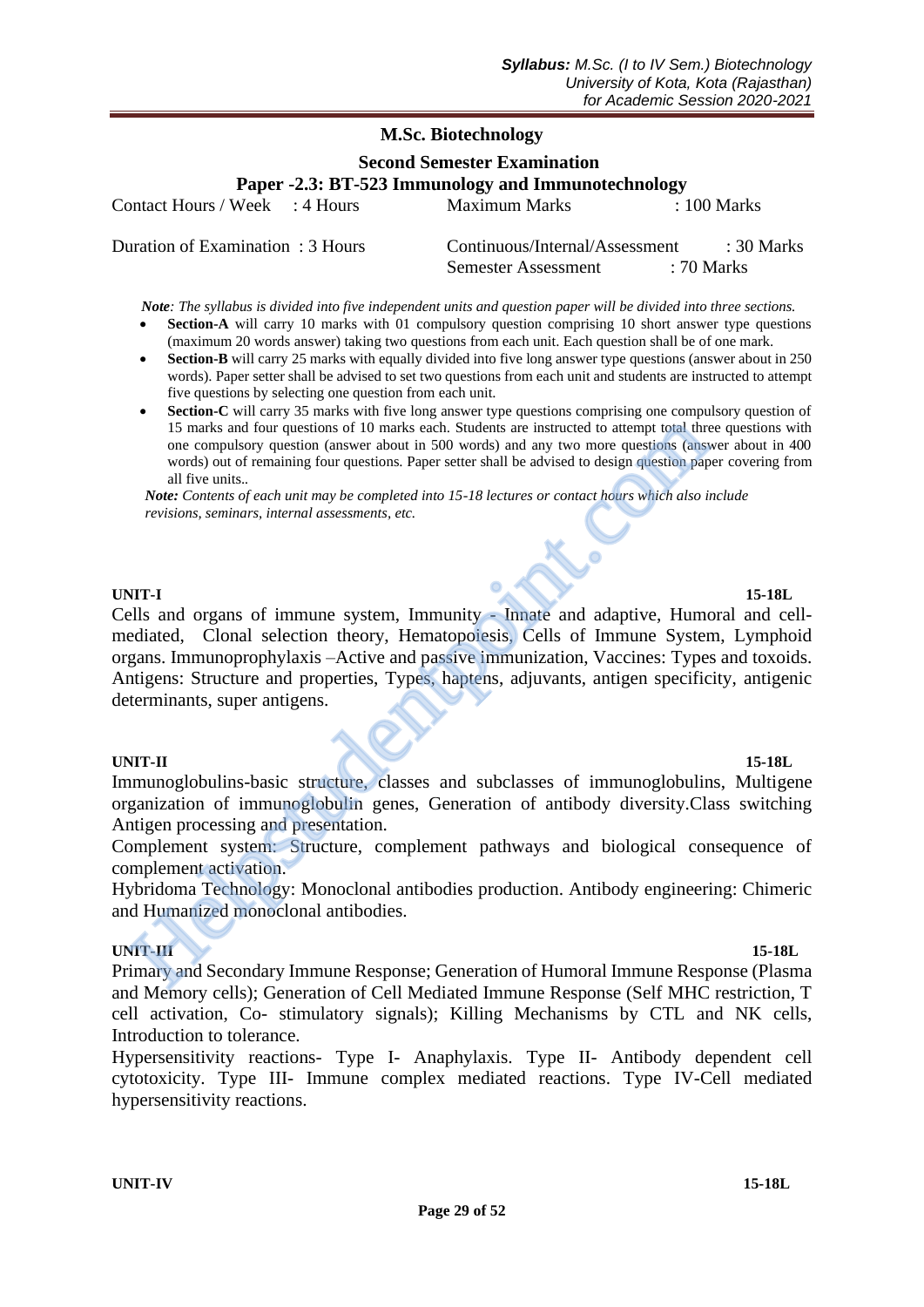## M.Sc. Biotechnology

### Second Semester Examination

### Paper -2.3: BT-523 Immunology and Immunotechnology

| | | | |
|---|---|---|---|
| Contact Hours / Week | : 4 Hours | Maximum Marks | : 100 Marks |
| Duration of Examination | : 3 Hours | Continuous/Internal/Assessment | : 30 Marks |
| | | Semester Assessment | : 70 Marks |

***Note****: The syllabus is divided into five independent units and question paper will be divided into three sections.*

- **Section-A** will carry 10 marks with 01 compulsory question comprising 10 short answer type questions (maximum 20 words answer) taking two questions from each unit. Each question shall be of one mark.
- **Section-B** will carry 25 marks with equally divided into five long answer type questions (answer about in 250 words). Paper setter shall be advised to set two questions from each unit and students are instructed to attempt five questions by selecting one question from each unit.
- **Section-C** will carry 35 marks with five long answer type questions comprising one compulsory question of 15 marks and four questions of 10 marks each. Students are instructed to attempt total three questions with one compulsory question (answer about in 500 words) and any two more questions (answer about in 400 words) out of remaining four questions. Paper setter shall be advised to design question paper covering from all five units..

***Note:*** *Contents of each unit may be completed into 15-18 lectures or contact hours which also include revisions, seminars, internal assessments, etc.*

**UNIT-I** **15-18L**

Cells and organs of immune system, Immunity - Innate and adaptive, Humoral and cell-mediated, Clonal selection theory, Hematopoiesis, Cells of Immune System, Lymphoid organs. Immunoprophylaxis –Active and passive immunization, Vaccines: Types and toxoids. Antigens: Structure and properties, Types, haptens, adjuvants, antigen specificity, antigenic determinants, super antigens.

**UNIT-II** **15-18L**

Immunoglobulins-basic structure, classes and subclasses of immunoglobulins, Multigene organization of immunoglobulin genes, Generation of antibody diversity.Class switching Antigen processing and presentation.

Complement system: Structure, complement pathways and biological consequence of complement activation.

Hybridoma Technology: Monoclonal antibodies production. Antibody engineering: Chimeric and Humanized monoclonal antibodies.

**UNIT-III** **15-18L**

Primary and Secondary Immune Response; Generation of Humoral Immune Response (Plasma and Memory cells); Generation of Cell Mediated Immune Response (Self MHC restriction, T cell activation, Co- stimulatory signals); Killing Mechanisms by CTL and NK cells, Introduction to tolerance.

Hypersensitivity reactions- Type I- Anaphylaxis. Type II- Antibody dependent cell cytotoxicity. Type III- Immune complex mediated reactions. Type IV-Cell mediated hypersensitivity reactions.

**UNIT-IV** **15-18L**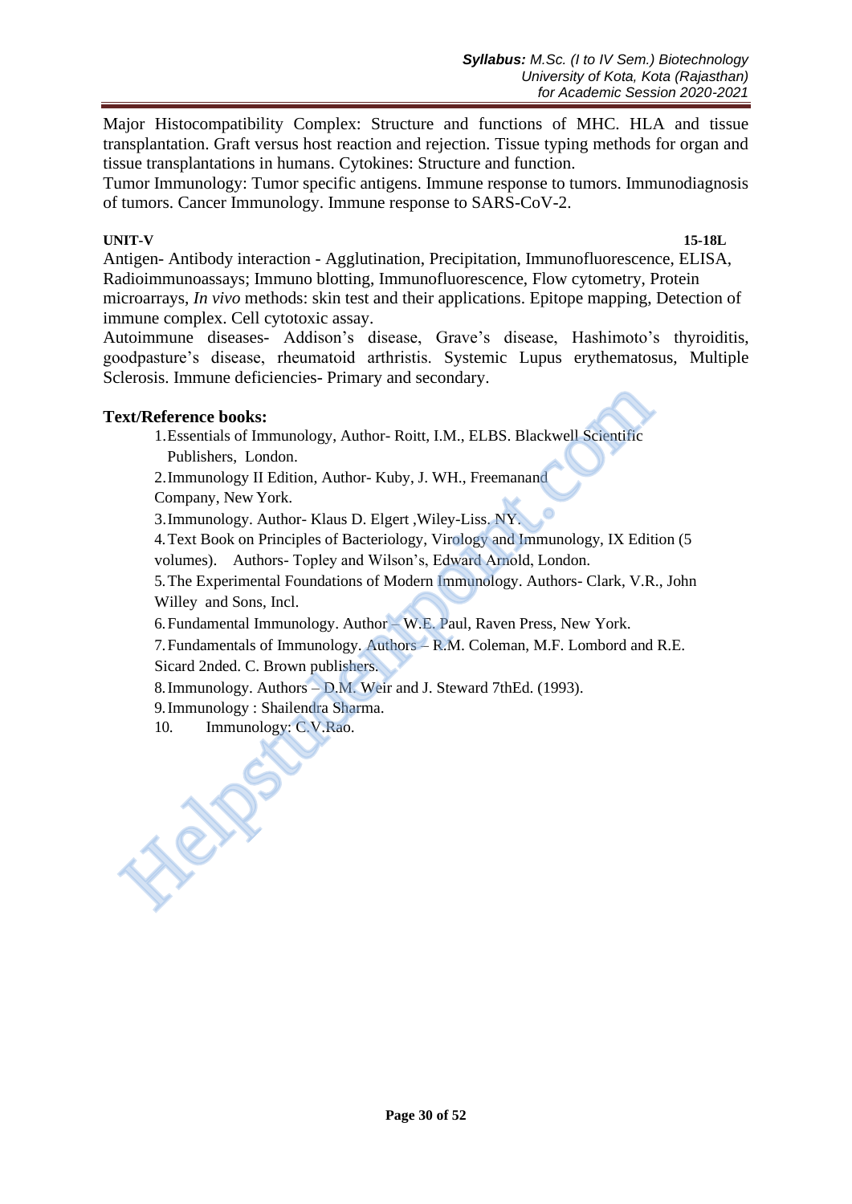Major Histocompatibility Complex: Structure and functions of MHC. HLA and tissue transplantation. Graft versus host reaction and rejection. Tissue typing methods for organ and tissue transplantations in humans. Cytokines: Structure and function.
Tumor Immunology: Tumor specific antigens. Immune response to tumors. Immunodiagnosis of tumors. Cancer Immunology. Immune response to SARS-CoV-2.

**UNIT-V** **15-18L**

Antigen- Antibody interaction - Agglutination, Precipitation, Immunofluorescence, ELISA, Radioimmunoassays; Immuno blotting, Immunofluorescence, Flow cytometry, Protein microarrays, *In vivo* methods: skin test and their applications. Epitope mapping, Detection of immune complex. Cell cytotoxic assay.
Autoimmune diseases- Addison's disease, Grave's disease, Hashimoto's thyroiditis, goodpasture's disease, rheumatoid arthristis. Systemic Lupus erythematosus, Multiple Sclerosis. Immune deficiencies- Primary and secondary.

**Text/Reference books:**

1. Essentials of Immunology, Author- Roitt, I.M., ELBS. Blackwell Scientific Publishers, London.
2. Immunology II Edition, Author- Kuby, J. WH., Freemanand Company, New York.
3. Immunology. Author- Klaus D. Elgert ,Wiley-Liss. NY.
4. Text Book on Principles of Bacteriology, Virology and Immunology, IX Edition (5 volumes). Authors- Topley and Wilson's, Edward Arnold, London.
5. The Experimental Foundations of Modern Immunology. Authors- Clark, V.R., John Willey and Sons, Incl.
6. Fundamental Immunology. Author – W.E. Paul, Raven Press, New York.
7. Fundamentals of Immunology. Authors – R.M. Coleman, M.F. Lombord and R.E. Sicard 2nded. C. Brown publishers.
8. Immunology. Authors – D.M. Weir and J. Steward 7thEd. (1993).
9. Immunology : Shailendra Sharma.
10. Immunology: C.V.Rao.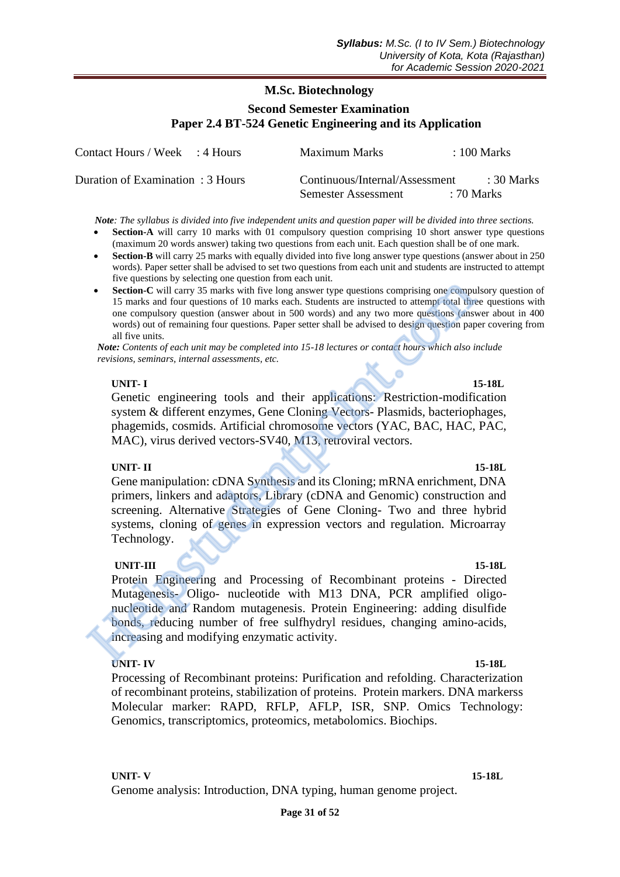## M.Sc. Biotechnology

### Second Semester Examination

### Paper 2.4 BT-524 Genetic Engineering and its Application

| | | | |
|---|---|---|---|
| Contact Hours / Week | : 4 Hours | Maximum Marks | : 100 Marks |
| Duration of Examination | : 3 Hours | Continuous/Internal/Assessment | : 30 Marks |
| | | Semester Assessment | : 70 Marks |

***Note**: The syllabus is divided into five independent units and question paper will be divided into three sections.*

- **Section-A** will carry 10 marks with 01 compulsory question comprising 10 short answer type questions (maximum 20 words answer) taking two questions from each unit. Each question shall be of one mark.
- **Section-B** will carry 25 marks with equally divided into five long answer type questions (answer about in 250 words). Paper setter shall be advised to set two questions from each unit and students are instructed to attempt five questions by selecting one question from each unit.
- **Section-C** will carry 35 marks with five long answer type questions comprising one compulsory question of 15 marks and four questions of 10 marks each. Students are instructed to attempt total three questions with one compulsory question (answer about in 500 words) and any two more questions (answer about in 400 words) out of remaining four questions. Paper setter shall be advised to design question paper covering from all five units.

***Note:** Contents of each unit may be completed into 15-18 lectures or contact hours which also include revisions, seminars, internal assessments, etc.*

**UNIT- I** **15-18L**

Genetic engineering tools and their applications: Restriction-modification system & different enzymes, Gene Cloning Vectors- Plasmids, bacteriophages, phagemids, cosmids. Artificial chromosome vectors (YAC, BAC, HAC, PAC, MAC), virus derived vectors-SV40, M13, retroviral vectors.

**UNIT- II** **15-18L**

Gene manipulation: cDNA Synthesis and its Cloning; mRNA enrichment, DNA primers, linkers and adaptors, Library (cDNA and Genomic) construction and screening. Alternative Strategies of Gene Cloning- Two and three hybrid systems, cloning of genes in expression vectors and regulation. Microarray Technology.

**UNIT-III** **15-18L**

Protein Engineering and Processing of Recombinant proteins - Directed Mutagenesis- Oligo- nucleotide with M13 DNA, PCR amplified oligo-nucleotide and Random mutagenesis. Protein Engineering: adding disulfide bonds, reducing number of free sulfhydryl residues, changing amino-acids, increasing and modifying enzymatic activity.

**UNIT- IV** **15-18L**

Processing of Recombinant proteins: Purification and refolding. Characterization of recombinant proteins, stabilization of proteins. Protein markers. DNA markerss Molecular marker: RAPD, RFLP, AFLP, ISR, SNP. Omics Technology: Genomics, transcriptomics, proteomics, metabolomics. Biochips.

**UNIT- V** **15-18L**

Genome analysis: Introduction, DNA typing, human genome project.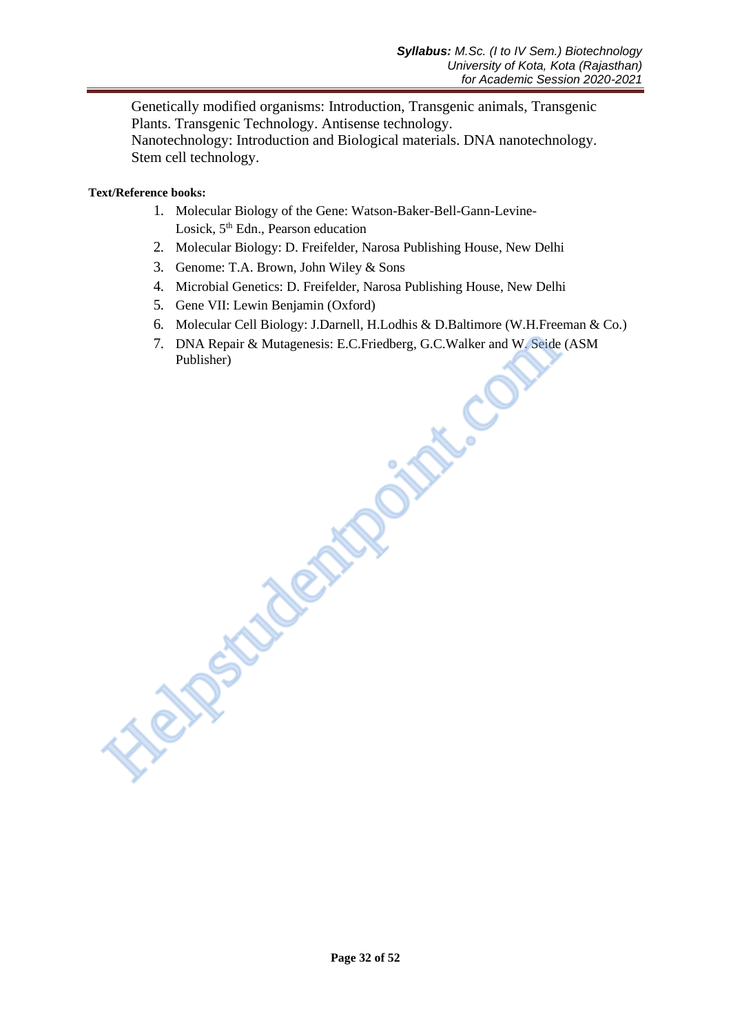Genetically modified organisms: Introduction, Transgenic animals, Transgenic Plants. Transgenic Technology. Antisense technology.
Nanotechnology: Introduction and Biological materials. DNA nanotechnology.
Stem cell technology.

**Text/Reference books:**

1. Molecular Biology of the Gene: Watson-Baker-Bell-Gann-Levine-Losick, 5th Edn., Pearson education
2. Molecular Biology: D. Freifelder, Narosa Publishing House, New Delhi
3. Genome: T.A. Brown, John Wiley & Sons
4. Microbial Genetics: D. Freifelder, Narosa Publishing House, New Delhi
5. Gene VII: Lewin Benjamin (Oxford)
6. Molecular Cell Biology: J.Darnell, H.Lodhis & D.Baltimore (W.H.Freeman & Co.)
7. DNA Repair & Mutagenesis: E.C.Friedberg, G.C.Walker and W. Seide (ASM Publisher)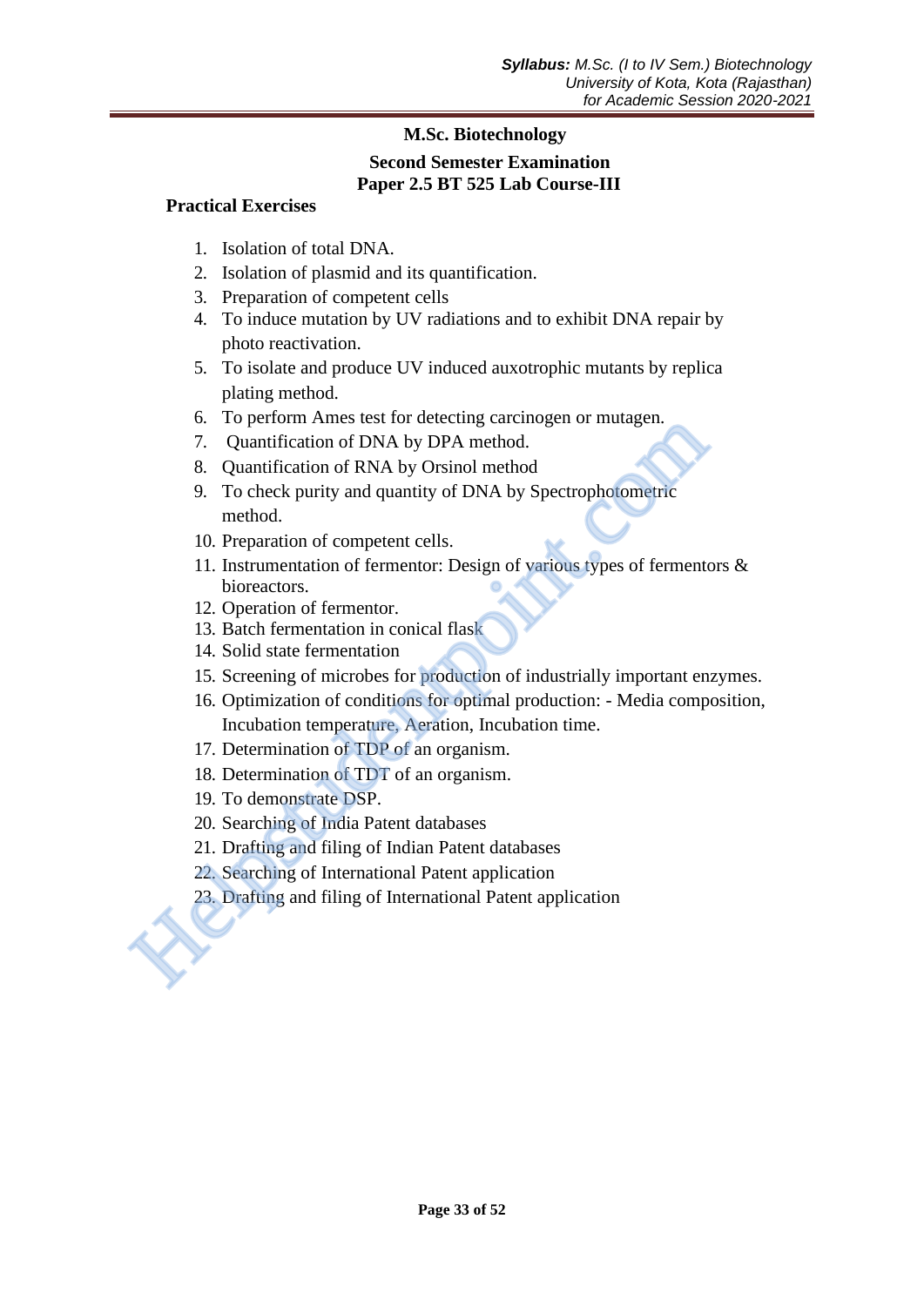## M.Sc. Biotechnology

### Second Semester Examination

### Paper 2.5 BT 525 Lab Course-III

**Practical Exercises**

1. Isolation of total DNA.
2. Isolation of plasmid and its quantification.
3. Preparation of competent cells
4. To induce mutation by UV radiations and to exhibit DNA repair by photo reactivation.
5. To isolate and produce UV induced auxotrophic mutants by replica plating method.
6. To perform Ames test for detecting carcinogen or mutagen.
7. Quantification of DNA by DPA method.
8. Quantification of RNA by Orsinol method
9. To check purity and quantity of DNA by Spectrophotometric method.
10. Preparation of competent cells.
11. Instrumentation of fermentor: Design of various types of fermentors & bioreactors.
12. Operation of fermentor.
13. Batch fermentation in conical flask
14. Solid state fermentation
15. Screening of microbes for production of industrially important enzymes.
16. Optimization of conditions for optimal production: - Media composition, Incubation temperature, Aeration, Incubation time.
17. Determination of TDP of an organism.
18. Determination of TDT of an organism.
19. To demonstrate DSP.
20. Searching of India Patent databases
21. Drafting and filing of Indian Patent databases
22. Searching of International Patent application
23. Drafting and filing of International Patent application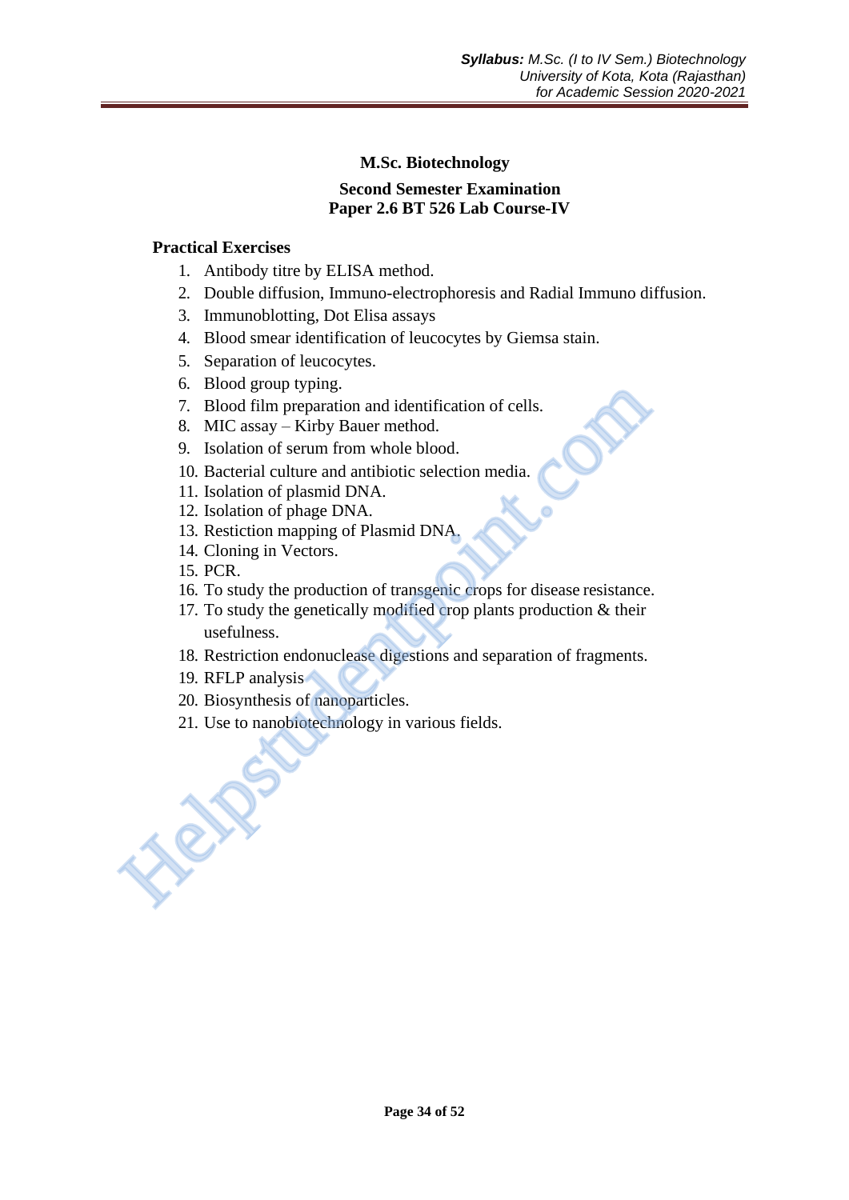## M.Sc. Biotechnology

### Second Semester Examination
### Paper 2.6 BT 526 Lab Course-IV

**Practical Exercises**

1. Antibody titre by ELISA method.
2. Double diffusion, Immuno-electrophoresis and Radial Immuno diffusion.
3. Immunoblotting, Dot Elisa assays
4. Blood smear identification of leucocytes by Giemsa stain.
5. Separation of leucocytes.
6. Blood group typing.
7. Blood film preparation and identification of cells.
8. MIC assay – Kirby Bauer method.
9. Isolation of serum from whole blood.
10. Bacterial culture and antibiotic selection media.
11. Isolation of plasmid DNA.
12. Isolation of phage DNA.
13. Restiction mapping of Plasmid DNA.
14. Cloning in Vectors.
15. PCR.
16. To study the production of transgenic crops for disease resistance.
17. To study the genetically modified crop plants production & their usefulness.
18. Restriction endonuclease digestions and separation of fragments.
19. RFLP analysis
20. Biosynthesis of nanoparticles.
21. Use to nanobiotechnology in various fields.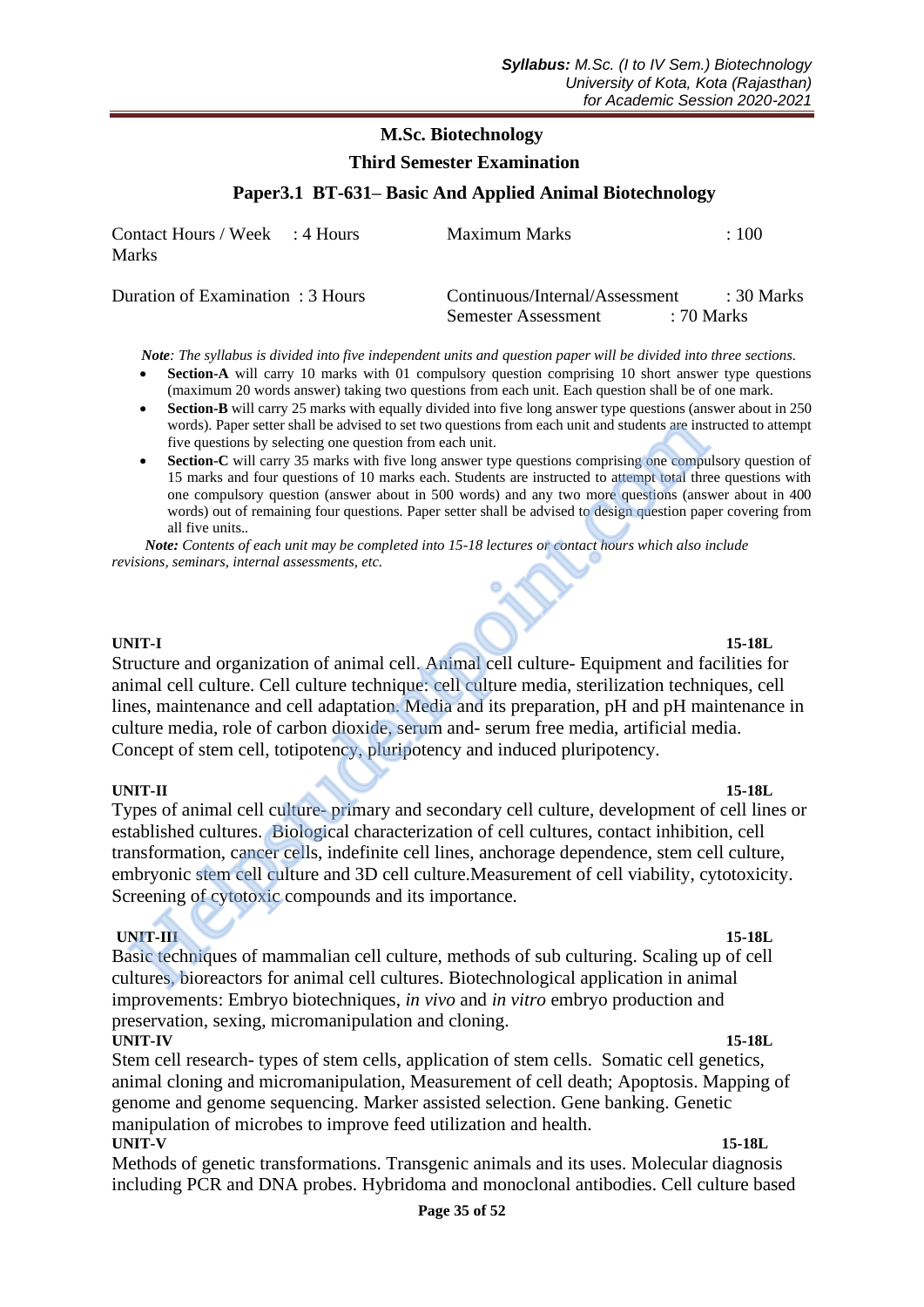## M.Sc. Biotechnology

### Third Semester Examination

### Paper3.1 BT-631– Basic And Applied Animal Biotechnology

| | | | |
|---|---|---|---|
| Contact Hours / Week Marks | : 4 Hours | Maximum Marks | : 100 |
| Duration of Examination | : 3 Hours | Continuous/Internal/Assessment | : 30 Marks |
| | | Semester Assessment | : 70 Marks |

***Note**: The syllabus is divided into five independent units and question paper will be divided into three sections.*

- **Section-A** will carry 10 marks with 01 compulsory question comprising 10 short answer type questions (maximum 20 words answer) taking two questions from each unit. Each question shall be of one mark.
- **Section-B** will carry 25 marks with equally divided into five long answer type questions (answer about in 250 words). Paper setter shall be advised to set two questions from each unit and students are instructed to attempt five questions by selecting one question from each unit.
- **Section-C** will carry 35 marks with five long answer type questions comprising one compulsory question of 15 marks and four questions of 10 marks each. Students are instructed to attempt total three questions with one compulsory question (answer about in 500 words) and any two more questions (answer about in 400 words) out of remaining four questions. Paper setter shall be advised to design question paper covering from all five units..

***Note:** Contents of each unit may be completed into 15-18 lectures or contact hours which also include revisions, seminars, internal assessments, etc.*

**UNIT-I** **15-18L**

Structure and organization of animal cell. Animal cell culture- Equipment and facilities for animal cell culture. Cell culture technique: cell culture media, sterilization techniques, cell lines, maintenance and cell adaptation. Media and its preparation, pH and pH maintenance in culture media, role of carbon dioxide, serum and- serum free media, artificial media. Concept of stem cell, totipotency, pluripotency and induced pluripotency.

**UNIT-II** **15-18L**

Types of animal cell culture- primary and secondary cell culture, development of cell lines or established cultures. Biological characterization of cell cultures, contact inhibition, cell transformation, cancer cells, indefinite cell lines, anchorage dependence, stem cell culture, embryonic stem cell culture and 3D cell culture.Measurement of cell viability, cytotoxicity. Screening of cytotoxic compounds and its importance.

**UNIT-III** **15-18L**

Basic techniques of mammalian cell culture, methods of sub culturing. Scaling up of cell cultures, bioreactors for animal cell cultures. Biotechnological application in animal improvements: Embryo biotechniques, *in vivo* and *in vitro* embryo production and preservation, sexing, micromanipulation and cloning.

**UNIT-IV** **15-18L**

Stem cell research- types of stem cells, application of stem cells. Somatic cell genetics, animal cloning and micromanipulation, Measurement of cell death; Apoptosis. Mapping of genome and genome sequencing. Marker assisted selection. Gene banking. Genetic manipulation of microbes to improve feed utilization and health.

**UNIT-V** **15-18L**

Methods of genetic transformations. Transgenic animals and its uses. Molecular diagnosis including PCR and DNA probes. Hybridoma and monoclonal antibodies. Cell culture based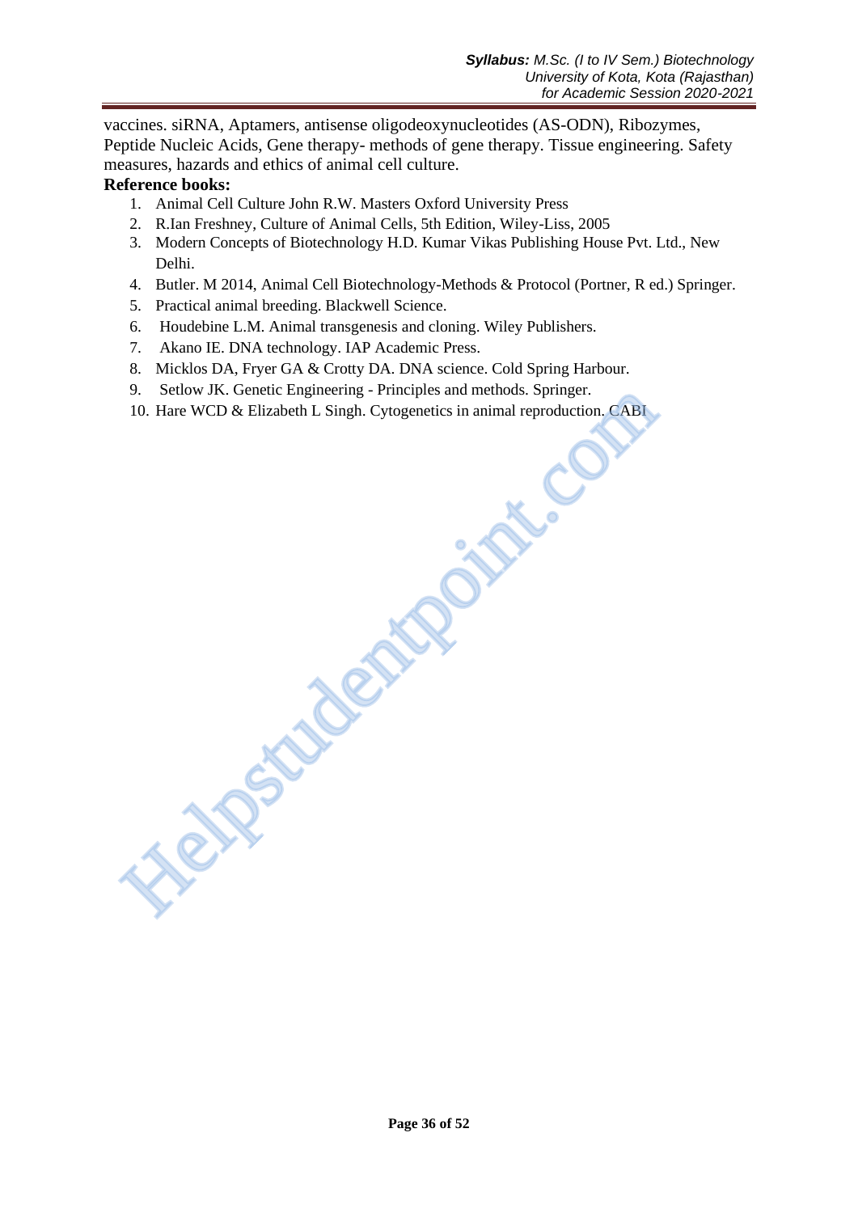vaccines. siRNA, Aptamers, antisense oligodeoxynucleotides (AS-ODN), Ribozymes, Peptide Nucleic Acids, Gene therapy- methods of gene therapy. Tissue engineering. Safety measures, hazards and ethics of animal cell culture.

**Reference books:**

1. Animal Cell Culture John R.W. Masters Oxford University Press
2. R.Ian Freshney, Culture of Animal Cells, 5th Edition, Wiley-Liss, 2005
3. Modern Concepts of Biotechnology H.D. Kumar Vikas Publishing House Pvt. Ltd., New Delhi.
4. Butler. M 2014, Animal Cell Biotechnology-Methods & Protocol (Portner, R ed.) Springer.
5. Practical animal breeding. Blackwell Science.
6. Houdebine L.M. Animal transgenesis and cloning. Wiley Publishers.
7. Akano IE. DNA technology. IAP Academic Press.
8. Micklos DA, Fryer GA & Crotty DA. DNA science. Cold Spring Harbour.
9. Setlow JK. Genetic Engineering - Principles and methods. Springer.
10. Hare WCD & Elizabeth L Singh. Cytogenetics in animal reproduction. CABI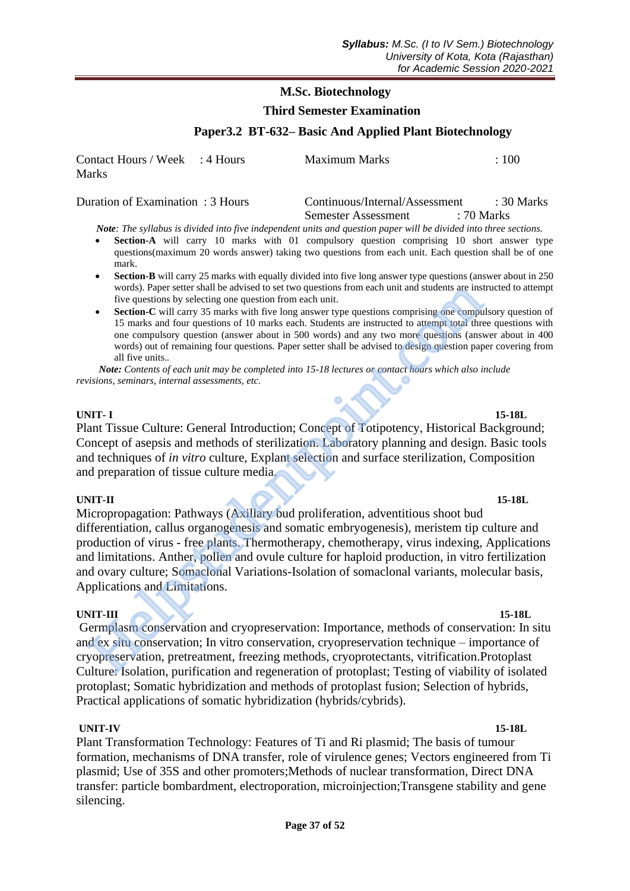# M.Sc. Biotechnology

## Third Semester Examination

### Paper3.2 BT-632– Basic And Applied Plant Biotechnology

| | | | |
|---|---|---|---|
| Contact Hours / Week | : 4 Hours | Maximum Marks | : 100 Marks |
| Duration of Examination | : 3 Hours | Continuous/Internal/Assessment | : 30 Marks |
| | | Semester Assessment | : 70 Marks |

***Note**: The syllabus is divided into five independent units and question paper will be divided into three sections.*

- **Section-A** will carry 10 marks with 01 compulsory question comprising 10 short answer type questions(maximum 20 words answer) taking two questions from each unit. Each question shall be of one mark.
- **Section-B** will carry 25 marks with equally divided into five long answer type questions (answer about in 250 words). Paper setter shall be advised to set two questions from each unit and students are instructed to attempt five questions by selecting one question from each unit.
- **Section-C** will carry 35 marks with five long answer type questions comprising one compulsory question of 15 marks and four questions of 10 marks each. Students are instructed to attempt total three questions with one compulsory question (answer about in 500 words) and any two more questions (answer about in 400 words) out of remaining four questions. Paper setter shall be advised to design question paper covering from all five units..

***Note:** Contents of each unit may be completed into 15-18 lectures or contact hours which also include revisions, seminars, internal assessments, etc.*

**UNIT- I** **15-18L**

Plant Tissue Culture: General Introduction; Concept of Totipotency, Historical Background; Concept of asepsis and methods of sterilization. Laboratory planning and design. Basic tools and techniques of *in vitro* culture, Explant selection and surface sterilization, Composition and preparation of tissue culture media.

**UNIT-II** **15-18L**

Micropropagation: Pathways (Axillary bud proliferation, adventitious shoot bud differentiation, callus organogenesis and somatic embryogenesis), meristem tip culture and production of virus - free plants. Thermotherapy, chemotherapy, virus indexing, Applications and limitations. Anther, pollen and ovule culture for haploid production, in vitro fertilization and ovary culture; Somaclonal Variations-Isolation of somaclonal variants, molecular basis, Applications and Limitations.

**UNIT-III** **15-18L**

Germplasm conservation and cryopreservation: Importance, methods of conservation: In situ and ex situ conservation; In vitro conservation, cryopreservation technique – importance of cryopreservation, pretreatment, freezing methods, cryoprotectants, vitrification.Protoplast Culture: Isolation, purification and regeneration of protoplast; Testing of viability of isolated protoplast; Somatic hybridization and methods of protoplast fusion; Selection of hybrids, Practical applications of somatic hybridization (hybrids/cybrids).

**UNIT-IV** **15-18L**

Plant Transformation Technology: Features of Ti and Ri plasmid; The basis of tumour formation, mechanisms of DNA transfer, role of virulence genes; Vectors engineered from Ti plasmid; Use of 35S and other promoters;Methods of nuclear transformation, Direct DNA transfer: particle bombardment, electroporation, microinjection;Transgene stability and gene silencing.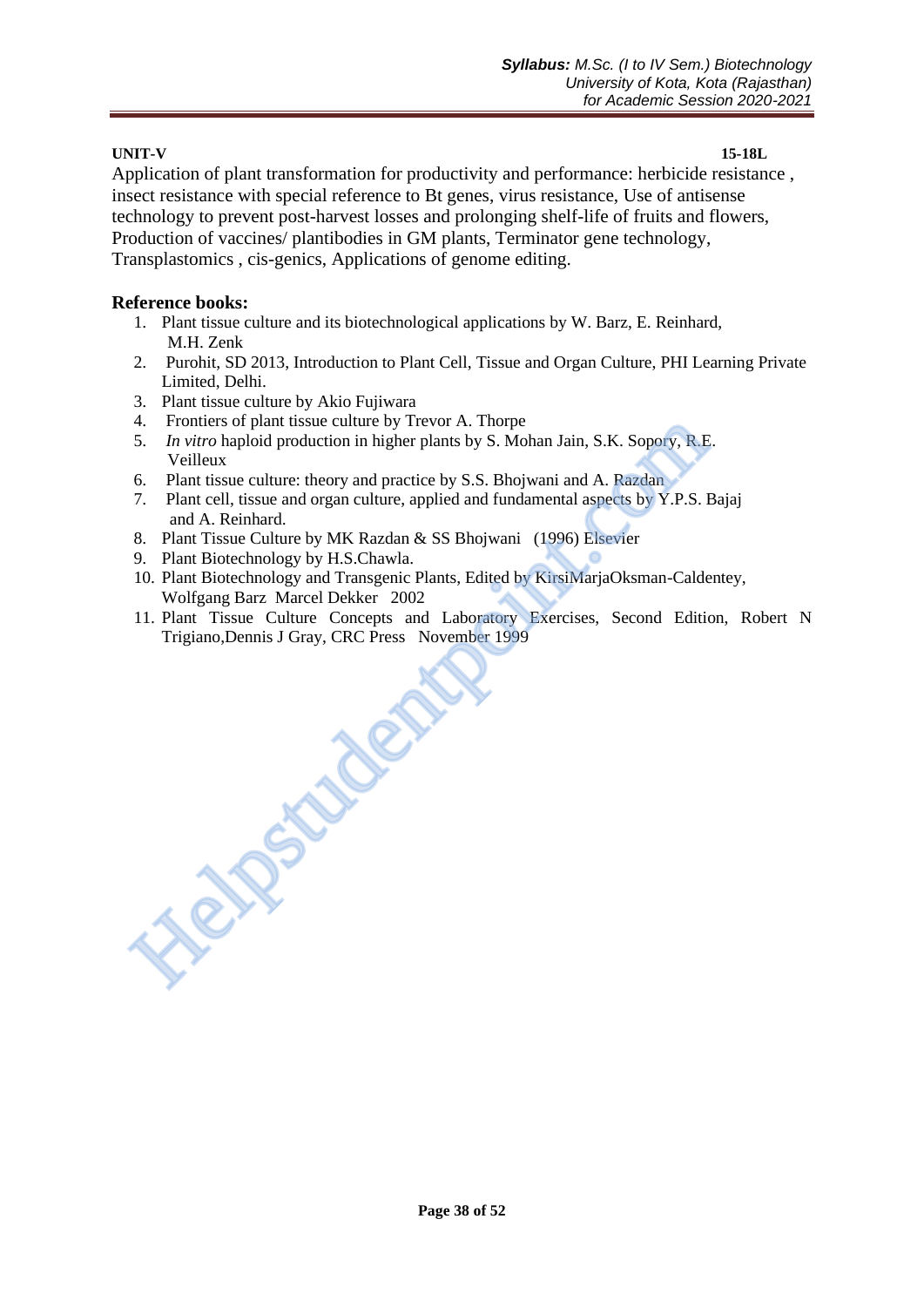**UNIT-V** **15-18L**

Application of plant transformation for productivity and performance: herbicide resistance , insect resistance with special reference to Bt genes, virus resistance, Use of antisense technology to prevent post-harvest losses and prolonging shelf-life of fruits and flowers, Production of vaccines/ plantibodies in GM plants, Terminator gene technology, Transplastomics , cis-genics, Applications of genome editing.

**Reference books:**

1. Plant tissue culture and its biotechnological applications by W. Barz, E. Reinhard, M.H. Zenk
2. Purohit, SD 2013, Introduction to Plant Cell, Tissue and Organ Culture, PHI Learning Private Limited, Delhi.
3. Plant tissue culture by Akio Fujiwara
4. Frontiers of plant tissue culture by Trevor A. Thorpe
5. *In vitro* haploid production in higher plants by S. Mohan Jain, S.K. Sopory, R.E. Veilleux
6. Plant tissue culture: theory and practice by S.S. Bhojwani and A. Razdan
7. Plant cell, tissue and organ culture, applied and fundamental aspects by Y.P.S. Bajaj and A. Reinhard.
8. Plant Tissue Culture by MK Razdan & SS Bhojwani (1996) Elsevier
9. Plant Biotechnology by H.S.Chawla.
10. Plant Biotechnology and Transgenic Plants, Edited by KirsiMarjaOksman-Caldentey, Wolfgang Barz Marcel Dekker 2002
11. Plant Tissue Culture Concepts and Laboratory Exercises, Second Edition, Robert N Trigiano,Dennis J Gray, CRC Press November 1999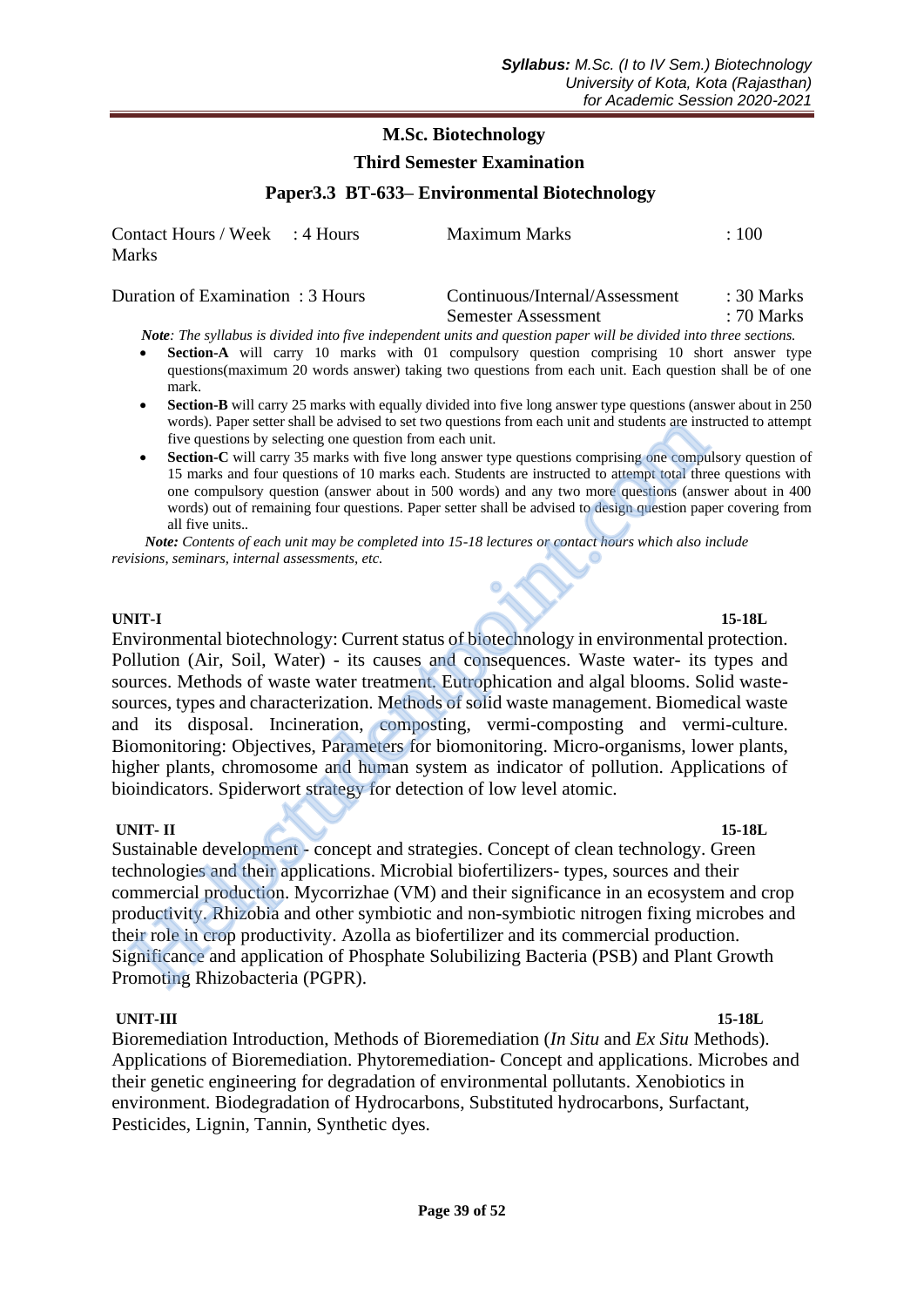## M.Sc. Biotechnology

### Third Semester Examination

### Paper3.3 BT-633– Environmental Biotechnology

| | | | |
|---|---|---|---|
| Contact Hours / Week | : 4 Hours | Maximum Marks | : 100 Marks |
| Duration of Examination | : 3 Hours | Continuous/Internal/Assessment | : 30 Marks |
| | | Semester Assessment | : 70 Marks |

***Note**: The syllabus is divided into five independent units and question paper will be divided into three sections.*

- **Section-A** will carry 10 marks with 01 compulsory question comprising 10 short answer type questions(maximum 20 words answer) taking two questions from each unit. Each question shall be of one mark.
- **Section-B** will carry 25 marks with equally divided into five long answer type questions (answer about in 250 words). Paper setter shall be advised to set two questions from each unit and students are instructed to attempt five questions by selecting one question from each unit.
- **Section-C** will carry 35 marks with five long answer type questions comprising one compulsory question of 15 marks and four questions of 10 marks each. Students are instructed to attempt total three questions with one compulsory question (answer about in 500 words) and any two more questions (answer about in 400 words) out of remaining four questions. Paper setter shall be advised to design question paper covering from all five units..

***Note:** Contents of each unit may be completed into 15-18 lectures or contact hours which also include revisions, seminars, internal assessments, etc.*

**UNIT-I** **15-18L**

Environmental biotechnology: Current status of biotechnology in environmental protection. Pollution (Air, Soil, Water) - its causes and consequences. Waste water- its types and sources. Methods of waste water treatment. Eutrophication and algal blooms. Solid waste-sources, types and characterization. Methods of solid waste management. Biomedical waste and its disposal. Incineration, composting, vermi-composting and vermi-culture. Biomonitoring: Objectives, Parameters for biomonitoring. Micro-organisms, lower plants, higher plants, chromosome and human system as indicator of pollution. Applications of bioindicators. Spiderwort strategy for detection of low level atomic.

**UNIT- II** **15-18L**

Sustainable development - concept and strategies. Concept of clean technology. Green technologies and their applications. Microbial biofertilizers- types, sources and their commercial production. Mycorrizhae (VM) and their significance in an ecosystem and crop productivity. Rhizobia and other symbiotic and non-symbiotic nitrogen fixing microbes and their role in crop productivity. Azolla as biofertilizer and its commercial production. Significance and application of Phosphate Solubilizing Bacteria (PSB) and Plant Growth Promoting Rhizobacteria (PGPR).

**UNIT-III** **15-18L**

Bioremediation Introduction, Methods of Bioremediation (*In Situ* and *Ex Situ* Methods). Applications of Bioremediation. Phytoremediation- Concept and applications. Microbes and their genetic engineering for degradation of environmental pollutants. Xenobiotics in environment. Biodegradation of Hydrocarbons, Substituted hydrocarbons, Surfactant, Pesticides, Lignin, Tannin, Synthetic dyes.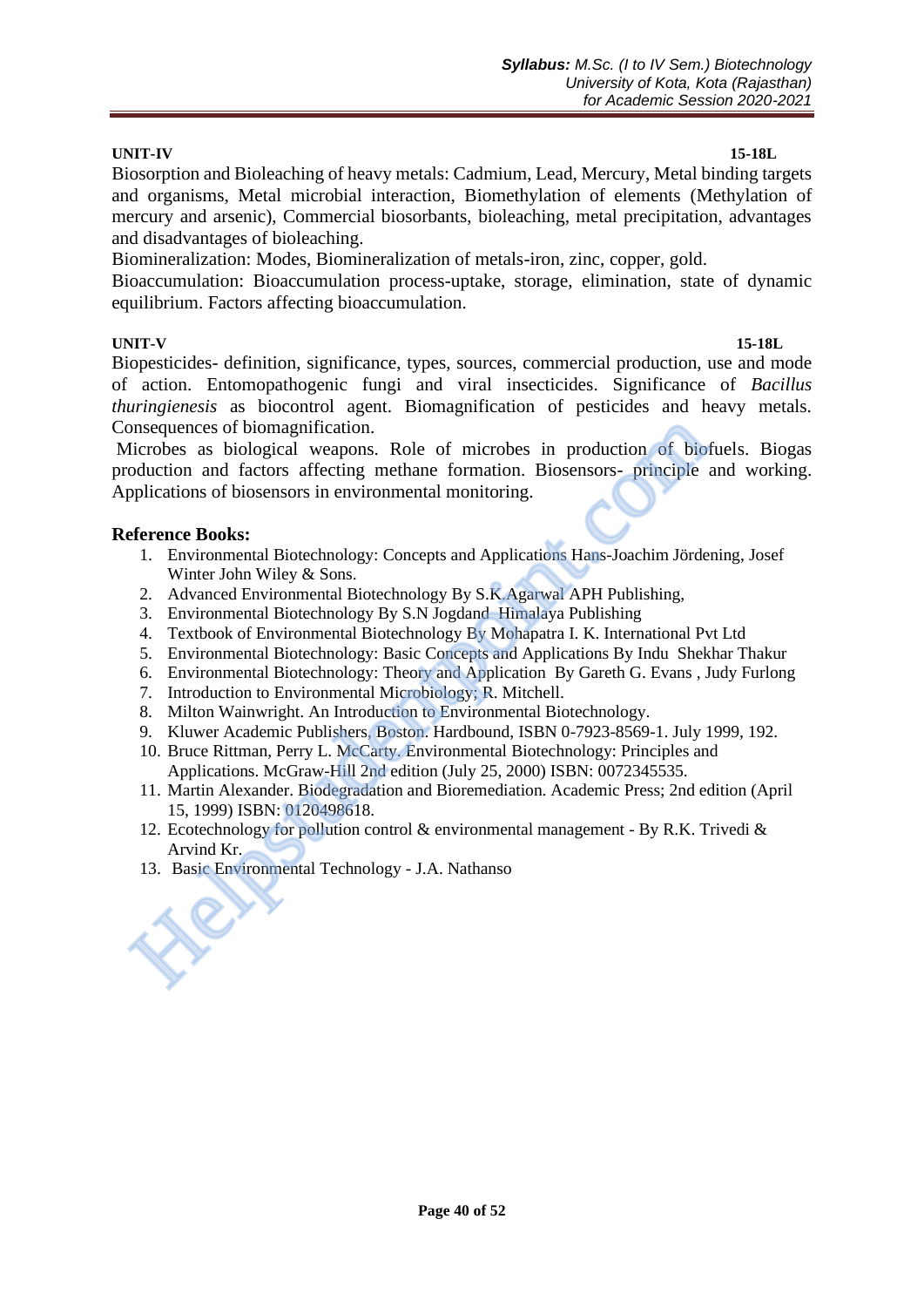**UNIT-IV** **15-18L**

Biosorption and Bioleaching of heavy metals: Cadmium, Lead, Mercury, Metal binding targets and organisms, Metal microbial interaction, Biomethylation of elements (Methylation of mercury and arsenic), Commercial biosorbants, bioleaching, metal precipitation, advantages and disadvantages of bioleaching.

Biomineralization: Modes, Biomineralization of metals-iron, zinc, copper, gold.

Bioaccumulation: Bioaccumulation process-uptake, storage, elimination, state of dynamic equilibrium. Factors affecting bioaccumulation.

**UNIT-V** **15-18L**

Biopesticides- definition, significance, types, sources, commercial production, use and mode of action. Entomopathogenic fungi and viral insecticides. Significance of *Bacillus thuringienesis* as biocontrol agent. Biomagnification of pesticides and heavy metals. Consequences of biomagnification.

Microbes as biological weapons. Role of microbes in production of biofuels. Biogas production and factors affecting methane formation. Biosensors- principle and working. Applications of biosensors in environmental monitoring.

## Reference Books:

1. Environmental Biotechnology: Concepts and Applications Hans-Joachim Jördening, Josef Winter John Wiley & Sons.
2. Advanced Environmental Biotechnology By S.K.Agarwal APH Publishing,
3. Environmental Biotechnology By S.N Jogdand Himalaya Publishing
4. Textbook of Environmental Biotechnology By Mohapatra I. K. International Pvt Ltd
5. Environmental Biotechnology: Basic Concepts and Applications By Indu Shekhar Thakur
6. Environmental Biotechnology: Theory and Application By Gareth G. Evans , Judy Furlong
7. Introduction to Environmental Microbiology; R. Mitchell.
8. Milton Wainwright. An Introduction to Environmental Biotechnology.
9. Kluwer Academic Publishers, Boston. Hardbound, ISBN 0-7923-8569-1. July 1999, 192.
10. Bruce Rittman, Perry L. McCarty. Environmental Biotechnology: Principles and Applications. McGraw-Hill 2nd edition (July 25, 2000) ISBN: 0072345535.
11. Martin Alexander. Biodegradation and Bioremediation. Academic Press; 2nd edition (April 15, 1999) ISBN: 0120498618.
12. Ecotechnology for pollution control & environmental management - By R.K. Trivedi & Arvind Kr.
13. Basic Environmental Technology - J.A. Nathanso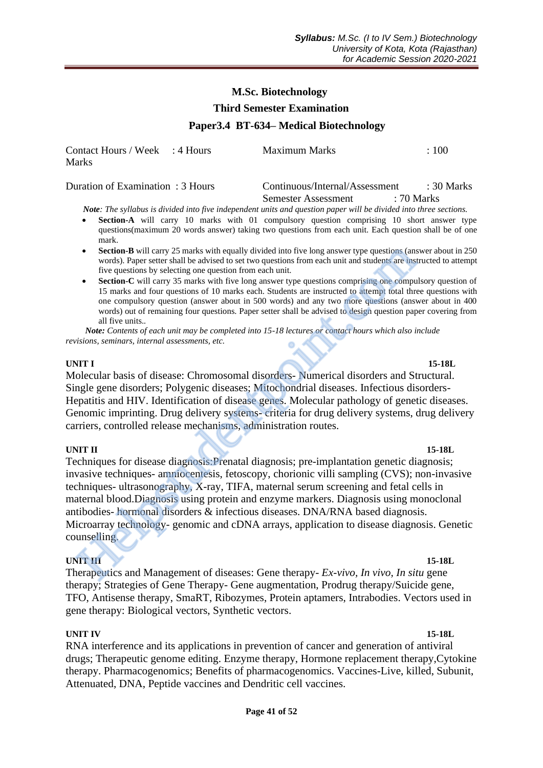## M.Sc. Biotechnology

### Third Semester Examination

### Paper3.4 BT-634– Medical Biotechnology

| | | | |
|---|---|---|---|
| Contact Hours / Week | : 4 Hours | Maximum Marks | : 100 Marks |
| Duration of Examination | : 3 Hours | Continuous/Internal/Assessment | : 30 Marks |
| | | Semester Assessment | : 70 Marks |

***Note****: The syllabus is divided into five independent units and question paper will be divided into three sections.*

- **Section-A** will carry 10 marks with 01 compulsory question comprising 10 short answer type questions(maximum 20 words answer) taking two questions from each unit. Each question shall be of one mark.
- **Section-B** will carry 25 marks with equally divided into five long answer type questions (answer about in 250 words). Paper setter shall be advised to set two questions from each unit and students are instructed to attempt five questions by selecting one question from each unit.
- **Section-C** will carry 35 marks with five long answer type questions comprising one compulsory question of 15 marks and four questions of 10 marks each. Students are instructed to attempt total three questions with one compulsory question (answer about in 500 words) and any two more questions (answer about in 400 words) out of remaining four questions. Paper setter shall be advised to design question paper covering from all five units..

***Note:*** *Contents of each unit may be completed into 15-18 lectures or contact hours which also include revisions, seminars, internal assessments, etc.*

**UNIT I** **15-18L**

Molecular basis of disease: Chromosomal disorders- Numerical disorders and Structural. Single gene disorders; Polygenic diseases; Mitochondrial diseases. Infectious disorders- Hepatitis and HIV. Identification of disease genes. Molecular pathology of genetic diseases. Genomic imprinting. Drug delivery systems- criteria for drug delivery systems, drug delivery carriers, controlled release mechanisms, administration routes.

**UNIT II** **15-18L**

Techniques for disease diagnosis:Prenatal diagnosis; pre-implantation genetic diagnosis; invasive techniques- amniocentesis, fetoscopy, chorionic villi sampling (CVS); non-invasive techniques- ultrasonography, X-ray, TIFA, maternal serum screening and fetal cells in maternal blood.Diagnosis using protein and enzyme markers. Diagnosis using monoclonal antibodies- hormonal disorders & infectious diseases. DNA/RNA based diagnosis. Microarray technology- genomic and cDNA arrays, application to disease diagnosis. Genetic counselling.

**UNIT III** **15-18L**

Therapeutics and Management of diseases: Gene therapy- *Ex-vivo, In vivo, In situ* gene therapy; Strategies of Gene Therapy- Gene augmentation, Prodrug therapy/Suicide gene, TFO, Antisense therapy, SmaRT, Ribozymes, Protein aptamers, Intrabodies. Vectors used in gene therapy: Biological vectors, Synthetic vectors.

**UNIT IV** **15-18L**

RNA interference and its applications in prevention of cancer and generation of antiviral drugs; Therapeutic genome editing. Enzyme therapy, Hormone replacement therapy,Cytokine therapy. Pharmacogenomics; Benefits of pharmacogenomics. Vaccines-Live, killed, Subunit, Attenuated, DNA, Peptide vaccines and Dendritic cell vaccines.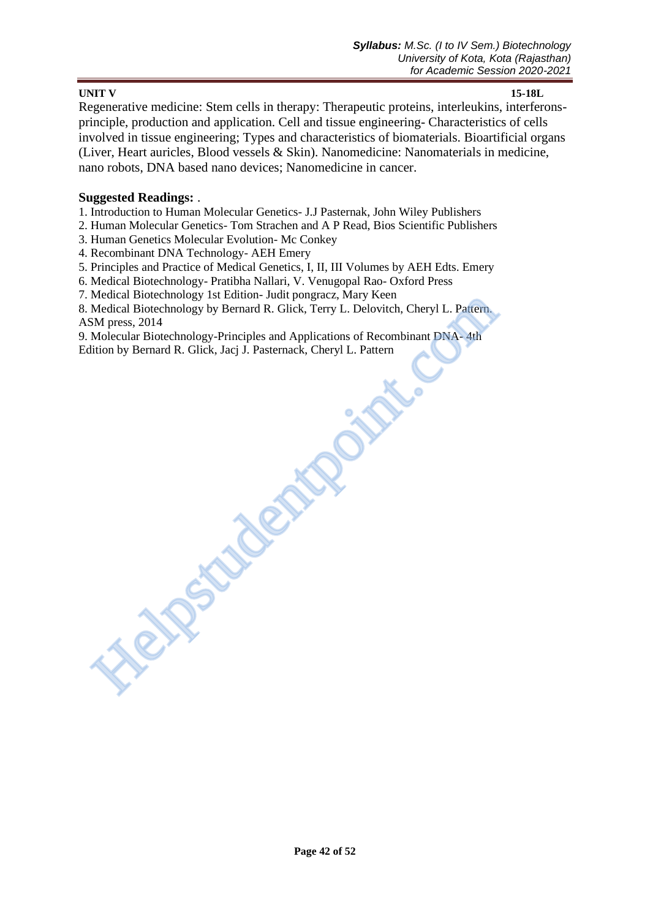**UNIT V** **15-18L**

Regenerative medicine: Stem cells in therapy: Therapeutic proteins, interleukins, interferons-principle, production and application. Cell and tissue engineering- Characteristics of cells involved in tissue engineering; Types and characteristics of biomaterials. Bioartificial organs (Liver, Heart auricles, Blood vessels & Skin). Nanomedicine: Nanomaterials in medicine, nano robots, DNA based nano devices; Nanomedicine in cancer.

**Suggested Readings:** .

1. Introduction to Human Molecular Genetics- J.J Pasternak, John Wiley Publishers
2. Human Molecular Genetics- Tom Strachen and A P Read, Bios Scientific Publishers
3. Human Genetics Molecular Evolution- Mc Conkey
4. Recombinant DNA Technology- AEH Emery
5. Principles and Practice of Medical Genetics, I, II, III Volumes by AEH Edts. Emery
6. Medical Biotechnology- Pratibha Nallari, V. Venugopal Rao- Oxford Press
7. Medical Biotechnology 1st Edition- Judit pongracz, Mary Keen
8. Medical Biotechnology by Bernard R. Glick, Terry L. Delovitch, Cheryl L. Pattern. ASM press, 2014
9. Molecular Biotechnology-Principles and Applications of Recombinant DNA- 4th Edition by Bernard R. Glick, Jacj J. Pasternack, Cheryl L. Pattern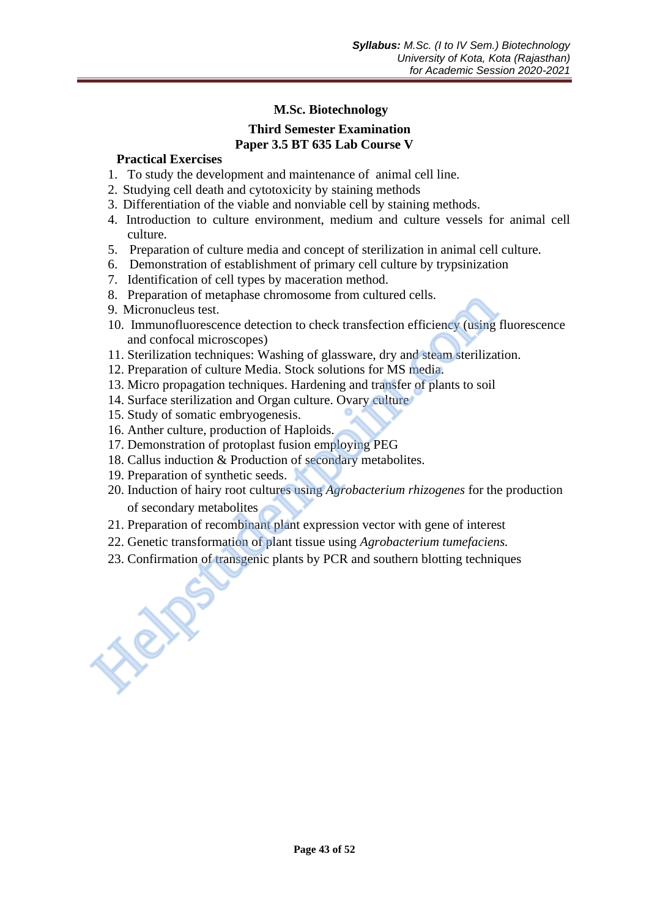## M.Sc. Biotechnology

### Third Semester Examination

### Paper 3.5 BT 635 Lab Course V

**Practical Exercises**

1. To study the development and maintenance of animal cell line.
2. Studying cell death and cytotoxicity by staining methods
3. Differentiation of the viable and nonviable cell by staining methods.
4. Introduction to culture environment, medium and culture vessels for animal cell culture.
5. Preparation of culture media and concept of sterilization in animal cell culture.
6. Demonstration of establishment of primary cell culture by trypsinization
7. Identification of cell types by maceration method.
8. Preparation of metaphase chromosome from cultured cells.
9. Micronucleus test.
10. Immunofluorescence detection to check transfection efficiency (using fluorescence and confocal microscopes)
11. Sterilization techniques: Washing of glassware, dry and steam sterilization.
12. Preparation of culture Media. Stock solutions for MS media.
13. Micro propagation techniques. Hardening and transfer of plants to soil
14. Surface sterilization and Organ culture. Ovary culture
15. Study of somatic embryogenesis.
16. Anther culture, production of Haploids.
17. Demonstration of protoplast fusion employing PEG
18. Callus induction & Production of secondary metabolites.
19. Preparation of synthetic seeds.
20. Induction of hairy root cultures using *Agrobacterium rhizogenes* for the production of secondary metabolites
21. Preparation of recombinant plant expression vector with gene of interest
22. Genetic transformation of plant tissue using *Agrobacterium tumefaciens.*
23. Confirmation of transgenic plants by PCR and southern blotting techniques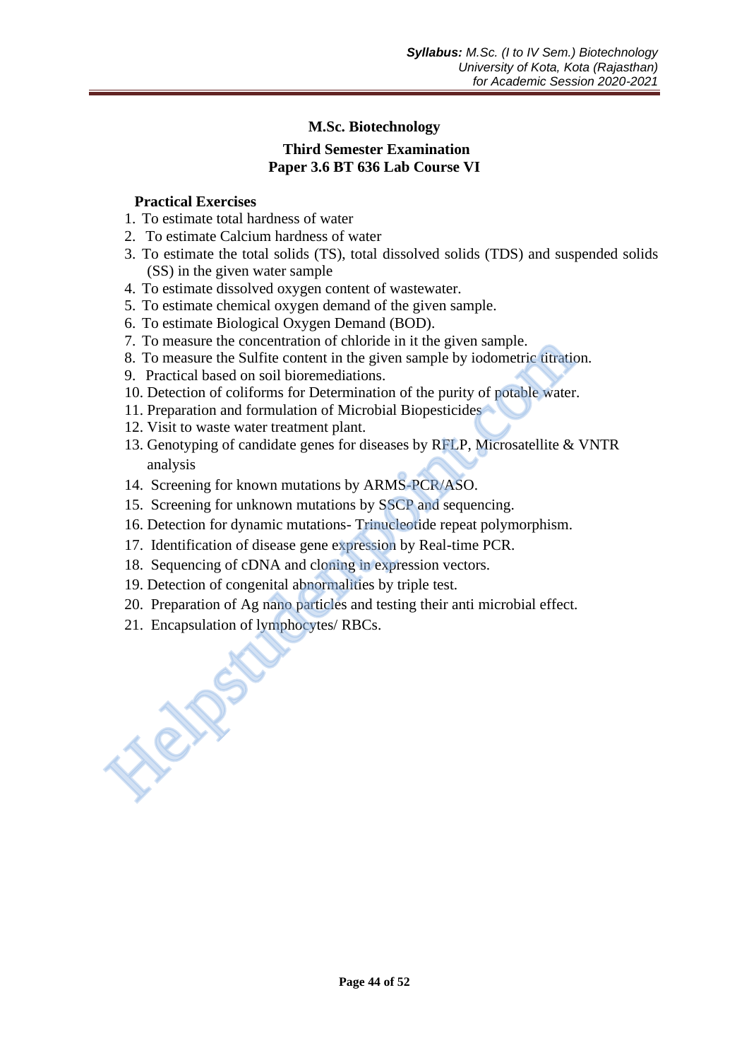## M.Sc. Biotechnology

### Third Semester Examination
### Paper 3.6 BT 636 Lab Course VI

**Practical Exercises**

1. To estimate total hardness of water
2. To estimate Calcium hardness of water
3. To estimate the total solids (TS), total dissolved solids (TDS) and suspended solids (SS) in the given water sample
4. To estimate dissolved oxygen content of wastewater.
5. To estimate chemical oxygen demand of the given sample.
6. To estimate Biological Oxygen Demand (BOD).
7. To measure the concentration of chloride in it the given sample.
8. To measure the Sulfite content in the given sample by iodometric titration.
9. Practical based on soil bioremediations.
10. Detection of coliforms for Determination of the purity of potable water.
11. Preparation and formulation of Microbial Biopesticides
12. Visit to waste water treatment plant.
13. Genotyping of candidate genes for diseases by RFLP, Microsatellite & VNTR analysis
14. Screening for known mutations by ARMS-PCR/ASO.
15. Screening for unknown mutations by SSCP and sequencing.
16. Detection for dynamic mutations- Trinucleotide repeat polymorphism.
17. Identification of disease gene expression by Real-time PCR.
18. Sequencing of cDNA and cloning in expression vectors.
19. Detection of congenital abnormalities by triple test.
20. Preparation of Ag nano particles and testing their anti microbial effect.
21. Encapsulation of lymphocytes/ RBCs.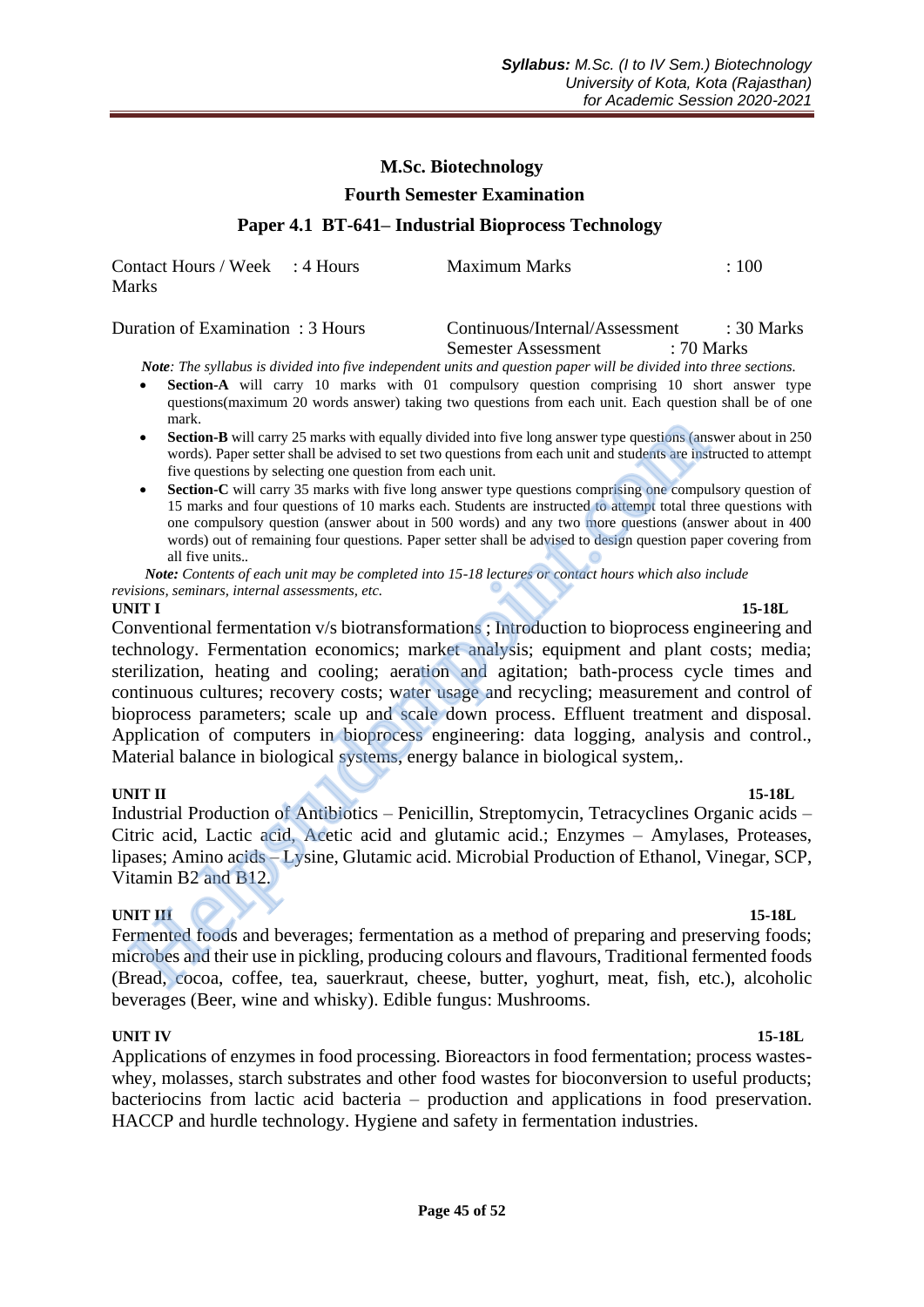# M.Sc. Biotechnology

## Fourth Semester Examination

### Paper 4.1 BT-641– Industrial Bioprocess Technology

| | | | |
|---|---|---|---|
| Contact Hours / Week | : 4 Hours | Maximum Marks | : 100 Marks |
| Duration of Examination | : 3 Hours | Continuous/Internal/Assessment | : 30 Marks |
| | | Semester Assessment | : 70 Marks |

***Note**: The syllabus is divided into five independent units and question paper will be divided into three sections.*

- **Section-A** will carry 10 marks with 01 compulsory question comprising 10 short answer type questions(maximum 20 words answer) taking two questions from each unit. Each question shall be of one mark.
- **Section-B** will carry 25 marks with equally divided into five long answer type questions (answer about in 250 words). Paper setter shall be advised to set two questions from each unit and students are instructed to attempt five questions by selecting one question from each unit.
- **Section-C** will carry 35 marks with five long answer type questions comprising one compulsory question of 15 marks and four questions of 10 marks each. Students are instructed to attempt total three questions with one compulsory question (answer about in 500 words) and any two more questions (answer about in 400 words) out of remaining four questions. Paper setter shall be advised to design question paper covering from all five units..

***Note:** Contents of each unit may be completed into 15-18 lectures or contact hours which also include revisions, seminars, internal assessments, etc.*

**UNIT I** **15-18L**

Conventional fermentation v/s biotransformations ; Introduction to bioprocess engineering and technology. Fermentation economics; market analysis; equipment and plant costs; media; sterilization, heating and cooling; aeration and agitation; bath-process cycle times and continuous cultures; recovery costs; water usage and recycling; measurement and control of bioprocess parameters; scale up and scale down process. Effluent treatment and disposal. Application of computers in bioprocess engineering: data logging, analysis and control., Material balance in biological systems, energy balance in biological system,.

**UNIT II** **15-18L**

Industrial Production of Antibiotics – Penicillin, Streptomycin, Tetracyclines Organic acids – Citric acid, Lactic acid, Acetic acid and glutamic acid.; Enzymes – Amylases, Proteases, lipases; Amino acids – Lysine, Glutamic acid. Microbial Production of Ethanol, Vinegar, SCP, Vitamin B2 and B12.

**UNIT III** **15-18L**

Fermented foods and beverages; fermentation as a method of preparing and preserving foods; microbes and their use in pickling, producing colours and flavours, Traditional fermented foods (Bread, cocoa, coffee, tea, sauerkraut, cheese, butter, yoghurt, meat, fish, etc.), alcoholic beverages (Beer, wine and whisky). Edible fungus: Mushrooms.

**UNIT IV** **15-18L**

Applications of enzymes in food processing. Bioreactors in food fermentation; process wastes-whey, molasses, starch substrates and other food wastes for bioconversion to useful products; bacteriocins from lactic acid bacteria – production and applications in food preservation. HACCP and hurdle technology. Hygiene and safety in fermentation industries.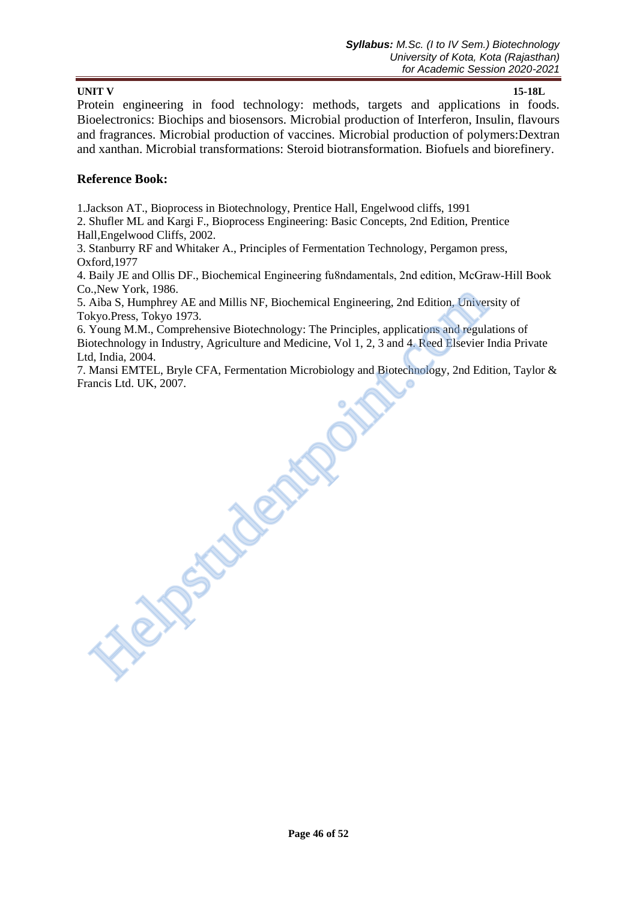**UNIT V** **15-18L**

Protein engineering in food technology: methods, targets and applications in foods. Bioelectronics: Biochips and biosensors. Microbial production of Interferon, Insulin, flavours and fragrances. Microbial production of vaccines. Microbial production of polymers:Dextran and xanthan. Microbial transformations: Steroid biotransformation. Biofuels and biorefinery.

## Reference Book:

1.Jackson AT., Bioprocess in Biotechnology, Prentice Hall, Engelwood cliffs, 1991
2. Shufler ML and Kargi F., Bioprocess Engineering: Basic Concepts, 2nd Edition, Prentice Hall,Engelwood Cliffs, 2002.
3. Stanburry RF and Whitaker A., Principles of Fermentation Technology, Pergamon press, Oxford,1977
4. Baily JE and Ollis DF., Biochemical Engineering fu8ndamentals, 2nd edition, McGraw-Hill Book Co.,New York, 1986.
5. Aiba S, Humphrey AE and Millis NF, Biochemical Engineering, 2nd Edition, University of Tokyo.Press, Tokyo 1973.
6. Young M.M., Comprehensive Biotechnology: The Principles, applications and regulations of Biotechnology in Industry, Agriculture and Medicine, Vol 1, 2, 3 and 4. Reed Elsevier India Private Ltd, India, 2004.
7. Mansi EMTEL, Bryle CFA, Fermentation Microbiology and Biotechnology, 2nd Edition, Taylor & Francis Ltd. UK, 2007.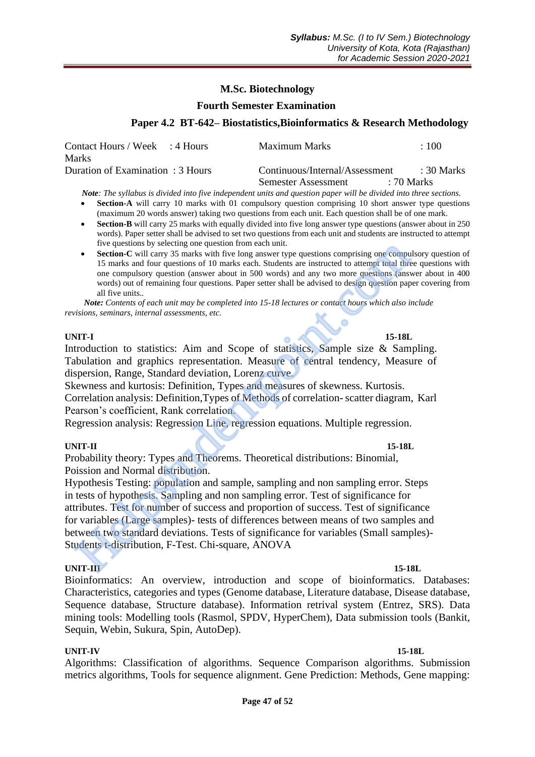## M.Sc. Biotechnology

### Fourth Semester Examination

### Paper 4.2 BT-642– Biostatistics,Bioinformatics & Research Methodology

| | | | |
|---|---|---|---|
| Contact Hours / Week | : 4 Hours | Maximum Marks | : 100 Marks |
| Duration of Examination | : 3 Hours | Continuous/Internal/Assessment | : 30 Marks |
| | | Semester Assessment | : 70 Marks |

***Note**: The syllabus is divided into five independent units and question paper will be divided into three sections.*

- **Section-A** will carry 10 marks with 01 compulsory question comprising 10 short answer type questions (maximum 20 words answer) taking two questions from each unit. Each question shall be of one mark.
- **Section-B** will carry 25 marks with equally divided into five long answer type questions (answer about in 250 words). Paper setter shall be advised to set two questions from each unit and students are instructed to attempt five questions by selecting one question from each unit.
- **Section-C** will carry 35 marks with five long answer type questions comprising one compulsory question of 15 marks and four questions of 10 marks each. Students are instructed to attempt total three questions with one compulsory question (answer about in 500 words) and any two more questions (answer about in 400 words) out of remaining four questions. Paper setter shall be advised to design question paper covering from all five units..

***Note:** Contents of each unit may be completed into 15-18 lectures or contact hours which also include revisions, seminars, internal assessments, etc.*

**UNIT-I** **15-18L**

Introduction to statistics: Aim and Scope of statistics, Sample size & Sampling. Tabulation and graphics representation. Measure of central tendency, Measure of dispersion, Range, Standard deviation, Lorenz curve.

Skewness and kurtosis: Definition, Types and measures of skewness. Kurtosis.

Correlation analysis: Definition,Types of Methods of correlation- scatter diagram, Karl Pearson's coefficient, Rank correlation.

Regression analysis: Regression Line, regression equations. Multiple regression.

**UNIT-II** **15-18L**

Probability theory: Types and Theorems. Theoretical distributions: Binomial, Poission and Normal distribution.

Hypothesis Testing: population and sample, sampling and non sampling error. Steps in tests of hypothesis. Sampling and non sampling error. Test of significance for attributes. Test for number of success and proportion of success. Test of significance for variables (Large samples)- tests of differences between means of two samples and between two standard deviations. Tests of significance for variables (Small samples)- Students t-distribution, F-Test. Chi-square, ANOVA

**UNIT-III** **15-18L**

Bioinformatics: An overview, introduction and scope of bioinformatics. Databases: Characteristics, categories and types (Genome database, Literature database, Disease database, Sequence database, Structure database). Information retrival system (Entrez, SRS). Data mining tools: Modelling tools (Rasmol, SPDV, HyperChem), Data submission tools (Bankit, Sequin, Webin, Sukura, Spin, AutoDep).

**UNIT-IV** **15-18L**

Algorithms: Classification of algorithms. Sequence Comparison algorithms. Submission metrics algorithms, Tools for sequence alignment. Gene Prediction: Methods, Gene mapping: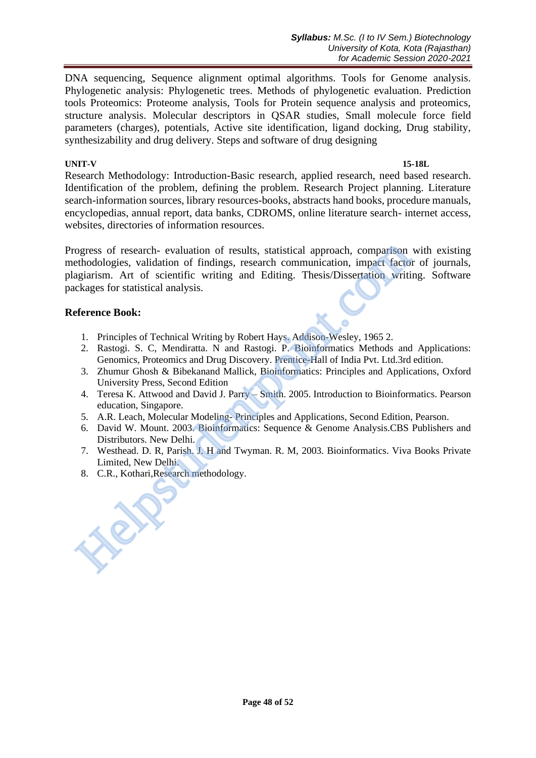DNA sequencing, Sequence alignment optimal algorithms. Tools for Genome analysis. Phylogenetic analysis: Phylogenetic trees. Methods of phylogenetic evaluation. Prediction tools Proteomics: Proteome analysis, Tools for Protein sequence analysis and proteomics, structure analysis. Molecular descriptors in QSAR studies, Small molecule force field parameters (charges), potentials, Active site identification, ligand docking, Drug stability, synthesizability and drug delivery. Steps and software of drug designing

**UNIT-V** **15-18L**

Research Methodology: Introduction-Basic research, applied research, need based research. Identification of the problem, defining the problem. Research Project planning. Literature search-information sources, library resources-books, abstracts hand books, procedure manuals, encyclopedias, annual report, data banks, CDROMS, online literature search- internet access, websites, directories of information resources.

Progress of research- evaluation of results, statistical approach, comparison with existing methodologies, validation of findings, research communication, impact factor of journals, plagiarism. Art of scientific writing and Editing. Thesis/Dissertation writing. Software packages for statistical analysis.

## Reference Book:

1. Principles of Technical Writing by Robert Hays. Addison-Wesley, 1965 2.
2. Rastogi. S. C, Mendiratta. N and Rastogi. P. Bioinformatics Methods and Applications: Genomics, Proteomics and Drug Discovery. Prentice-Hall of India Pvt. Ltd.3rd edition.
3. Zhumur Ghosh & Bibekanand Mallick, Bioinformatics: Principles and Applications, Oxford University Press, Second Edition
4. Teresa K. Attwood and David J. Parry – Smith. 2005. Introduction to Bioinformatics. Pearson education, Singapore.
5. A.R. Leach, Molecular Modeling- Principles and Applications, Second Edition, Pearson.
6. David W. Mount. 2003. Bioinformatics: Sequence & Genome Analysis.CBS Publishers and Distributors. New Delhi.
7. Westhead. D. R, Parish. J. H and Twyman. R. M, 2003. Bioinformatics. Viva Books Private Limited, New Delhi.
8. C.R., Kothari,Research methodology.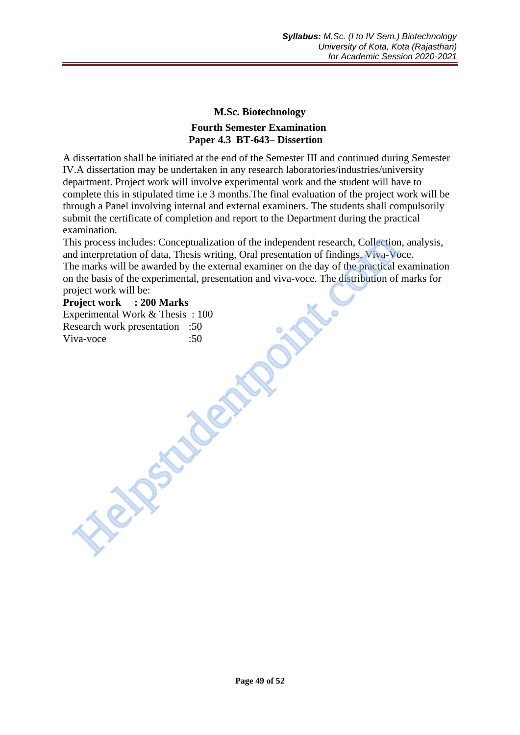## M.Sc. Biotechnology

### Fourth Semester Examination

### Paper 4.3 BT-643– Dissertion

A dissertation shall be initiated at the end of the Semester III and continued during Semester IV.A dissertation may be undertaken in any research laboratories/industries/university department. Project work will involve experimental work and the student will have to complete this in stipulated time i.e 3 months.The final evaluation of the project work will be through a Panel involving internal and external examiners. The students shall compulsorily submit the certificate of completion and report to the Department during the practical examination.

This process includes: Conceptualization of the independent research, Collection, analysis, and interpretation of data, Thesis writing, Oral presentation of findings, Viva-Voce.

The marks will be awarded by the external examiner on the day of the practical examination on the basis of the experimental, presentation and viva-voce. The distribution of marks for project work will be:

**Project work : 200 Marks**

Experimental Work & Thesis : 100

Research work presentation :50

Viva-voce :50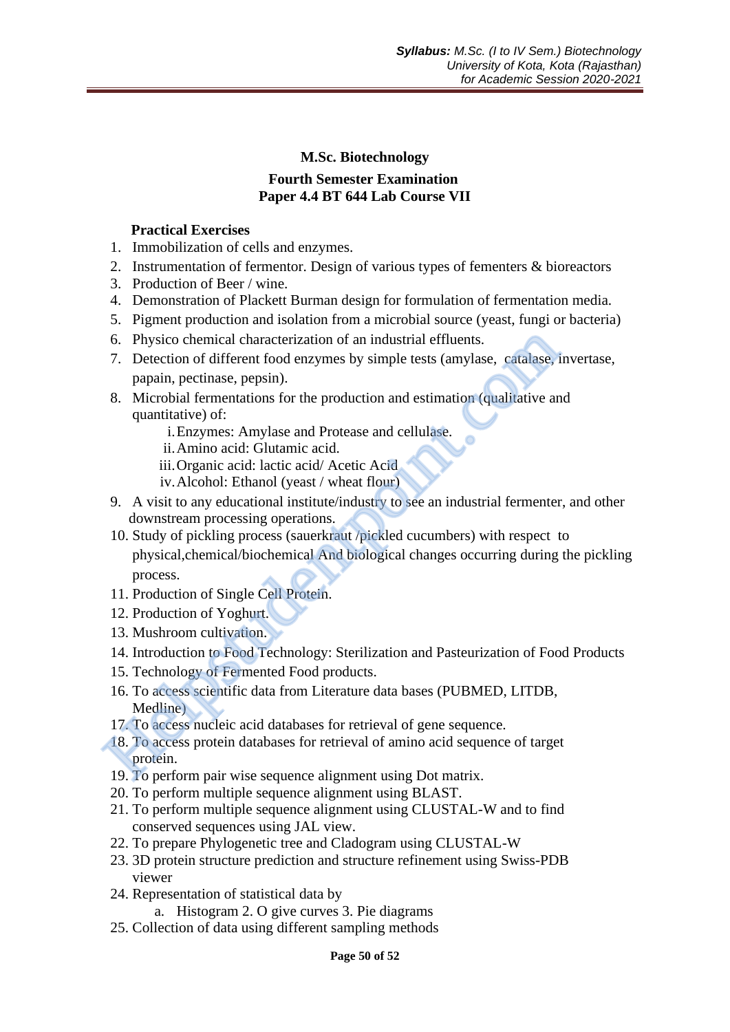## M.Sc. Biotechnology

### Fourth Semester Examination

### Paper 4.4 BT 644 Lab Course VII

**Practical Exercises**

1. Immobilization of cells and enzymes.
2. Instrumentation of fermentor. Design of various types of fementers & bioreactors
3. Production of Beer / wine.
4. Demonstration of Plackett Burman design for formulation of fermentation media.
5. Pigment production and isolation from a microbial source (yeast, fungi or bacteria)
6. Physico chemical characterization of an industrial effluents.
7. Detection of different food enzymes by simple tests (amylase, catalase, invertase, papain, pectinase, pepsin).
8. Microbial fermentations for the production and estimation (qualitative and quantitative) of:
   i. Enzymes: Amylase and Protease and cellulase.
   ii. Amino acid: Glutamic acid.
   iii. Organic acid: lactic acid/ Acetic Acid
   iv. Alcohol: Ethanol (yeast / wheat flour)
9. A visit to any educational institute/industry to see an industrial fermenter, and other downstream processing operations.
10. Study of pickling process (sauerkraut /pickled cucumbers) with respect to physical,chemical/biochemical And biological changes occurring during the pickling process.
11. Production of Single Cell Protein.
12. Production of Yoghurt.
13. Mushroom cultivation.
14. Introduction to Food Technology: Sterilization and Pasteurization of Food Products
15. Technology of Fermented Food products.
16. To access scientific data from Literature data bases (PUBMED, LITDB, Medline)
17. To access nucleic acid databases for retrieval of gene sequence.
18. To access protein databases for retrieval of amino acid sequence of target protein.
19. To perform pair wise sequence alignment using Dot matrix.
20. To perform multiple sequence alignment using BLAST.
21. To perform multiple sequence alignment using CLUSTAL-W and to find conserved sequences using JAL view.
22. To prepare Phylogenetic tree and Cladogram using CLUSTAL-W
23. 3D protein structure prediction and structure refinement using Swiss-PDB viewer
24. Representation of statistical data by
    a. Histogram 2. O give curves 3. Pie diagrams
25. Collection of data using different sampling methods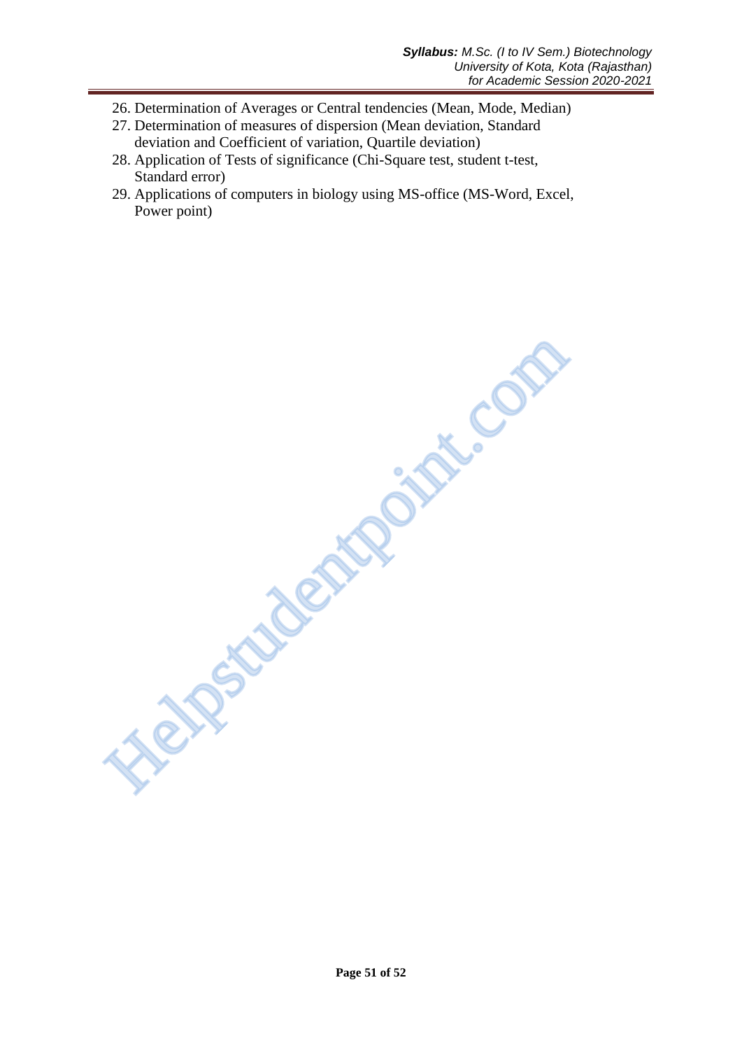26. Determination of Averages or Central tendencies (Mean, Mode, Median)
27. Determination of measures of dispersion (Mean deviation, Standard deviation and Coefficient of variation, Quartile deviation)
28. Application of Tests of significance (Chi-Square test, student t-test, Standard error)
29. Applications of computers in biology using MS-office (MS-Word, Excel, Power point)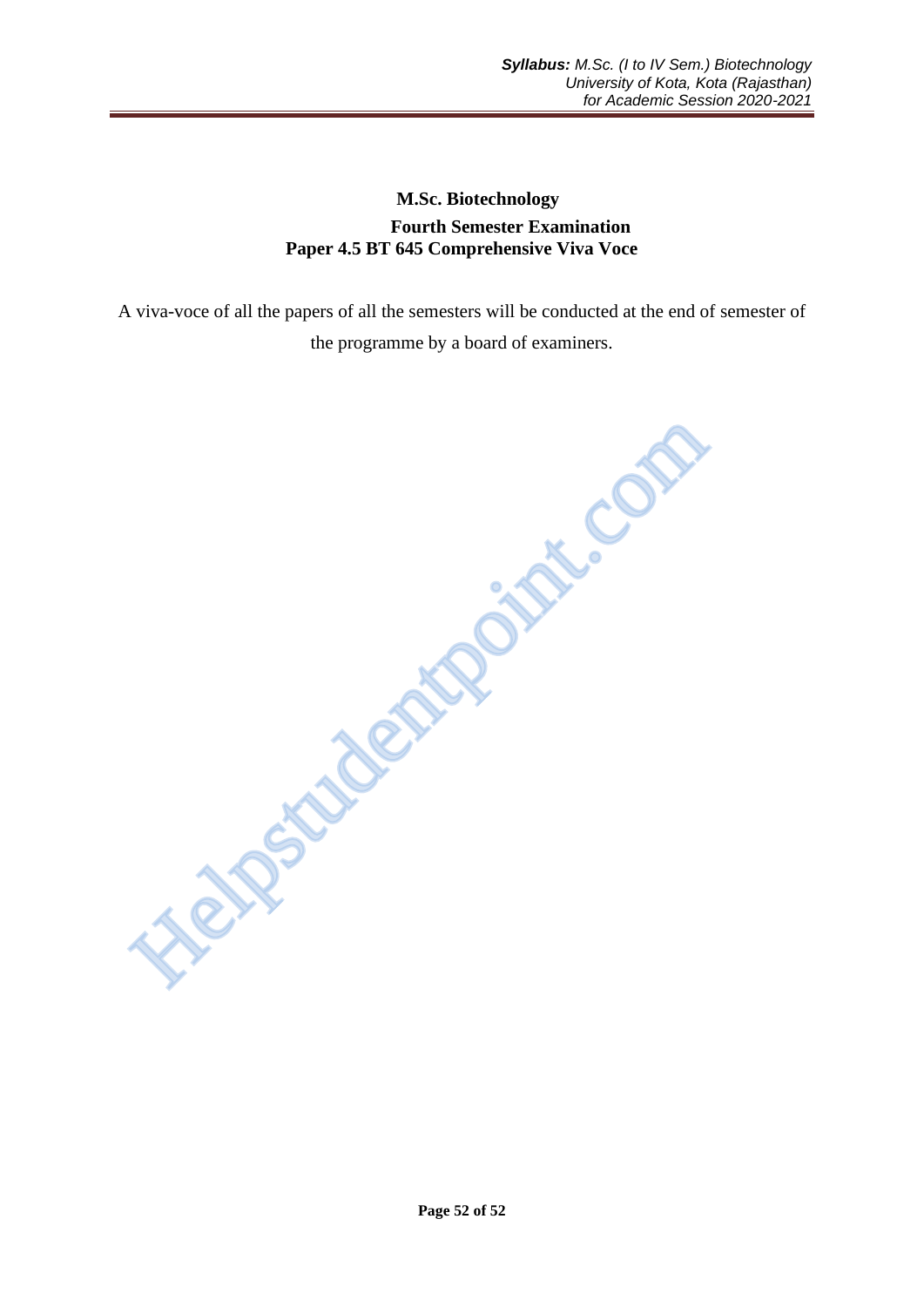**M.Sc. Biotechnology**

**Fourth Semester Examination**

**Paper 4.5 BT 645 Comprehensive Viva Voce**

A viva-voce of all the papers of all the semesters will be conducted at the end of semester of the programme by a board of examiners.